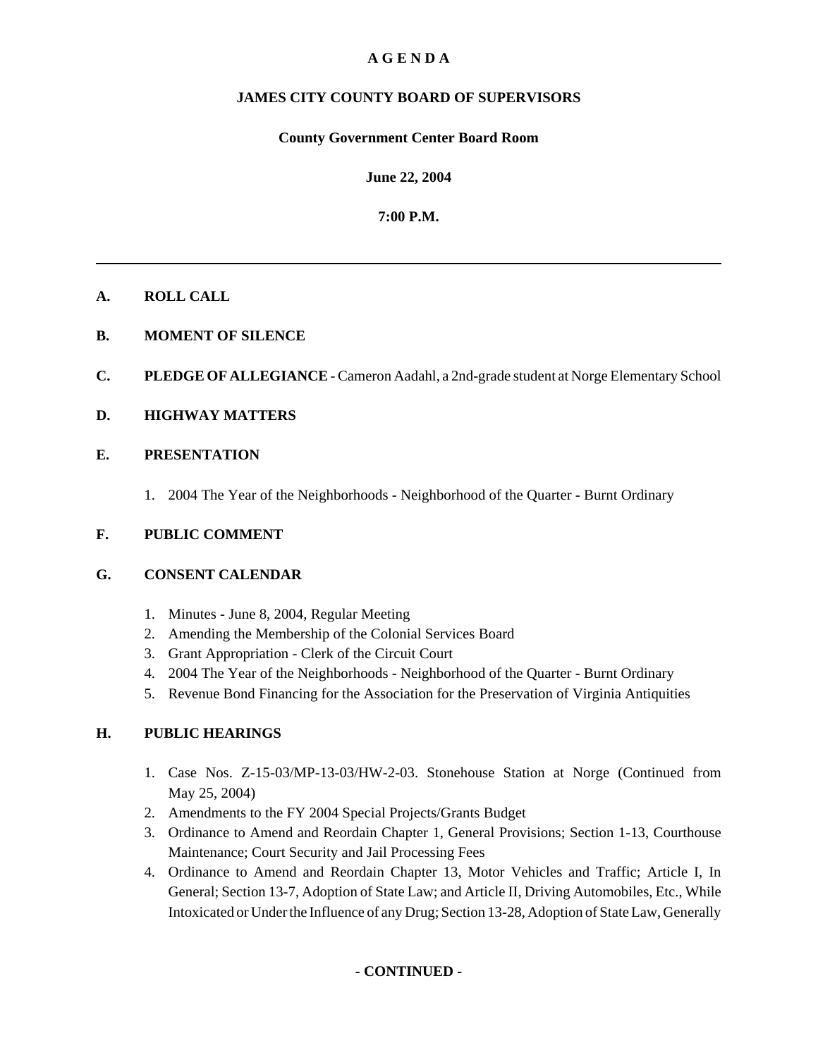# A G E N D A

## JAMES CITY COUNTY BOARD OF SUPERVISORS

**County Government Center Board Room**

**June 22, 2004**

**7:00 P.M.**

---

**A. ROLL CALL**

**B. MOMENT OF SILENCE**

**C. PLEDGE OF ALLEGIANCE** - Cameron Aadahl, a 2nd-grade student at Norge Elementary School

**D. HIGHWAY MATTERS**

**E. PRESENTATION**

1. 2004 The Year of the Neighborhoods - Neighborhood of the Quarter - Burnt Ordinary

**F. PUBLIC COMMENT**

**G. CONSENT CALENDAR**

1. Minutes - June 8, 2004, Regular Meeting
2. Amending the Membership of the Colonial Services Board
3. Grant Appropriation - Clerk of the Circuit Court
4. 2004 The Year of the Neighborhoods - Neighborhood of the Quarter - Burnt Ordinary
5. Revenue Bond Financing for the Association for the Preservation of Virginia Antiquities

**H. PUBLIC HEARINGS**

1. Case Nos. Z-15-03/MP-13-03/HW-2-03. Stonehouse Station at Norge (Continued from May 25, 2004)
2. Amendments to the FY 2004 Special Projects/Grants Budget
3. Ordinance to Amend and Reordain Chapter 1, General Provisions; Section 1-13, Courthouse Maintenance; Court Security and Jail Processing Fees
4. Ordinance to Amend and Reordain Chapter 13, Motor Vehicles and Traffic; Article I, In General; Section 13-7, Adoption of State Law; and Article II, Driving Automobiles, Etc., While Intoxicated or Under the Influence of any Drug; Section 13-28, Adoption of State Law, Generally

**- CONTINUED -**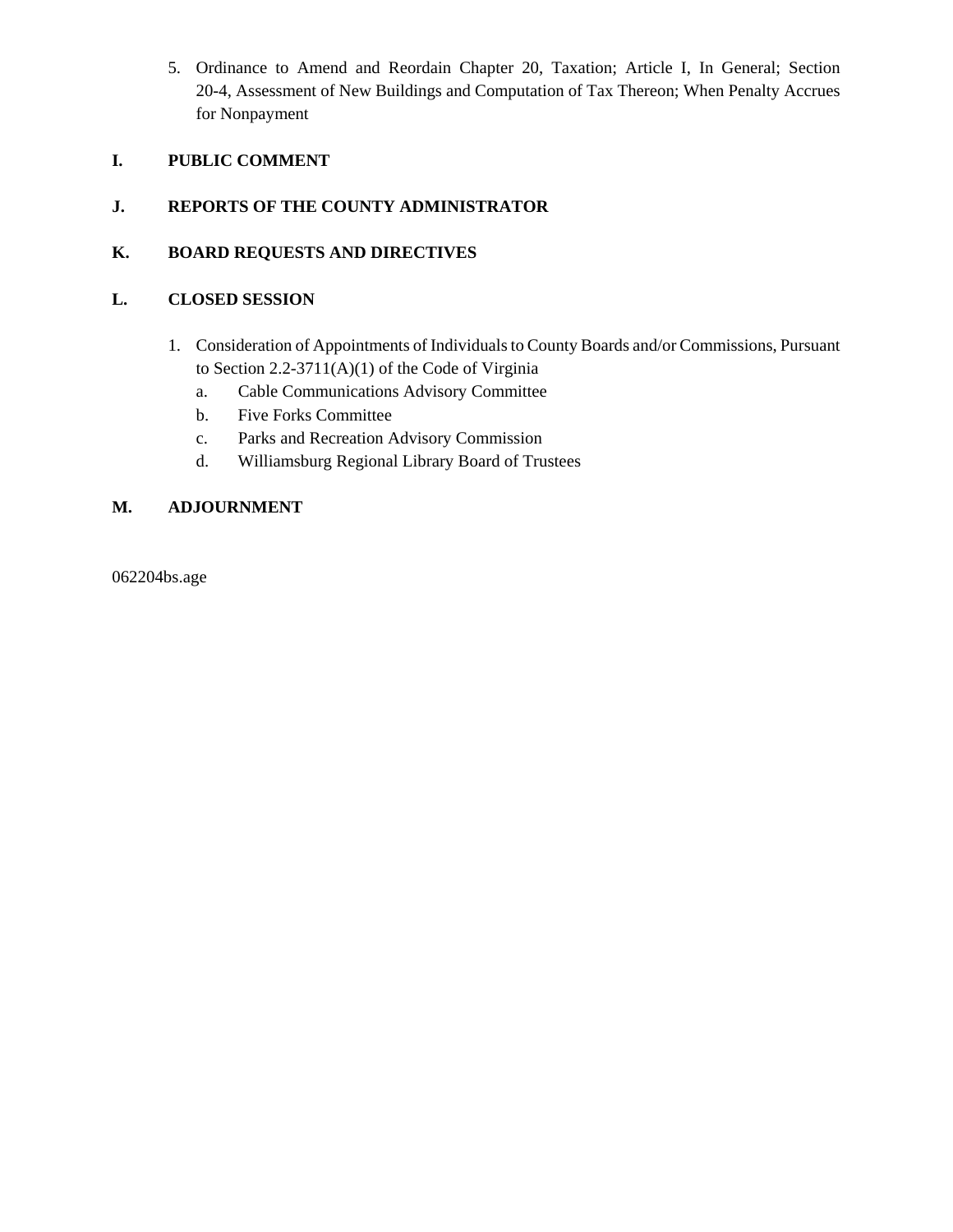5. Ordinance to Amend and Reordain Chapter 20, Taxation; Article I, In General; Section 20-4, Assessment of New Buildings and Computation of Tax Thereon; When Penalty Accrues for Nonpayment

**I. PUBLIC COMMENT**

**J. REPORTS OF THE COUNTY ADMINISTRATOR**

**K. BOARD REQUESTS AND DIRECTIVES**

**L. CLOSED SESSION**

1. Consideration of Appointments of Individuals to County Boards and/or Commissions, Pursuant to Section 2.2-3711(A)(1) of the Code of Virginia
   a. Cable Communications Advisory Committee
   b. Five Forks Committee
   c. Parks and Recreation Advisory Commission
   d. Williamsburg Regional Library Board of Trustees

**M. ADJOURNMENT**

062204bs.age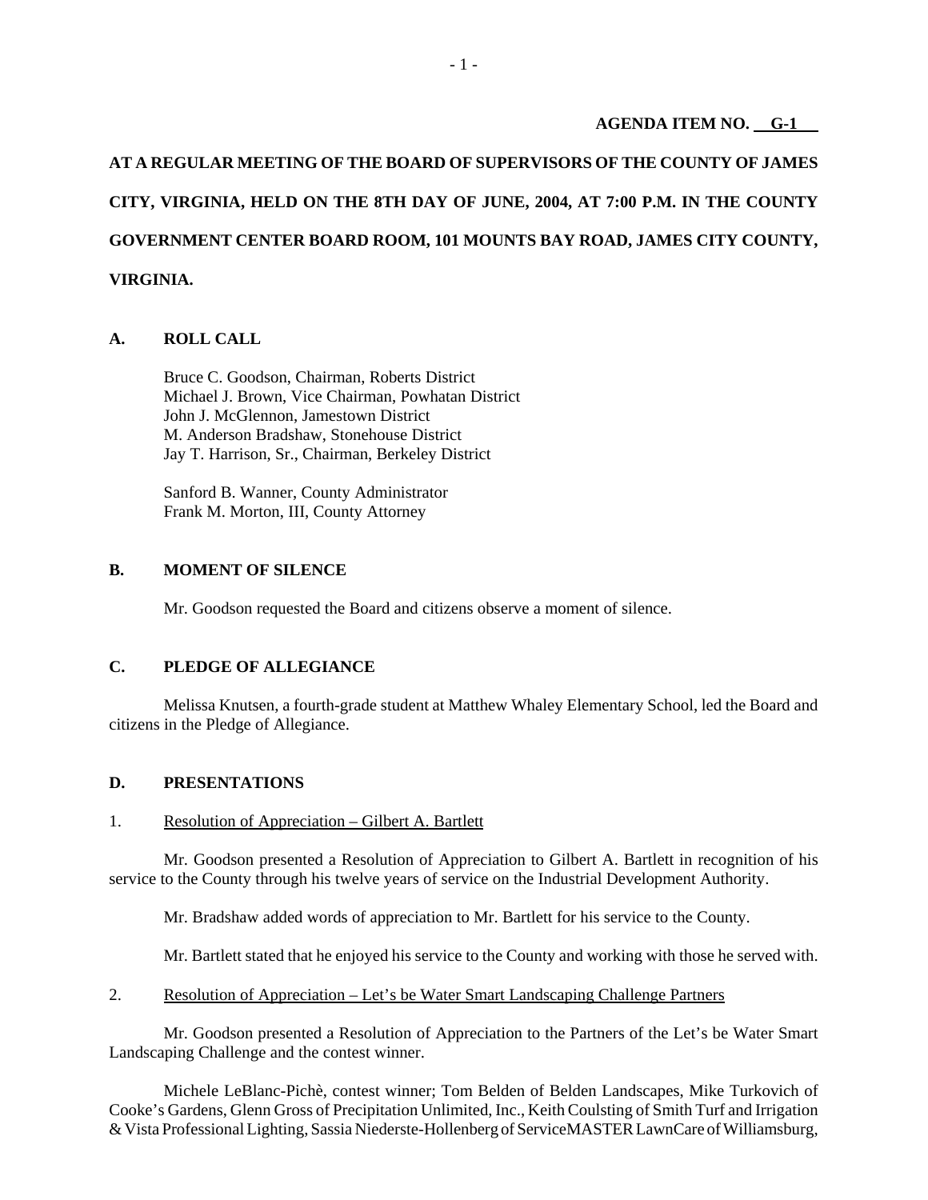**AGENDA ITEM NO. G-1**

**AT A REGULAR MEETING OF THE BOARD OF SUPERVISORS OF THE COUNTY OF JAMES CITY, VIRGINIA, HELD ON THE 8TH DAY OF JUNE, 2004, AT 7:00 P.M. IN THE COUNTY GOVERNMENT CENTER BOARD ROOM, 101 MOUNTS BAY ROAD, JAMES CITY COUNTY, VIRGINIA.**

## A. ROLL CALL

Bruce C. Goodson, Chairman, Roberts District
Michael J. Brown, Vice Chairman, Powhatan District
John J. McGlennon, Jamestown District
M. Anderson Bradshaw, Stonehouse District
Jay T. Harrison, Sr., Chairman, Berkeley District

Sanford B. Wanner, County Administrator
Frank M. Morton, III, County Attorney

## B. MOMENT OF SILENCE

Mr. Goodson requested the Board and citizens observe a moment of silence.

## C. PLEDGE OF ALLEGIANCE

Melissa Knutsen, a fourth-grade student at Matthew Whaley Elementary School, led the Board and citizens in the Pledge of Allegiance.

## D. PRESENTATIONS

1. Resolution of Appreciation – Gilbert A. Bartlett

Mr. Goodson presented a Resolution of Appreciation to Gilbert A. Bartlett in recognition of his service to the County through his twelve years of service on the Industrial Development Authority.

Mr. Bradshaw added words of appreciation to Mr. Bartlett for his service to the County.

Mr. Bartlett stated that he enjoyed his service to the County and working with those he served with.

2. Resolution of Appreciation – Let's be Water Smart Landscaping Challenge Partners

Mr. Goodson presented a Resolution of Appreciation to the Partners of the Let's be Water Smart Landscaping Challenge and the contest winner.

Michele LeBlanc-Pichè, contest winner; Tom Belden of Belden Landscapes, Mike Turkovich of Cooke's Gardens, Glenn Gross of Precipitation Unlimited, Inc., Keith Coulsting of Smith Turf and Irrigation & Vista Professional Lighting, Sassia Niederste-Hollenberg of ServiceMASTER LawnCare of Williamsburg,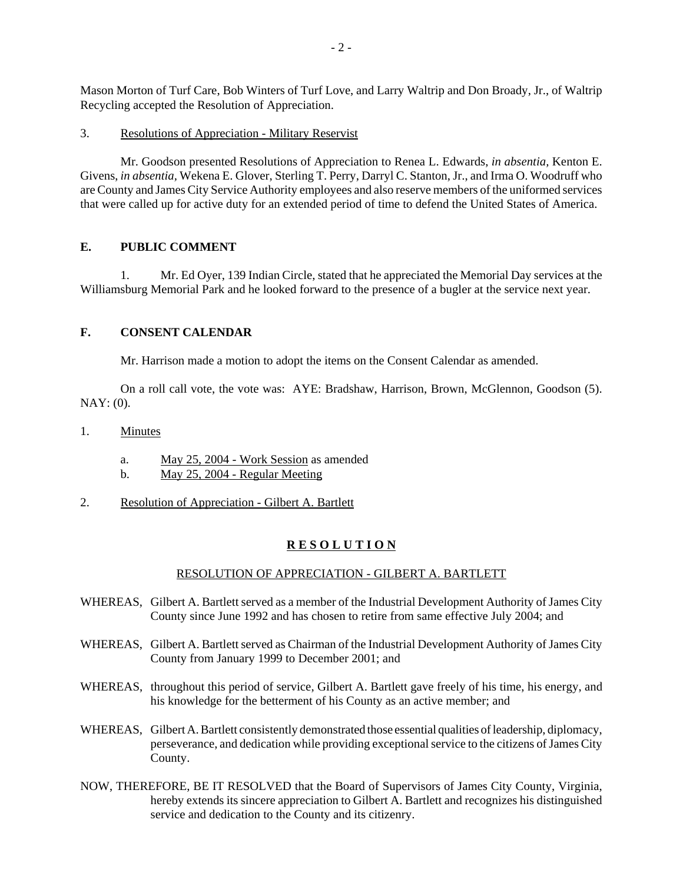Mason Morton of Turf Care, Bob Winters of Turf Love, and Larry Waltrip and Don Broady, Jr., of Waltrip Recycling accepted the Resolution of Appreciation.

3. Resolutions of Appreciation - Military Reservist

Mr. Goodson presented Resolutions of Appreciation to Renea L. Edwards, *in absentia,* Kenton E. Givens, *in absentia*, Wekena E. Glover, Sterling T. Perry, Darryl C. Stanton, Jr., and Irma O. Woodruff who are County and James City Service Authority employees and also reserve members of the uniformed services that were called up for active duty for an extended period of time to defend the United States of America.

## E. PUBLIC COMMENT

1. Mr. Ed Oyer, 139 Indian Circle, stated that he appreciated the Memorial Day services at the Williamsburg Memorial Park and he looked forward to the presence of a bugler at the service next year.

## F. CONSENT CALENDAR

Mr. Harrison made a motion to adopt the items on the Consent Calendar as amended.

On a roll call vote, the vote was: AYE: Bradshaw, Harrison, Brown, McGlennon, Goodson (5). NAY: (0).

1. Minutes

   a. May 25, 2004 - Work Session as amended
   b. May 25, 2004 - Regular Meeting

2. Resolution of Appreciation - Gilbert A. Bartlett

**R E S O L U T I O N**

RESOLUTION OF APPRECIATION - GILBERT A. BARTLETT

WHEREAS, Gilbert A. Bartlett served as a member of the Industrial Development Authority of James City County since June 1992 and has chosen to retire from same effective July 2004; and

WHEREAS, Gilbert A. Bartlett served as Chairman of the Industrial Development Authority of James City County from January 1999 to December 2001; and

WHEREAS, throughout this period of service, Gilbert A. Bartlett gave freely of his time, his energy, and his knowledge for the betterment of his County as an active member; and

WHEREAS, Gilbert A. Bartlett consistently demonstrated those essential qualities of leadership, diplomacy, perseverance, and dedication while providing exceptional service to the citizens of James City County.

NOW, THEREFORE, BE IT RESOLVED that the Board of Supervisors of James City County, Virginia, hereby extends its sincere appreciation to Gilbert A. Bartlett and recognizes his distinguished service and dedication to the County and its citizenry.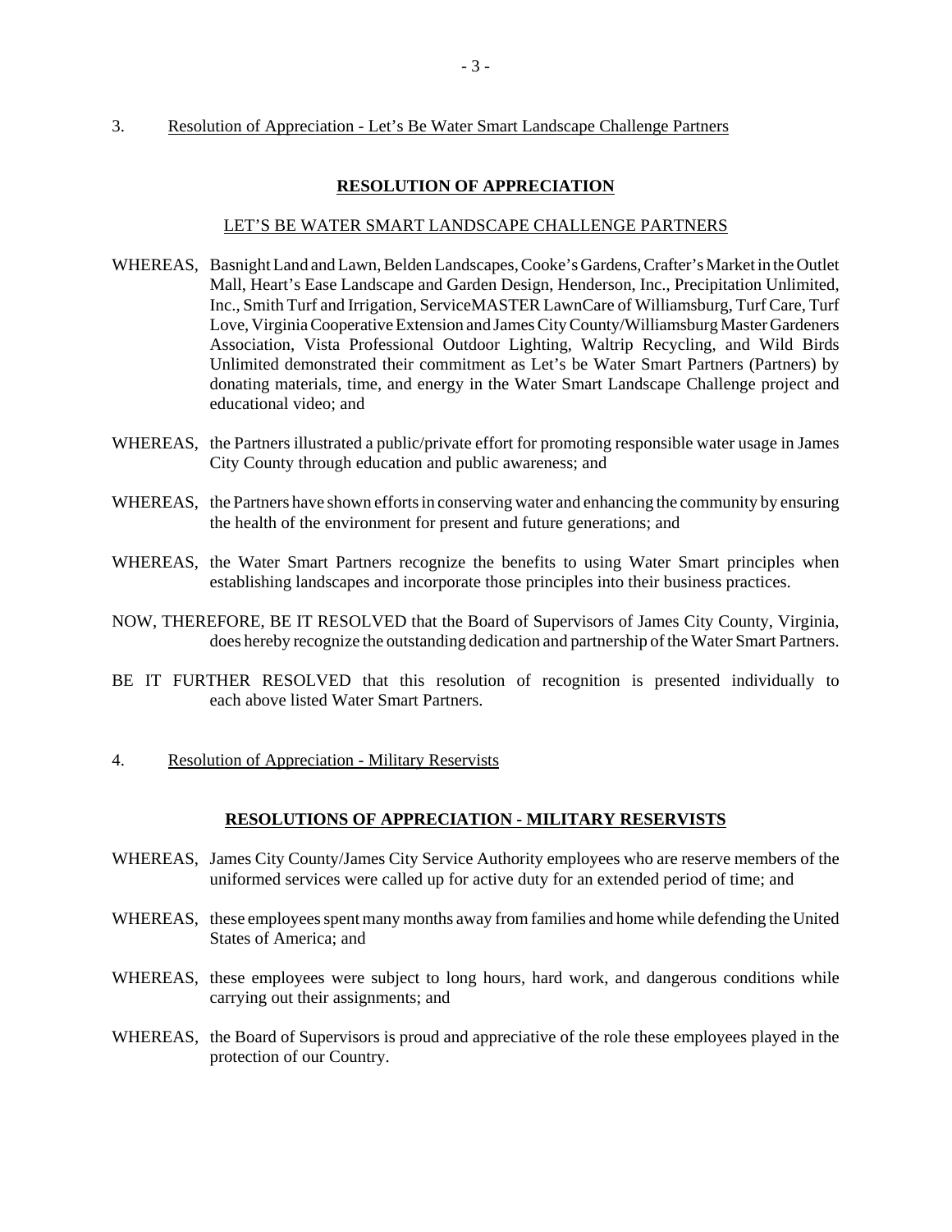3. Resolution of Appreciation - Let's Be Water Smart Landscape Challenge Partners

**RESOLUTION OF APPRECIATION**

LET'S BE WATER SMART LANDSCAPE CHALLENGE PARTNERS

WHEREAS, Basnight Land and Lawn, Belden Landscapes, Cooke's Gardens, Crafter's Market in the Outlet Mall, Heart's Ease Landscape and Garden Design, Henderson, Inc., Precipitation Unlimited, Inc., Smith Turf and Irrigation, ServiceMASTER LawnCare of Williamsburg, Turf Care, Turf Love, Virginia Cooperative Extension and James City County/Williamsburg Master Gardeners Association, Vista Professional Outdoor Lighting, Waltrip Recycling, and Wild Birds Unlimited demonstrated their commitment as Let's be Water Smart Partners (Partners) by donating materials, time, and energy in the Water Smart Landscape Challenge project and educational video; and

WHEREAS, the Partners illustrated a public/private effort for promoting responsible water usage in James City County through education and public awareness; and

WHEREAS, the Partners have shown efforts in conserving water and enhancing the community by ensuring the health of the environment for present and future generations; and

WHEREAS, the Water Smart Partners recognize the benefits to using Water Smart principles when establishing landscapes and incorporate those principles into their business practices.

NOW, THEREFORE, BE IT RESOLVED that the Board of Supervisors of James City County, Virginia, does hereby recognize the outstanding dedication and partnership of the Water Smart Partners.

BE IT FURTHER RESOLVED that this resolution of recognition is presented individually to each above listed Water Smart Partners.

4. Resolution of Appreciation - Military Reservists

**RESOLUTIONS OF APPRECIATION - MILITARY RESERVISTS**

WHEREAS, James City County/James City Service Authority employees who are reserve members of the uniformed services were called up for active duty for an extended period of time; and

WHEREAS, these employees spent many months away from families and home while defending the United States of America; and

WHEREAS, these employees were subject to long hours, hard work, and dangerous conditions while carrying out their assignments; and

WHEREAS, the Board of Supervisors is proud and appreciative of the role these employees played in the protection of our Country.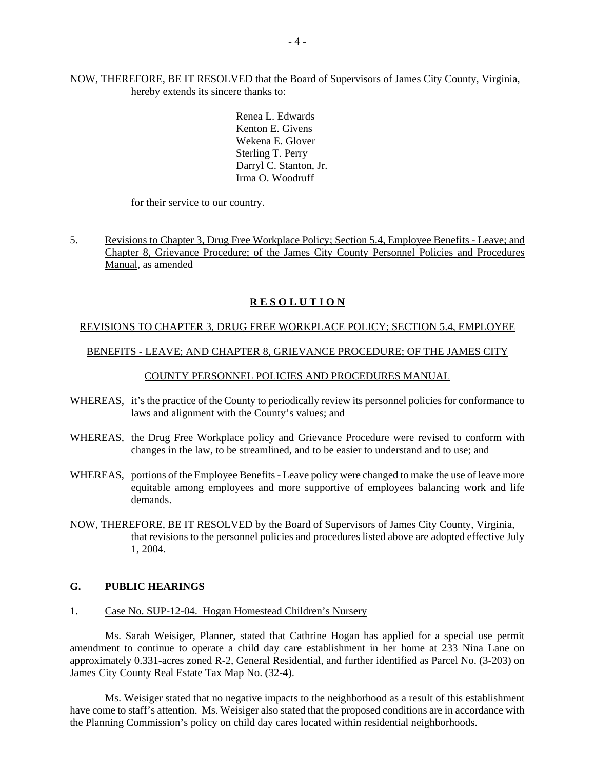NOW, THEREFORE, BE IT RESOLVED that the Board of Supervisors of James City County, Virginia, hereby extends its sincere thanks to:

Renea L. Edwards
Kenton E. Givens
Wekena E. Glover
Sterling T. Perry
Darryl C. Stanton, Jr.
Irma O. Woodruff

for their service to our country.

5. Revisions to Chapter 3, Drug Free Workplace Policy; Section 5.4, Employee Benefits - Leave; and Chapter 8, Grievance Procedure; of the James City County Personnel Policies and Procedures Manual, as amended

**R E S O L U T I O N**

REVISIONS TO CHAPTER 3, DRUG FREE WORKPLACE POLICY; SECTION 5.4, EMPLOYEE BENEFITS - LEAVE; AND CHAPTER 8, GRIEVANCE PROCEDURE; OF THE JAMES CITY COUNTY PERSONNEL POLICIES AND PROCEDURES MANUAL

WHEREAS, it's the practice of the County to periodically review its personnel policies for conformance to laws and alignment with the County's values; and

WHEREAS, the Drug Free Workplace policy and Grievance Procedure were revised to conform with changes in the law, to be streamlined, and to be easier to understand and to use; and

WHEREAS, portions of the Employee Benefits - Leave policy were changed to make the use of leave more equitable among employees and more supportive of employees balancing work and life demands.

NOW, THEREFORE, BE IT RESOLVED by the Board of Supervisors of James City County, Virginia, that revisions to the personnel policies and procedures listed above are adopted effective July 1, 2004.

**G. PUBLIC HEARINGS**

1. Case No. SUP-12-04. Hogan Homestead Children's Nursery

Ms. Sarah Weisiger, Planner, stated that Cathrine Hogan has applied for a special use permit amendment to continue to operate a child day care establishment in her home at 233 Nina Lane on approximately 0.331-acres zoned R-2, General Residential, and further identified as Parcel No. (3-203) on James City County Real Estate Tax Map No. (32-4).

Ms. Weisiger stated that no negative impacts to the neighborhood as a result of this establishment have come to staff's attention. Ms. Weisiger also stated that the proposed conditions are in accordance with the Planning Commission's policy on child day cares located within residential neighborhoods.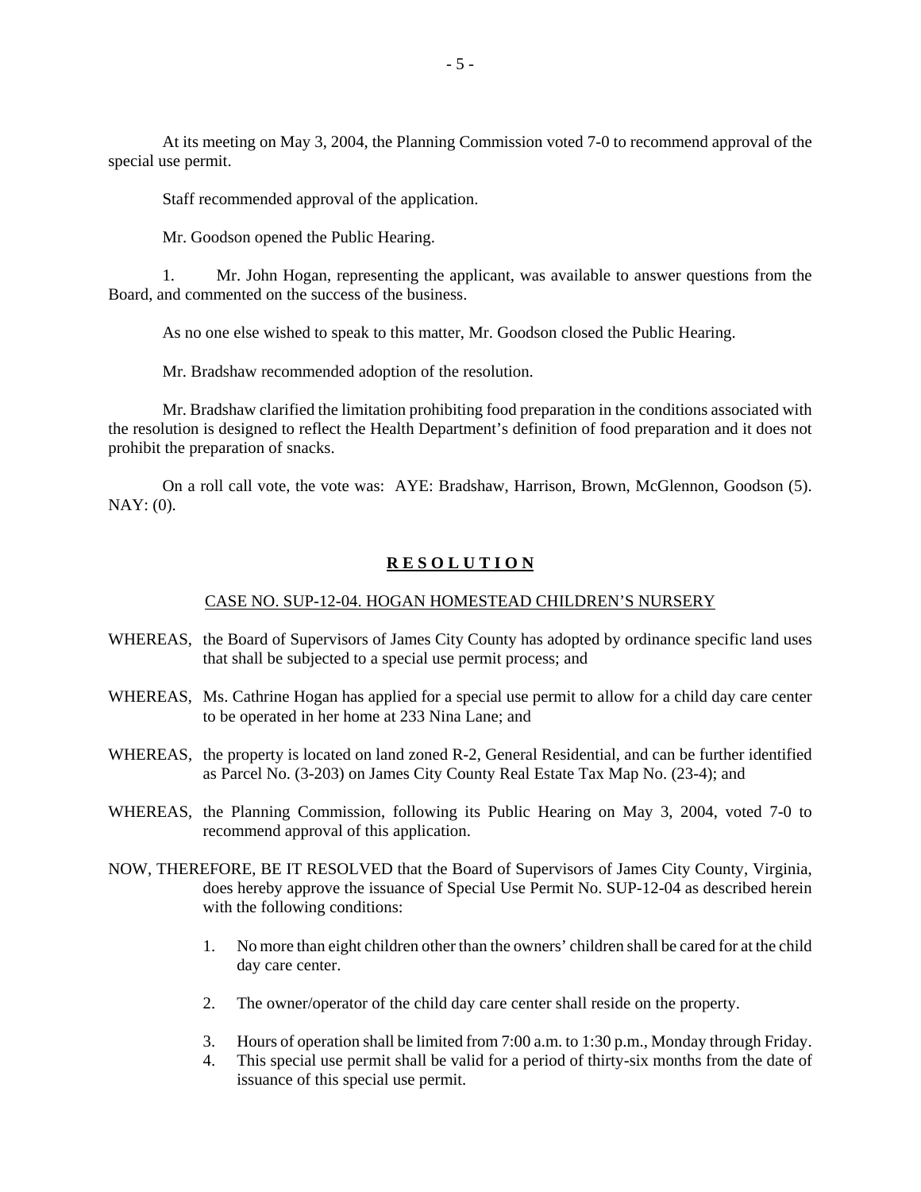At its meeting on May 3, 2004, the Planning Commission voted 7-0 to recommend approval of the special use permit.

Staff recommended approval of the application.

Mr. Goodson opened the Public Hearing.

1. Mr. John Hogan, representing the applicant, was available to answer questions from the Board, and commented on the success of the business.

As no one else wished to speak to this matter, Mr. Goodson closed the Public Hearing.

Mr. Bradshaw recommended adoption of the resolution.

Mr. Bradshaw clarified the limitation prohibiting food preparation in the conditions associated with the resolution is designed to reflect the Health Department's definition of food preparation and it does not prohibit the preparation of snacks.

On a roll call vote, the vote was: AYE: Bradshaw, Harrison, Brown, McGlennon, Goodson (5). NAY: (0).

## **R E S O L U T I O N**

### CASE NO. SUP-12-04. HOGAN HOMESTEAD CHILDREN'S NURSERY

WHEREAS, the Board of Supervisors of James City County has adopted by ordinance specific land uses that shall be subjected to a special use permit process; and

WHEREAS, Ms. Cathrine Hogan has applied for a special use permit to allow for a child day care center to be operated in her home at 233 Nina Lane; and

WHEREAS, the property is located on land zoned R-2, General Residential, and can be further identified as Parcel No. (3-203) on James City County Real Estate Tax Map No. (23-4); and

WHEREAS, the Planning Commission, following its Public Hearing on May 3, 2004, voted 7-0 to recommend approval of this application.

NOW, THEREFORE, BE IT RESOLVED that the Board of Supervisors of James City County, Virginia, does hereby approve the issuance of Special Use Permit No. SUP-12-04 as described herein with the following conditions:

1. No more than eight children other than the owners' children shall be cared for at the child day care center.

2. The owner/operator of the child day care center shall reside on the property.

3. Hours of operation shall be limited from 7:00 a.m. to 1:30 p.m., Monday through Friday.
4. This special use permit shall be valid for a period of thirty-six months from the date of issuance of this special use permit.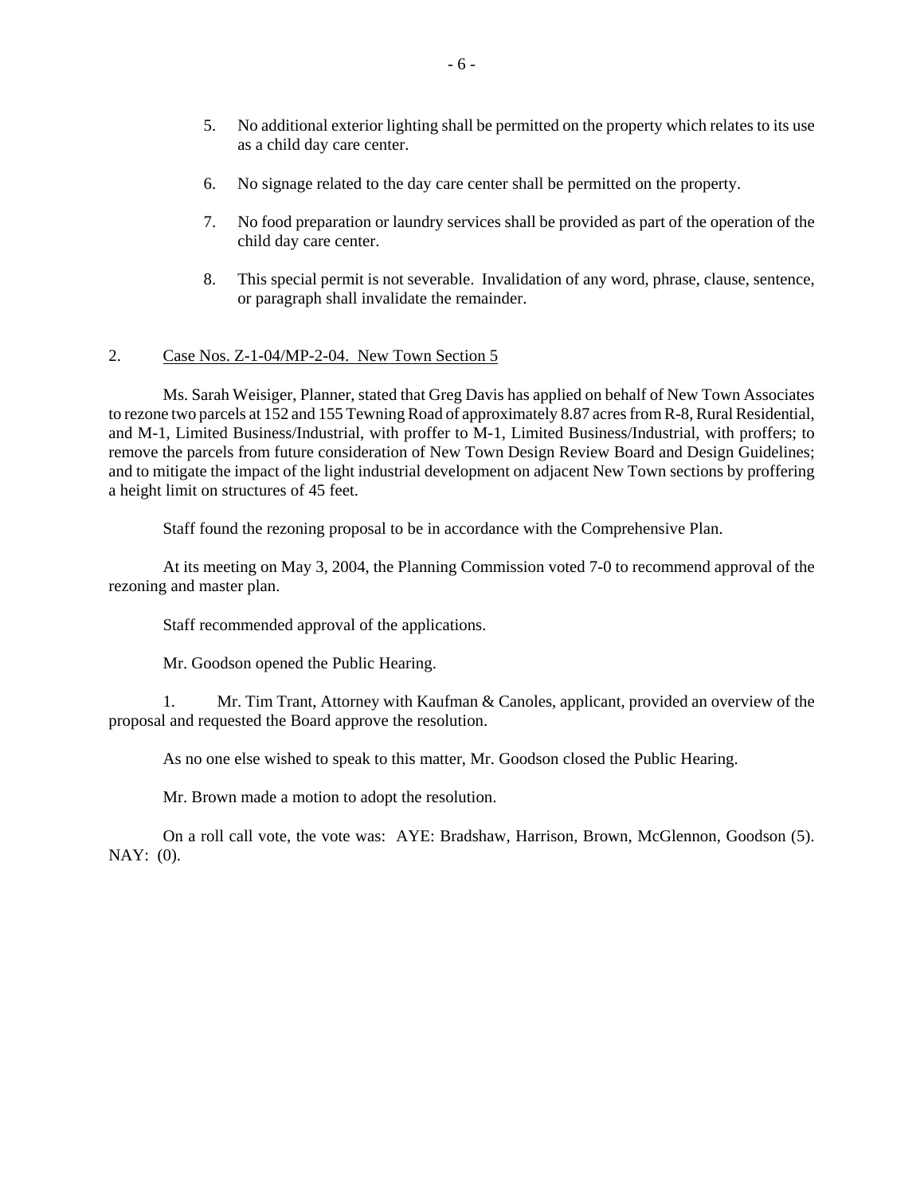5. No additional exterior lighting shall be permitted on the property which relates to its use as a child day care center.

6. No signage related to the day care center shall be permitted on the property.

7. No food preparation or laundry services shall be provided as part of the operation of the child day care center.

8. This special permit is not severable. Invalidation of any word, phrase, clause, sentence, or paragraph shall invalidate the remainder.

2. <u>Case Nos. Z-1-04/MP-2-04. New Town Section 5</u>

Ms. Sarah Weisiger, Planner, stated that Greg Davis has applied on behalf of New Town Associates to rezone two parcels at 152 and 155 Tewning Road of approximately 8.87 acres from R-8, Rural Residential, and M-1, Limited Business/Industrial, with proffer to M-1, Limited Business/Industrial, with proffers; to remove the parcels from future consideration of New Town Design Review Board and Design Guidelines; and to mitigate the impact of the light industrial development on adjacent New Town sections by proffering a height limit on structures of 45 feet.

Staff found the rezoning proposal to be in accordance with the Comprehensive Plan.

At its meeting on May 3, 2004, the Planning Commission voted 7-0 to recommend approval of the rezoning and master plan.

Staff recommended approval of the applications.

Mr. Goodson opened the Public Hearing.

1. Mr. Tim Trant, Attorney with Kaufman & Canoles, applicant, provided an overview of the proposal and requested the Board approve the resolution.

As no one else wished to speak to this matter, Mr. Goodson closed the Public Hearing.

Mr. Brown made a motion to adopt the resolution.

On a roll call vote, the vote was: AYE: Bradshaw, Harrison, Brown, McGlennon, Goodson (5). NAY: (0).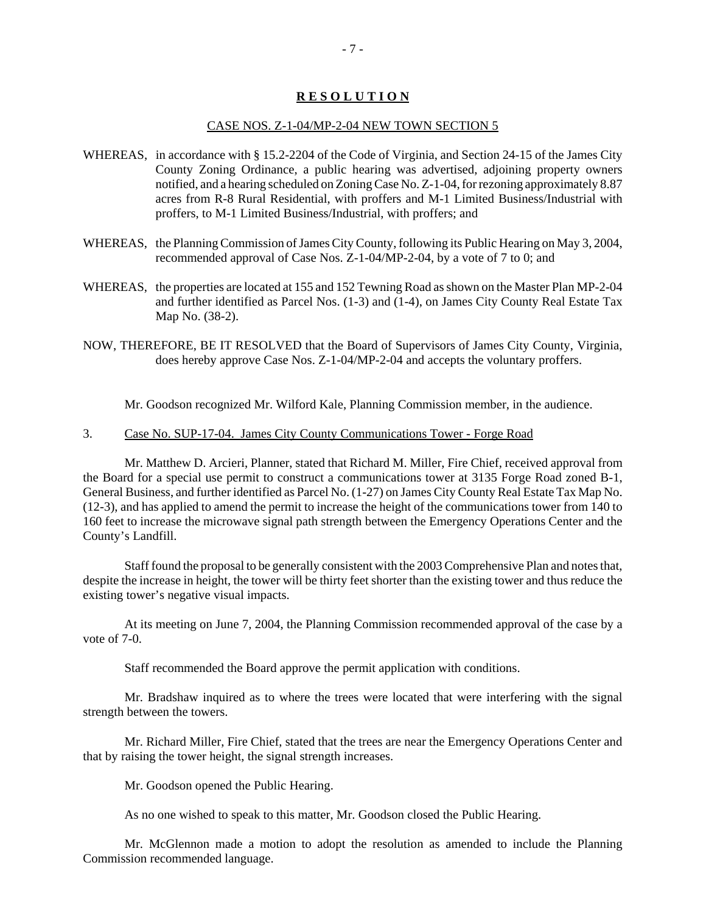**R E S O L U T I O N**

CASE NOS. Z-1-04/MP-2-04 NEW TOWN SECTION 5

WHEREAS, in accordance with § 15.2-2204 of the Code of Virginia, and Section 24-15 of the James City County Zoning Ordinance, a public hearing was advertised, adjoining property owners notified, and a hearing scheduled on Zoning Case No. Z-1-04, for rezoning approximately 8.87 acres from R-8 Rural Residential, with proffers and M-1 Limited Business/Industrial with proffers, to M-1 Limited Business/Industrial, with proffers; and

WHEREAS, the Planning Commission of James City County, following its Public Hearing on May 3, 2004, recommended approval of Case Nos. Z-1-04/MP-2-04, by a vote of 7 to 0; and

WHEREAS, the properties are located at 155 and 152 Tewning Road as shown on the Master Plan MP-2-04 and further identified as Parcel Nos. (1-3) and (1-4), on James City County Real Estate Tax Map No. (38-2).

NOW, THEREFORE, BE IT RESOLVED that the Board of Supervisors of James City County, Virginia, does hereby approve Case Nos. Z-1-04/MP-2-04 and accepts the voluntary proffers.

Mr. Goodson recognized Mr. Wilford Kale, Planning Commission member, in the audience.

3. Case No. SUP-17-04. James City County Communications Tower - Forge Road

Mr. Matthew D. Arcieri, Planner, stated that Richard M. Miller, Fire Chief, received approval from the Board for a special use permit to construct a communications tower at 3135 Forge Road zoned B-1, General Business, and further identified as Parcel No. (1-27) on James City County Real Estate Tax Map No. (12-3), and has applied to amend the permit to increase the height of the communications tower from 140 to 160 feet to increase the microwave signal path strength between the Emergency Operations Center and the County's Landfill.

Staff found the proposal to be generally consistent with the 2003 Comprehensive Plan and notes that, despite the increase in height, the tower will be thirty feet shorter than the existing tower and thus reduce the existing tower's negative visual impacts.

At its meeting on June 7, 2004, the Planning Commission recommended approval of the case by a vote of 7-0.

Staff recommended the Board approve the permit application with conditions.

Mr. Bradshaw inquired as to where the trees were located that were interfering with the signal strength between the towers.

Mr. Richard Miller, Fire Chief, stated that the trees are near the Emergency Operations Center and that by raising the tower height, the signal strength increases.

Mr. Goodson opened the Public Hearing.

As no one wished to speak to this matter, Mr. Goodson closed the Public Hearing.

Mr. McGlennon made a motion to adopt the resolution as amended to include the Planning Commission recommended language.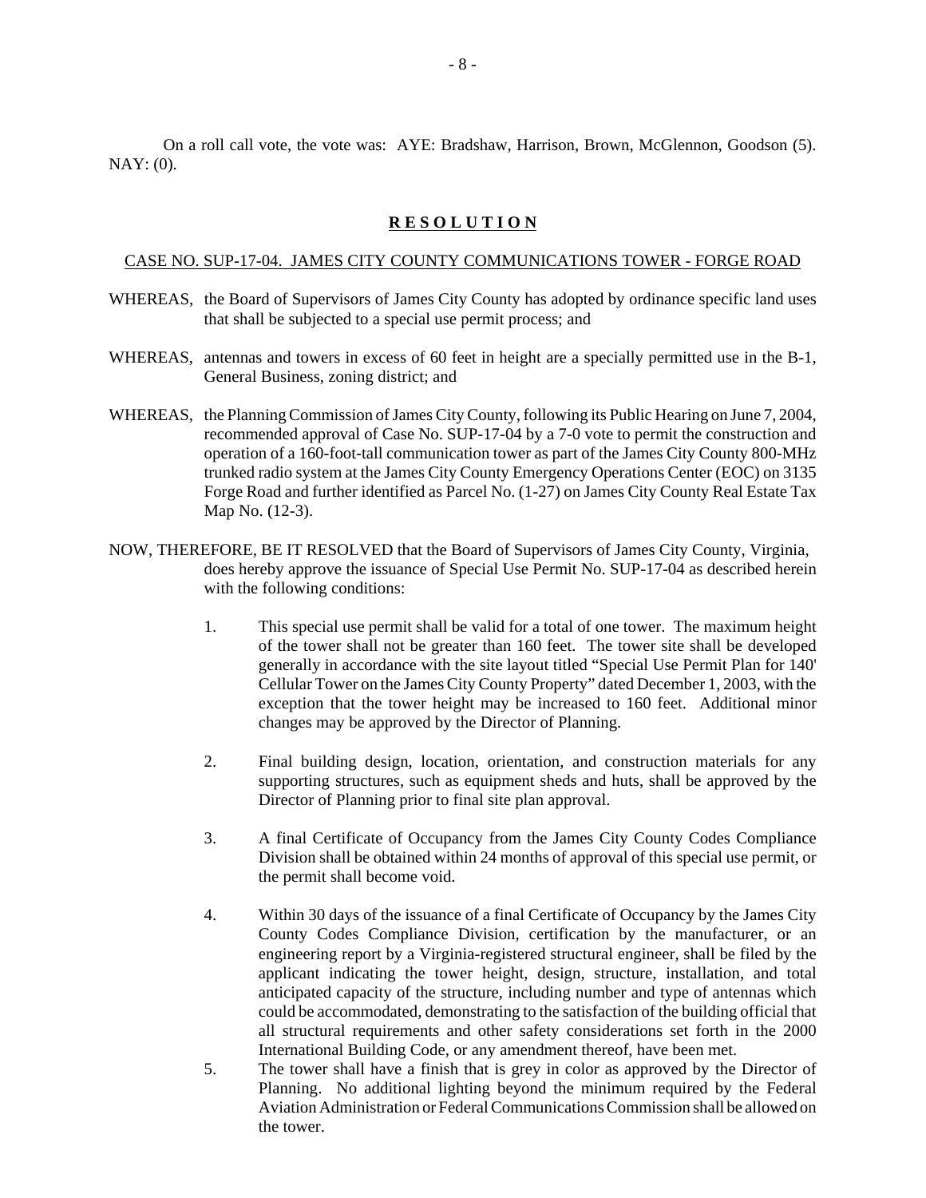On a roll call vote, the vote was: AYE: Bradshaw, Harrison, Brown, McGlennon, Goodson (5). NAY: (0).

## **R E S O L U T I O N**

CASE NO. SUP-17-04. JAMES CITY COUNTY COMMUNICATIONS TOWER - FORGE ROAD

WHEREAS, the Board of Supervisors of James City County has adopted by ordinance specific land uses that shall be subjected to a special use permit process; and

WHEREAS, antennas and towers in excess of 60 feet in height are a specially permitted use in the B-1, General Business, zoning district; and

WHEREAS, the Planning Commission of James City County, following its Public Hearing on June 7, 2004, recommended approval of Case No. SUP-17-04 by a 7-0 vote to permit the construction and operation of a 160-foot-tall communication tower as part of the James City County 800-MHz trunked radio system at the James City County Emergency Operations Center (EOC) on 3135 Forge Road and further identified as Parcel No. (1-27) on James City County Real Estate Tax Map No. (12-3).

NOW, THEREFORE, BE IT RESOLVED that the Board of Supervisors of James City County, Virginia, does hereby approve the issuance of Special Use Permit No. SUP-17-04 as described herein with the following conditions:

1. This special use permit shall be valid for a total of one tower. The maximum height of the tower shall not be greater than 160 feet. The tower site shall be developed generally in accordance with the site layout titled "Special Use Permit Plan for 140' Cellular Tower on the James City County Property" dated December 1, 2003, with the exception that the tower height may be increased to 160 feet. Additional minor changes may be approved by the Director of Planning.

2. Final building design, location, orientation, and construction materials for any supporting structures, such as equipment sheds and huts, shall be approved by the Director of Planning prior to final site plan approval.

3. A final Certificate of Occupancy from the James City County Codes Compliance Division shall be obtained within 24 months of approval of this special use permit, or the permit shall become void.

4. Within 30 days of the issuance of a final Certificate of Occupancy by the James City County Codes Compliance Division, certification by the manufacturer, or an engineering report by a Virginia-registered structural engineer, shall be filed by the applicant indicating the tower height, design, structure, installation, and total anticipated capacity of the structure, including number and type of antennas which could be accommodated, demonstrating to the satisfaction of the building official that all structural requirements and other safety considerations set forth in the 2000 International Building Code, or any amendment thereof, have been met.

5. The tower shall have a finish that is grey in color as approved by the Director of Planning. No additional lighting beyond the minimum required by the Federal Aviation Administration or Federal Communications Commission shall be allowed on the tower.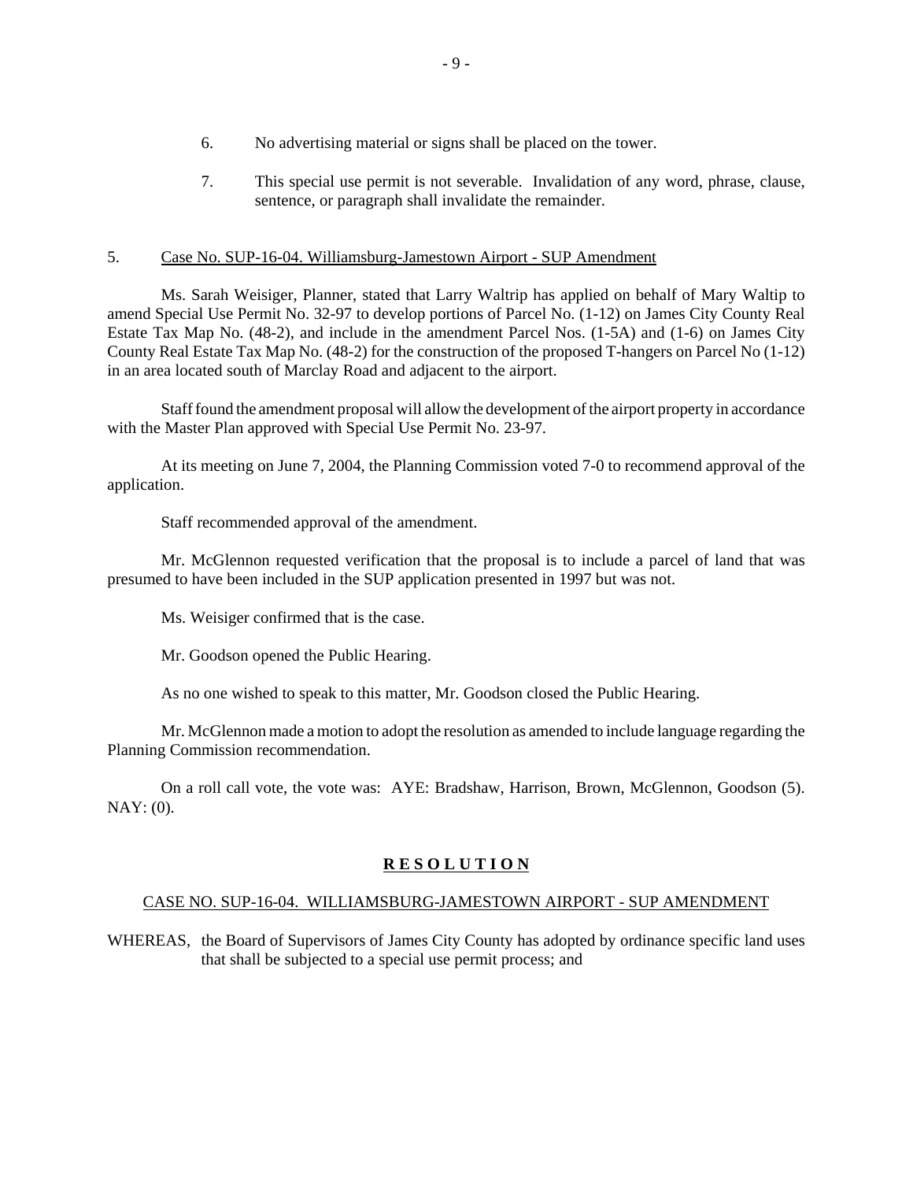6. No advertising material or signs shall be placed on the tower.

7. This special use permit is not severable. Invalidation of any word, phrase, clause, sentence, or paragraph shall invalidate the remainder.

5. Case No. SUP-16-04. Williamsburg-Jamestown Airport - SUP Amendment

Ms. Sarah Weisiger, Planner, stated that Larry Waltrip has applied on behalf of Mary Waltip to amend Special Use Permit No. 32-97 to develop portions of Parcel No. (1-12) on James City County Real Estate Tax Map No. (48-2), and include in the amendment Parcel Nos. (1-5A) and (1-6) on James City County Real Estate Tax Map No. (48-2) for the construction of the proposed T-hangers on Parcel No (1-12) in an area located south of Marclay Road and adjacent to the airport.

Staff found the amendment proposal will allow the development of the airport property in accordance with the Master Plan approved with Special Use Permit No. 23-97.

At its meeting on June 7, 2004, the Planning Commission voted 7-0 to recommend approval of the application.

Staff recommended approval of the amendment.

Mr. McGlennon requested verification that the proposal is to include a parcel of land that was presumed to have been included in the SUP application presented in 1997 but was not.

Ms. Weisiger confirmed that is the case.

Mr. Goodson opened the Public Hearing.

As no one wished to speak to this matter, Mr. Goodson closed the Public Hearing.

Mr. McGlennon made a motion to adopt the resolution as amended to include language regarding the Planning Commission recommendation.

On a roll call vote, the vote was: AYE: Bradshaw, Harrison, Brown, McGlennon, Goodson (5). NAY: (0).

**R E S O L U T I O N**

CASE NO. SUP-16-04. WILLIAMSBURG-JAMESTOWN AIRPORT - SUP AMENDMENT

WHEREAS, the Board of Supervisors of James City County has adopted by ordinance specific land uses that shall be subjected to a special use permit process; and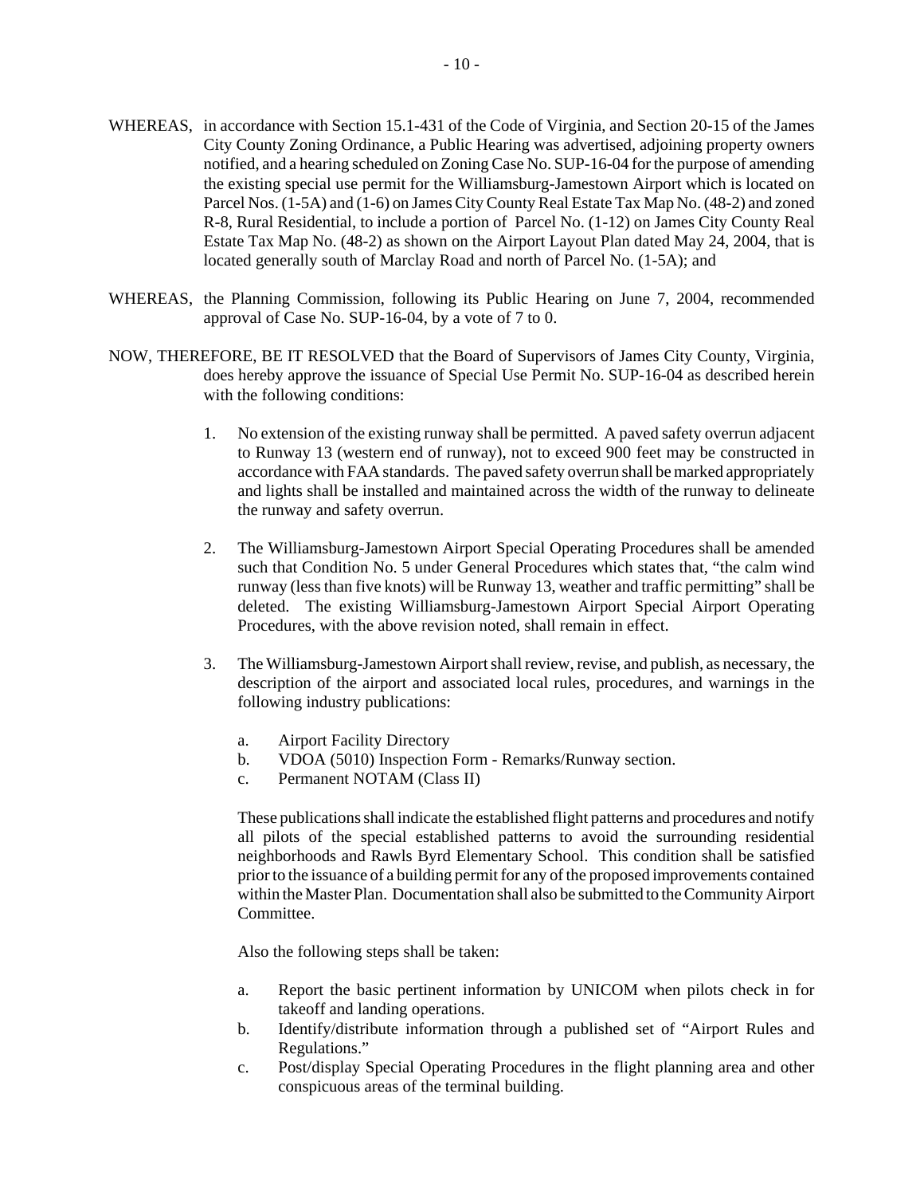WHEREAS, in accordance with Section 15.1-431 of the Code of Virginia, and Section 20-15 of the James City County Zoning Ordinance, a Public Hearing was advertised, adjoining property owners notified, and a hearing scheduled on Zoning Case No. SUP-16-04 for the purpose of amending the existing special use permit for the Williamsburg-Jamestown Airport which is located on Parcel Nos. (1-5A) and (1-6) on James City County Real Estate Tax Map No. (48-2) and zoned R-8, Rural Residential, to include a portion of Parcel No. (1-12) on James City County Real Estate Tax Map No. (48-2) as shown on the Airport Layout Plan dated May 24, 2004, that is located generally south of Marclay Road and north of Parcel No. (1-5A); and

WHEREAS, the Planning Commission, following its Public Hearing on June 7, 2004, recommended approval of Case No. SUP-16-04, by a vote of 7 to 0.

NOW, THEREFORE, BE IT RESOLVED that the Board of Supervisors of James City County, Virginia, does hereby approve the issuance of Special Use Permit No. SUP-16-04 as described herein with the following conditions:

1. No extension of the existing runway shall be permitted. A paved safety overrun adjacent to Runway 13 (western end of runway), not to exceed 900 feet may be constructed in accordance with FAA standards. The paved safety overrun shall be marked appropriately and lights shall be installed and maintained across the width of the runway to delineate the runway and safety overrun.

2. The Williamsburg-Jamestown Airport Special Operating Procedures shall be amended such that Condition No. 5 under General Procedures which states that, "the calm wind runway (less than five knots) will be Runway 13, weather and traffic permitting" shall be deleted. The existing Williamsburg-Jamestown Airport Special Airport Operating Procedures, with the above revision noted, shall remain in effect.

3. The Williamsburg-Jamestown Airport shall review, revise, and publish, as necessary, the description of the airport and associated local rules, procedures, and warnings in the following industry publications:

   a. Airport Facility Directory
   b. VDOA (5010) Inspection Form - Remarks/Runway section.
   c. Permanent NOTAM (Class II)

   These publications shall indicate the established flight patterns and procedures and notify all pilots of the special established patterns to avoid the surrounding residential neighborhoods and Rawls Byrd Elementary School. This condition shall be satisfied prior to the issuance of a building permit for any of the proposed improvements contained within the Master Plan. Documentation shall also be submitted to the Community Airport Committee.

   Also the following steps shall be taken:

   a. Report the basic pertinent information by UNICOM when pilots check in for takeoff and landing operations.
   b. Identify/distribute information through a published set of "Airport Rules and Regulations."
   c. Post/display Special Operating Procedures in the flight planning area and other conspicuous areas of the terminal building.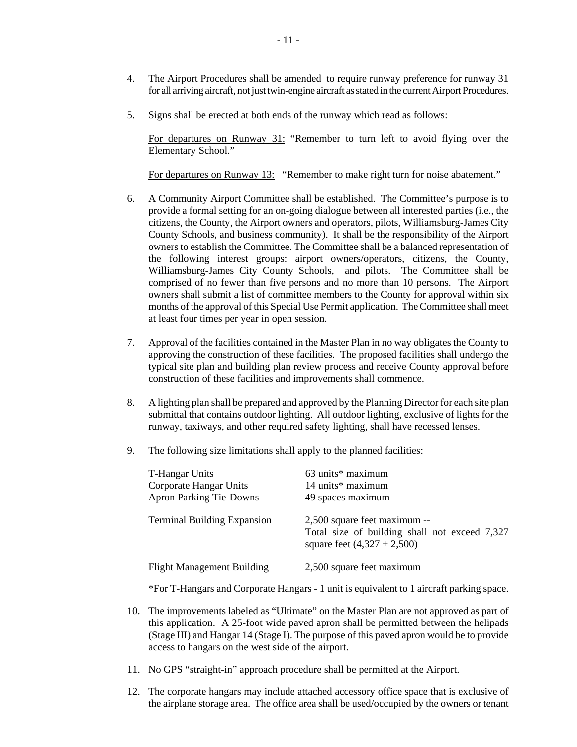4. The Airport Procedures shall be amended to require runway preference for runway 31 for all arriving aircraft, not just twin-engine aircraft as stated in the current Airport Procedures.

5. Signs shall be erected at both ends of the runway which read as follows:

   <u>For departures on Runway 31:</u> "Remember to turn left to avoid flying over the Elementary School."

   <u>For departures on Runway 13:</u> "Remember to make right turn for noise abatement."

6. A Community Airport Committee shall be established. The Committee's purpose is to provide a formal setting for an on-going dialogue between all interested parties (i.e., the citizens, the County, the Airport owners and operators, pilots, Williamsburg-James City County Schools, and business community). It shall be the responsibility of the Airport owners to establish the Committee. The Committee shall be a balanced representation of the following interest groups: airport owners/operators, citizens, the County, Williamsburg-James City County Schools, and pilots. The Committee shall be comprised of no fewer than five persons and no more than 10 persons. The Airport owners shall submit a list of committee members to the County for approval within six months of the approval of this Special Use Permit application. The Committee shall meet at least four times per year in open session.

7. Approval of the facilities contained in the Master Plan in no way obligates the County to approving the construction of these facilities. The proposed facilities shall undergo the typical site plan and building plan review process and receive County approval before construction of these facilities and improvements shall commence.

8. A lighting plan shall be prepared and approved by the Planning Director for each site plan submittal that contains outdoor lighting. All outdoor lighting, exclusive of lights for the runway, taxiways, and other required safety lighting, shall have recessed lenses.

9. The following size limitations shall apply to the planned facilities:

| | |
|---|---|
| T-Hangar Units | 63 units* maximum |
| Corporate Hangar Units | 14 units* maximum |
| Apron Parking Tie-Downs | 49 spaces maximum |
| Terminal Building Expansion | 2,500 square feet maximum -- Total size of building shall not exceed 7,327 square feet (4,327 + 2,500) |
| Flight Management Building | 2,500 square feet maximum |

   *For T-Hangars and Corporate Hangars - 1 unit is equivalent to 1 aircraft parking space.

10. The improvements labeled as "Ultimate" on the Master Plan are not approved as part of this application. A 25-foot wide paved apron shall be permitted between the helipads (Stage III) and Hangar 14 (Stage I). The purpose of this paved apron would be to provide access to hangars on the west side of the airport.

11. No GPS "straight-in" approach procedure shall be permitted at the Airport.

12. The corporate hangars may include attached accessory office space that is exclusive of the airplane storage area. The office area shall be used/occupied by the owners or tenant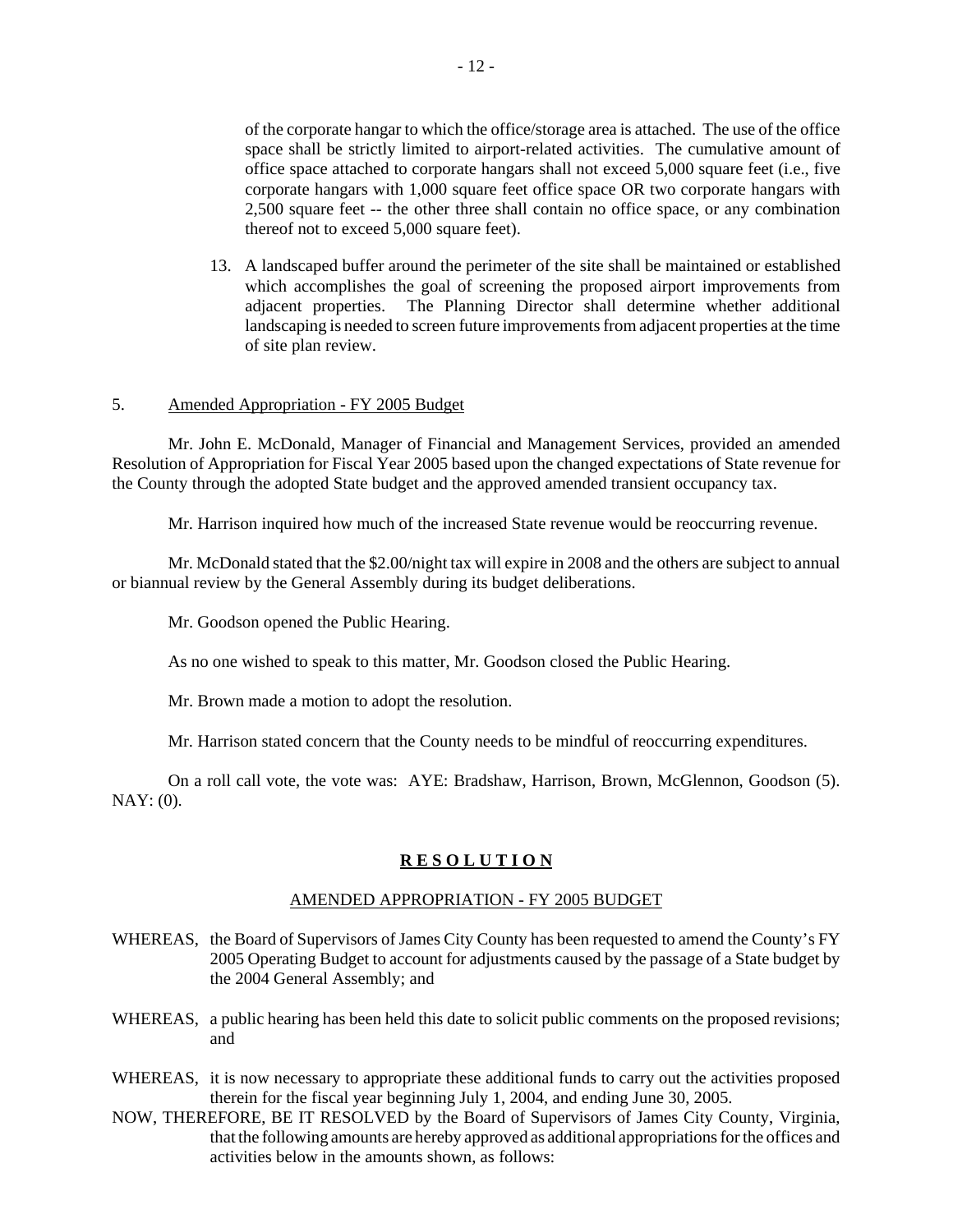of the corporate hangar to which the office/storage area is attached. The use of the office space shall be strictly limited to airport-related activities. The cumulative amount of office space attached to corporate hangars shall not exceed 5,000 square feet (i.e., five corporate hangars with 1,000 square feet office space OR two corporate hangars with 2,500 square feet -- the other three shall contain no office space, or any combination thereof not to exceed 5,000 square feet).

13. A landscaped buffer around the perimeter of the site shall be maintained or established which accomplishes the goal of screening the proposed airport improvements from adjacent properties. The Planning Director shall determine whether additional landscaping is needed to screen future improvements from adjacent properties at the time of site plan review.

5. Amended Appropriation - FY 2005 Budget

Mr. John E. McDonald, Manager of Financial and Management Services, provided an amended Resolution of Appropriation for Fiscal Year 2005 based upon the changed expectations of State revenue for the County through the adopted State budget and the approved amended transient occupancy tax.

Mr. Harrison inquired how much of the increased State revenue would be reoccurring revenue.

Mr. McDonald stated that the $2.00/night tax will expire in 2008 and the others are subject to annual or biannual review by the General Assembly during its budget deliberations.

Mr. Goodson opened the Public Hearing.

As no one wished to speak to this matter, Mr. Goodson closed the Public Hearing.

Mr. Brown made a motion to adopt the resolution.

Mr. Harrison stated concern that the County needs to be mindful of reoccurring expenditures.

On a roll call vote, the vote was: AYE: Bradshaw, Harrison, Brown, McGlennon, Goodson (5). NAY: (0).

**R E S O L U T I O N**

AMENDED APPROPRIATION - FY 2005 BUDGET

WHEREAS, the Board of Supervisors of James City County has been requested to amend the County's FY 2005 Operating Budget to account for adjustments caused by the passage of a State budget by the 2004 General Assembly; and

WHEREAS, a public hearing has been held this date to solicit public comments on the proposed revisions; and

WHEREAS, it is now necessary to appropriate these additional funds to carry out the activities proposed therein for the fiscal year beginning July 1, 2004, and ending June 30, 2005.

NOW, THEREFORE, BE IT RESOLVED by the Board of Supervisors of James City County, Virginia, that the following amounts are hereby approved as additional appropriations for the offices and activities below in the amounts shown, as follows: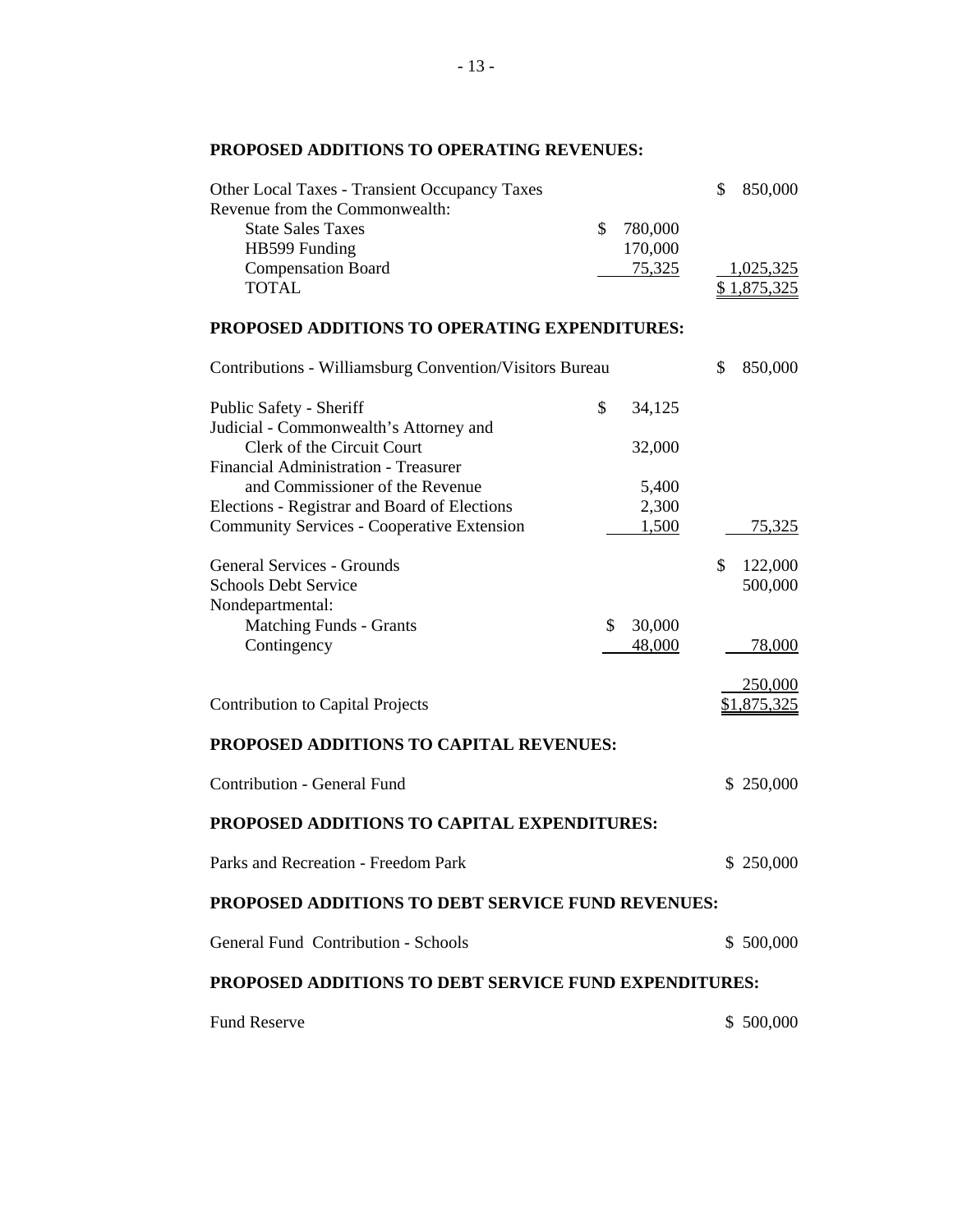**PROPOSED ADDITIONS TO OPERATING REVENUES:**

| | | |
|---|---|---|
| Other Local Taxes - Transient Occupancy Taxes | | $ 850,000 |
| Revenue from the Commonwealth: | | |
| State Sales Taxes | $ 780,000 | |
| HB599 Funding | 170,000 | |
| Compensation Board | 75,325 | 1,025,325 |
| TOTAL | | $ 1,875,325 |

**PROPOSED ADDITIONS TO OPERATING EXPENDITURES:**

| | | |
|---|---|---|
| Contributions - Williamsburg Convention/Visitors Bureau | | $ 850,000 |
| Public Safety - Sheriff | $ 34,125 | |
| Judicial - Commonwealth's Attorney and Clerk of the Circuit Court | 32,000 | |
| Financial Administration - Treasurer and Commissioner of the Revenue | 5,400 | |
| Elections - Registrar and Board of Elections | 2,300 | |
| Community Services - Cooperative Extension | 1,500 | 75,325 |
| General Services - Grounds | | $ 122,000 |
| Schools Debt Service | | 500,000 |
| Nondepartmental: | | |
| Matching Funds - Grants | $ 30,000 | |
| Contingency | 48,000 | 78,000 |
| Contribution to Capital Projects | | 250,000 |
| | | $1,875,325 |

**PROPOSED ADDITIONS TO CAPITAL REVENUES:**

| | |
|---|---|
| Contribution - General Fund | $ 250,000 |

**PROPOSED ADDITIONS TO CAPITAL EXPENDITURES:**

| | |
|---|---|
| Parks and Recreation - Freedom Park | $ 250,000 |

**PROPOSED ADDITIONS TO DEBT SERVICE FUND REVENUES:**

| | |
|---|---|
| General Fund Contribution - Schools | $ 500,000 |

**PROPOSED ADDITIONS TO DEBT SERVICE FUND EXPENDITURES:**

| | |
|---|---|
| Fund Reserve | $ 500,000 |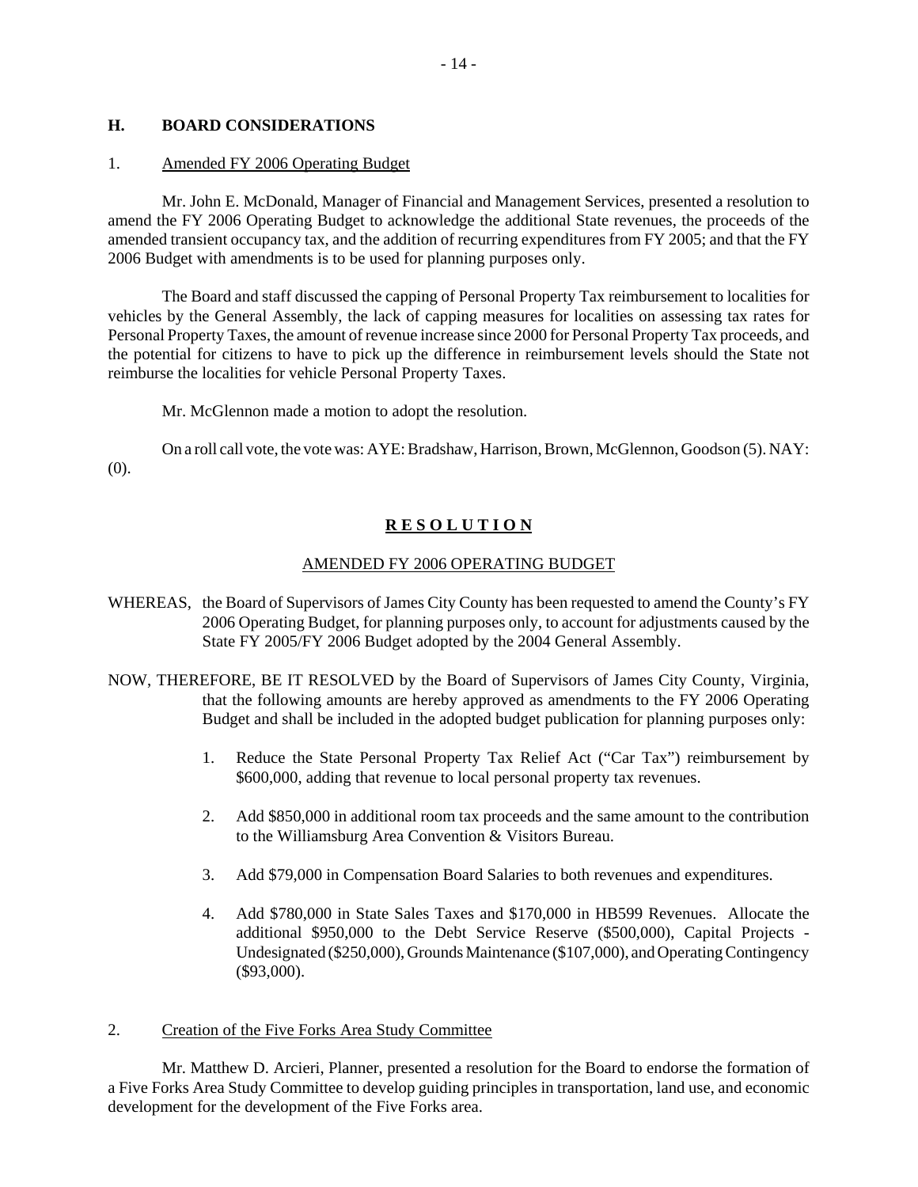## H. BOARD CONSIDERATIONS

1. Amended FY 2006 Operating Budget

Mr. John E. McDonald, Manager of Financial and Management Services, presented a resolution to amend the FY 2006 Operating Budget to acknowledge the additional State revenues, the proceeds of the amended transient occupancy tax, and the addition of recurring expenditures from FY 2005; and that the FY 2006 Budget with amendments is to be used for planning purposes only.

The Board and staff discussed the capping of Personal Property Tax reimbursement to localities for vehicles by the General Assembly, the lack of capping measures for localities on assessing tax rates for Personal Property Taxes, the amount of revenue increase since 2000 for Personal Property Tax proceeds, and the potential for citizens to have to pick up the difference in reimbursement levels should the State not reimburse the localities for vehicle Personal Property Taxes.

Mr. McGlennon made a motion to adopt the resolution.

On a roll call vote, the vote was: AYE: Bradshaw, Harrison, Brown, McGlennon, Goodson (5). NAY: (0).

**R E S O L U T I O N**

AMENDED FY 2006 OPERATING BUDGET

WHEREAS, the Board of Supervisors of James City County has been requested to amend the County's FY 2006 Operating Budget, for planning purposes only, to account for adjustments caused by the State FY 2005/FY 2006 Budget adopted by the 2004 General Assembly.

NOW, THEREFORE, BE IT RESOLVED by the Board of Supervisors of James City County, Virginia, that the following amounts are hereby approved as amendments to the FY 2006 Operating Budget and shall be included in the adopted budget publication for planning purposes only:

1. Reduce the State Personal Property Tax Relief Act ("Car Tax") reimbursement by $600,000, adding that revenue to local personal property tax revenues.

2. Add $850,000 in additional room tax proceeds and the same amount to the contribution to the Williamsburg Area Convention & Visitors Bureau.

3. Add $79,000 in Compensation Board Salaries to both revenues and expenditures.

4. Add $780,000 in State Sales Taxes and $170,000 in HB599 Revenues. Allocate the additional $950,000 to the Debt Service Reserve ($500,000), Capital Projects - Undesignated ($250,000), Grounds Maintenance ($107,000), and Operating Contingency ($93,000).

2. Creation of the Five Forks Area Study Committee

Mr. Matthew D. Arcieri, Planner, presented a resolution for the Board to endorse the formation of a Five Forks Area Study Committee to develop guiding principles in transportation, land use, and economic development for the development of the Five Forks area.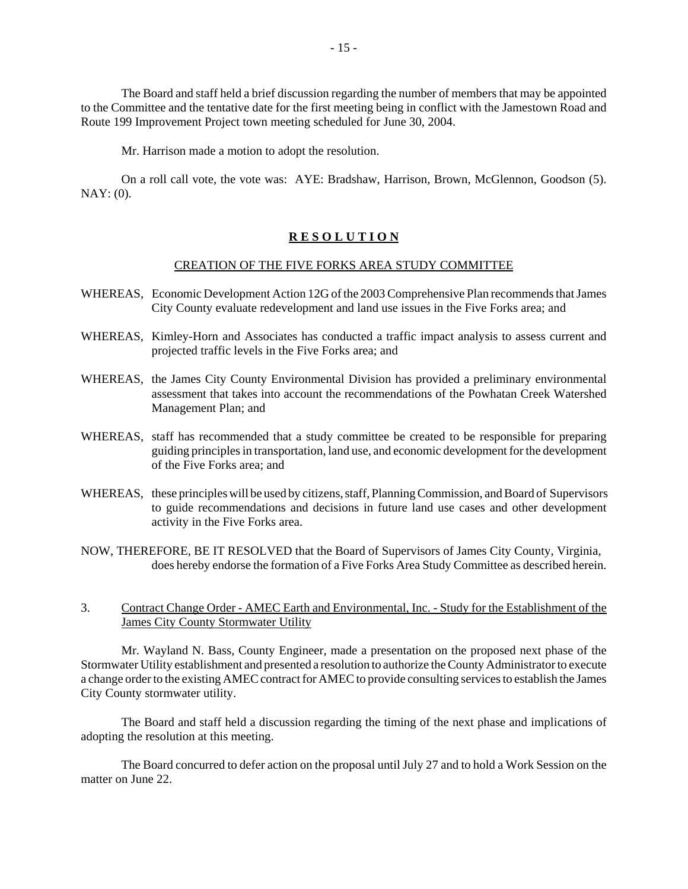The Board and staff held a brief discussion regarding the number of members that may be appointed to the Committee and the tentative date for the first meeting being in conflict with the Jamestown Road and Route 199 Improvement Project town meeting scheduled for June 30, 2004.

Mr. Harrison made a motion to adopt the resolution.

On a roll call vote, the vote was: AYE: Bradshaw, Harrison, Brown, McGlennon, Goodson (5). NAY: (0).

**R E S O L U T I O N**

CREATION OF THE FIVE FORKS AREA STUDY COMMITTEE

WHEREAS, Economic Development Action 12G of the 2003 Comprehensive Plan recommends that James City County evaluate redevelopment and land use issues in the Five Forks area; and

WHEREAS, Kimley-Horn and Associates has conducted a traffic impact analysis to assess current and projected traffic levels in the Five Forks area; and

WHEREAS, the James City County Environmental Division has provided a preliminary environmental assessment that takes into account the recommendations of the Powhatan Creek Watershed Management Plan; and

WHEREAS, staff has recommended that a study committee be created to be responsible for preparing guiding principles in transportation, land use, and economic development for the development of the Five Forks area; and

WHEREAS, these principles will be used by citizens, staff, Planning Commission, and Board of Supervisors to guide recommendations and decisions in future land use cases and other development activity in the Five Forks area.

NOW, THEREFORE, BE IT RESOLVED that the Board of Supervisors of James City County, Virginia, does hereby endorse the formation of a Five Forks Area Study Committee as described herein.

3. Contract Change Order - AMEC Earth and Environmental, Inc. - Study for the Establishment of the James City County Stormwater Utility

Mr. Wayland N. Bass, County Engineer, made a presentation on the proposed next phase of the Stormwater Utility establishment and presented a resolution to authorize the County Administrator to execute a change order to the existing AMEC contract for AMEC to provide consulting services to establish the James City County stormwater utility.

The Board and staff held a discussion regarding the timing of the next phase and implications of adopting the resolution at this meeting.

The Board concurred to defer action on the proposal until July 27 and to hold a Work Session on the matter on June 22.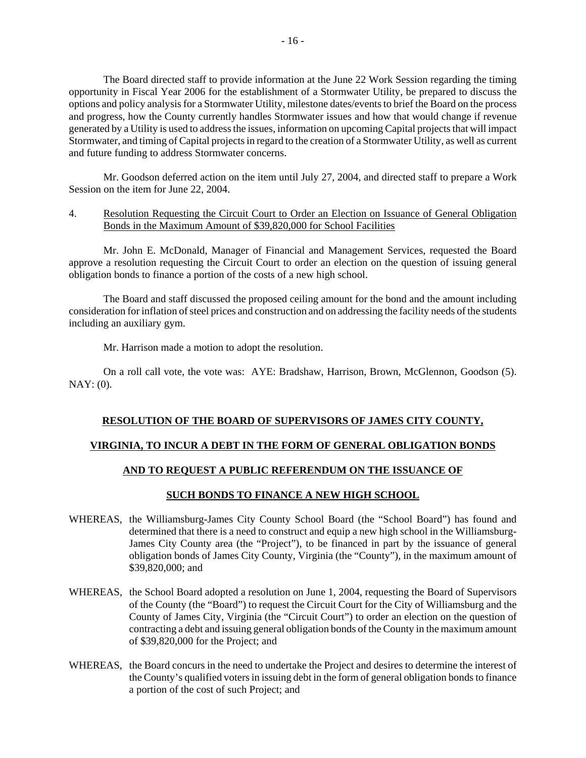The Board directed staff to provide information at the June 22 Work Session regarding the timing opportunity in Fiscal Year 2006 for the establishment of a Stormwater Utility, be prepared to discuss the options and policy analysis for a Stormwater Utility, milestone dates/events to brief the Board on the process and progress, how the County currently handles Stormwater issues and how that would change if revenue generated by a Utility is used to address the issues, information on upcoming Capital projects that will impact Stormwater, and timing of Capital projects in regard to the creation of a Stormwater Utility, as well as current and future funding to address Stormwater concerns.

Mr. Goodson deferred action on the item until July 27, 2004, and directed staff to prepare a Work Session on the item for June 22, 2004.

4. Resolution Requesting the Circuit Court to Order an Election on Issuance of General Obligation Bonds in the Maximum Amount of $39,820,000 for School Facilities

Mr. John E. McDonald, Manager of Financial and Management Services, requested the Board approve a resolution requesting the Circuit Court to order an election on the question of issuing general obligation bonds to finance a portion of the costs of a new high school.

The Board and staff discussed the proposed ceiling amount for the bond and the amount including consideration for inflation of steel prices and construction and on addressing the facility needs of the students including an auxiliary gym.

Mr. Harrison made a motion to adopt the resolution.

On a roll call vote, the vote was: AYE: Bradshaw, Harrison, Brown, McGlennon, Goodson (5). NAY: (0).

**RESOLUTION OF THE BOARD OF SUPERVISORS OF JAMES CITY COUNTY,**

**VIRGINIA, TO INCUR A DEBT IN THE FORM OF GENERAL OBLIGATION BONDS**

**AND TO REQUEST A PUBLIC REFERENDUM ON THE ISSUANCE OF**

**SUCH BONDS TO FINANCE A NEW HIGH SCHOOL**

WHEREAS, the Williamsburg-James City County School Board (the "School Board") has found and determined that there is a need to construct and equip a new high school in the Williamsburg-James City County area (the "Project"), to be financed in part by the issuance of general obligation bonds of James City County, Virginia (the "County"), in the maximum amount of $39,820,000; and

WHEREAS, the School Board adopted a resolution on June 1, 2004, requesting the Board of Supervisors of the County (the "Board") to request the Circuit Court for the City of Williamsburg and the County of James City, Virginia (the "Circuit Court") to order an election on the question of contracting a debt and issuing general obligation bonds of the County in the maximum amount of $39,820,000 for the Project; and

WHEREAS, the Board concurs in the need to undertake the Project and desires to determine the interest of the County's qualified voters in issuing debt in the form of general obligation bonds to finance a portion of the cost of such Project; and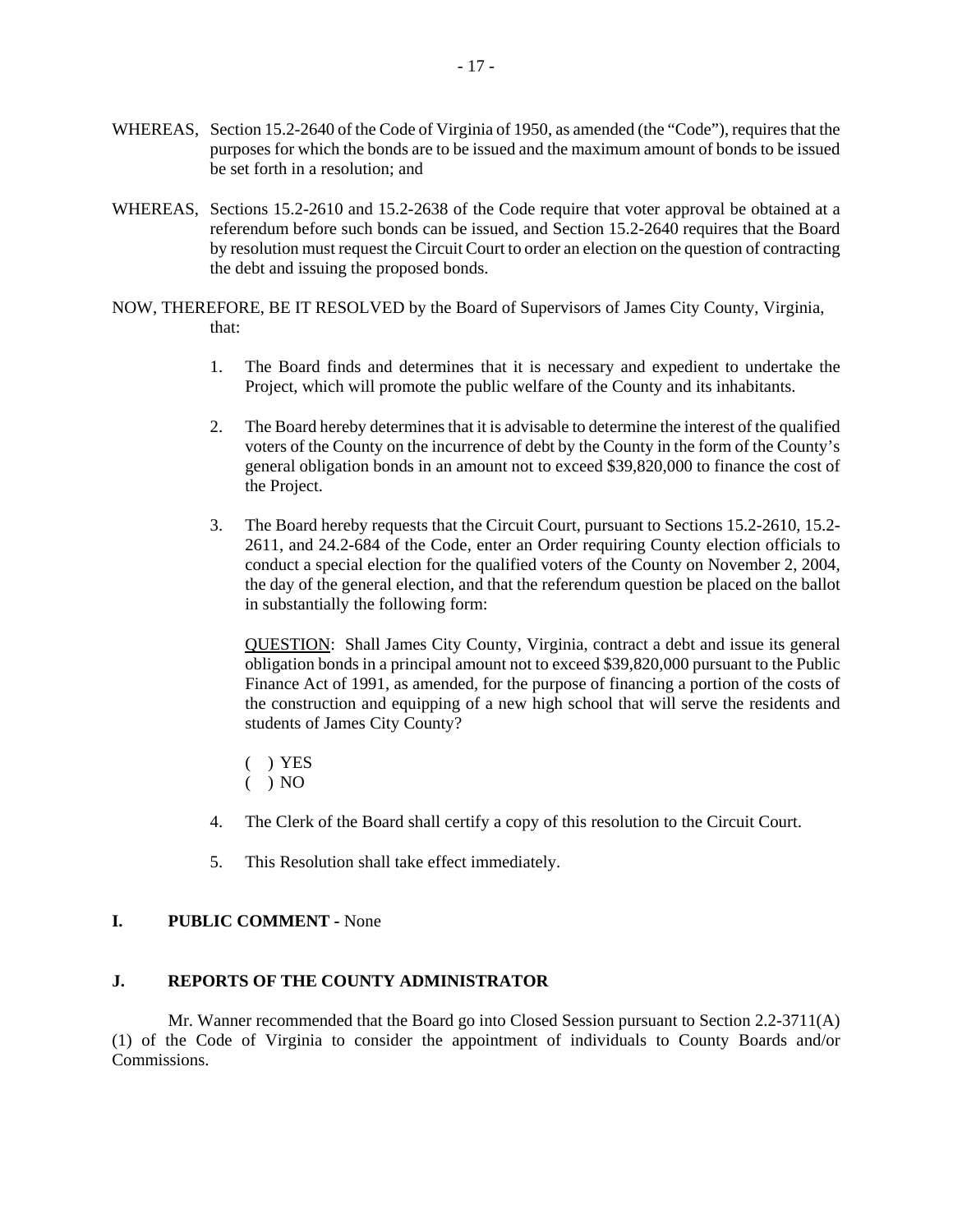WHEREAS, Section 15.2-2640 of the Code of Virginia of 1950, as amended (the "Code"), requires that the purposes for which the bonds are to be issued and the maximum amount of bonds to be issued be set forth in a resolution; and

WHEREAS, Sections 15.2-2610 and 15.2-2638 of the Code require that voter approval be obtained at a referendum before such bonds can be issued, and Section 15.2-2640 requires that the Board by resolution must request the Circuit Court to order an election on the question of contracting the debt and issuing the proposed bonds.

NOW, THEREFORE, BE IT RESOLVED by the Board of Supervisors of James City County, Virginia, that:

1. The Board finds and determines that it is necessary and expedient to undertake the Project, which will promote the public welfare of the County and its inhabitants.

2. The Board hereby determines that it is advisable to determine the interest of the qualified voters of the County on the incurrence of debt by the County in the form of the County's general obligation bonds in an amount not to exceed $39,820,000 to finance the cost of the Project.

3. The Board hereby requests that the Circuit Court, pursuant to Sections 15.2-2610, 15.2-2611, and 24.2-684 of the Code, enter an Order requiring County election officials to conduct a special election for the qualified voters of the County on November 2, 2004, the day of the general election, and that the referendum question be placed on the ballot in substantially the following form:

   <u>QUESTION</u>: Shall James City County, Virginia, contract a debt and issue its general obligation bonds in a principal amount not to exceed $39,820,000 pursuant to the Public Finance Act of 1991, as amended, for the purpose of financing a portion of the costs of the construction and equipping of a new high school that will serve the residents and students of James City County?

   ( ) YES
   ( ) NO

4. The Clerk of the Board shall certify a copy of this resolution to the Circuit Court.

5. This Resolution shall take effect immediately.

**I. PUBLIC COMMENT -** None

**J. REPORTS OF THE COUNTY ADMINISTRATOR**

Mr. Wanner recommended that the Board go into Closed Session pursuant to Section 2.2-3711(A)(1) of the Code of Virginia to consider the appointment of individuals to County Boards and/or Commissions.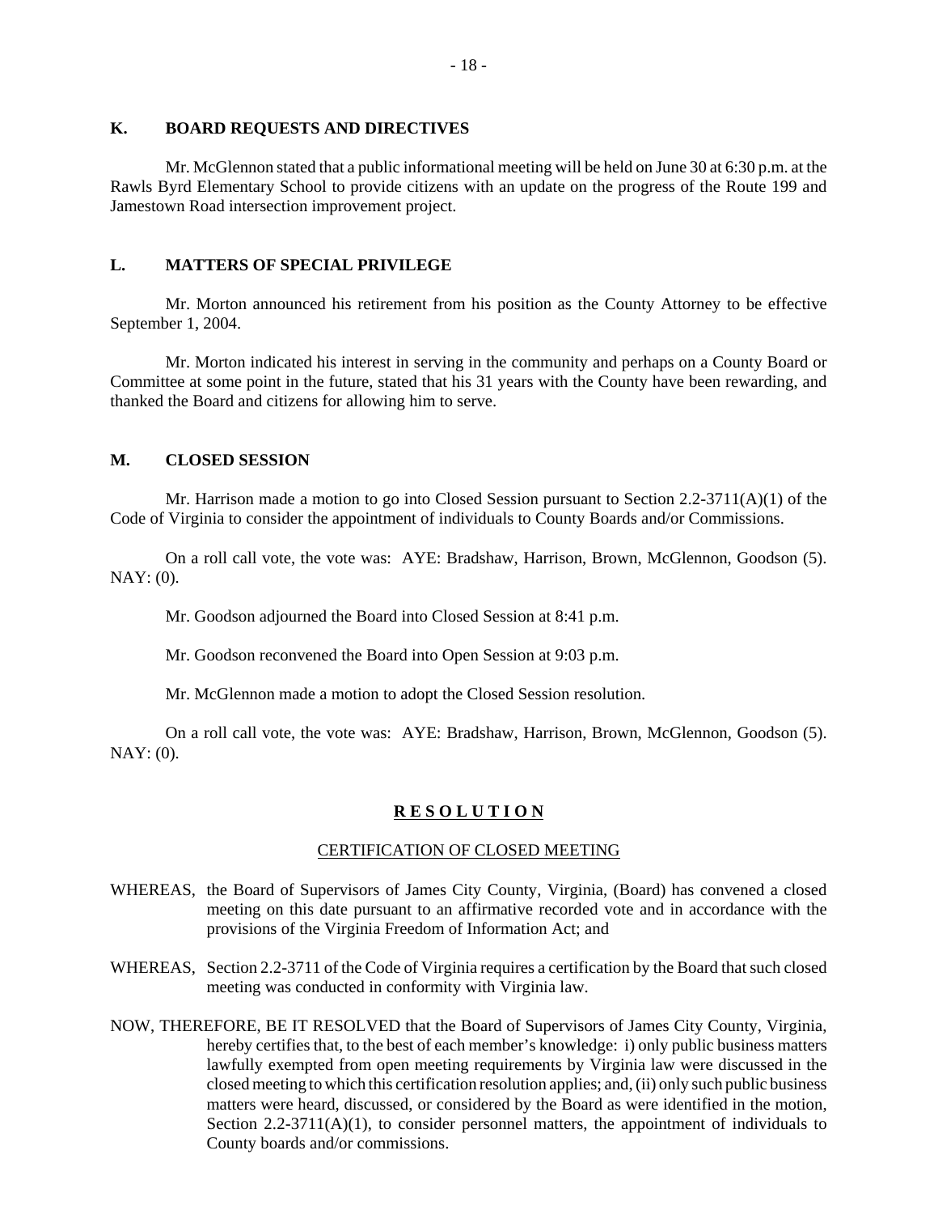## K. BOARD REQUESTS AND DIRECTIVES

Mr. McGlennon stated that a public informational meeting will be held on June 30 at 6:30 p.m. at the Rawls Byrd Elementary School to provide citizens with an update on the progress of the Route 199 and Jamestown Road intersection improvement project.

## L. MATTERS OF SPECIAL PRIVILEGE

Mr. Morton announced his retirement from his position as the County Attorney to be effective September 1, 2004.

Mr. Morton indicated his interest in serving in the community and perhaps on a County Board or Committee at some point in the future, stated that his 31 years with the County have been rewarding, and thanked the Board and citizens for allowing him to serve.

## M. CLOSED SESSION

Mr. Harrison made a motion to go into Closed Session pursuant to Section 2.2-3711(A)(1) of the Code of Virginia to consider the appointment of individuals to County Boards and/or Commissions.

On a roll call vote, the vote was: AYE: Bradshaw, Harrison, Brown, McGlennon, Goodson (5). NAY: (0).

Mr. Goodson adjourned the Board into Closed Session at 8:41 p.m.

Mr. Goodson reconvened the Board into Open Session at 9:03 p.m.

Mr. McGlennon made a motion to adopt the Closed Session resolution.

On a roll call vote, the vote was: AYE: Bradshaw, Harrison, Brown, McGlennon, Goodson (5). NAY: (0).

**R E S O L U T I O N**

CERTIFICATION OF CLOSED MEETING

WHEREAS, the Board of Supervisors of James City County, Virginia, (Board) has convened a closed meeting on this date pursuant to an affirmative recorded vote and in accordance with the provisions of the Virginia Freedom of Information Act; and

WHEREAS, Section 2.2-3711 of the Code of Virginia requires a certification by the Board that such closed meeting was conducted in conformity with Virginia law.

NOW, THEREFORE, BE IT RESOLVED that the Board of Supervisors of James City County, Virginia, hereby certifies that, to the best of each member's knowledge: i) only public business matters lawfully exempted from open meeting requirements by Virginia law were discussed in the closed meeting to which this certification resolution applies; and, (ii) only such public business matters were heard, discussed, or considered by the Board as were identified in the motion, Section 2.2-3711(A)(1), to consider personnel matters, the appointment of individuals to County boards and/or commissions.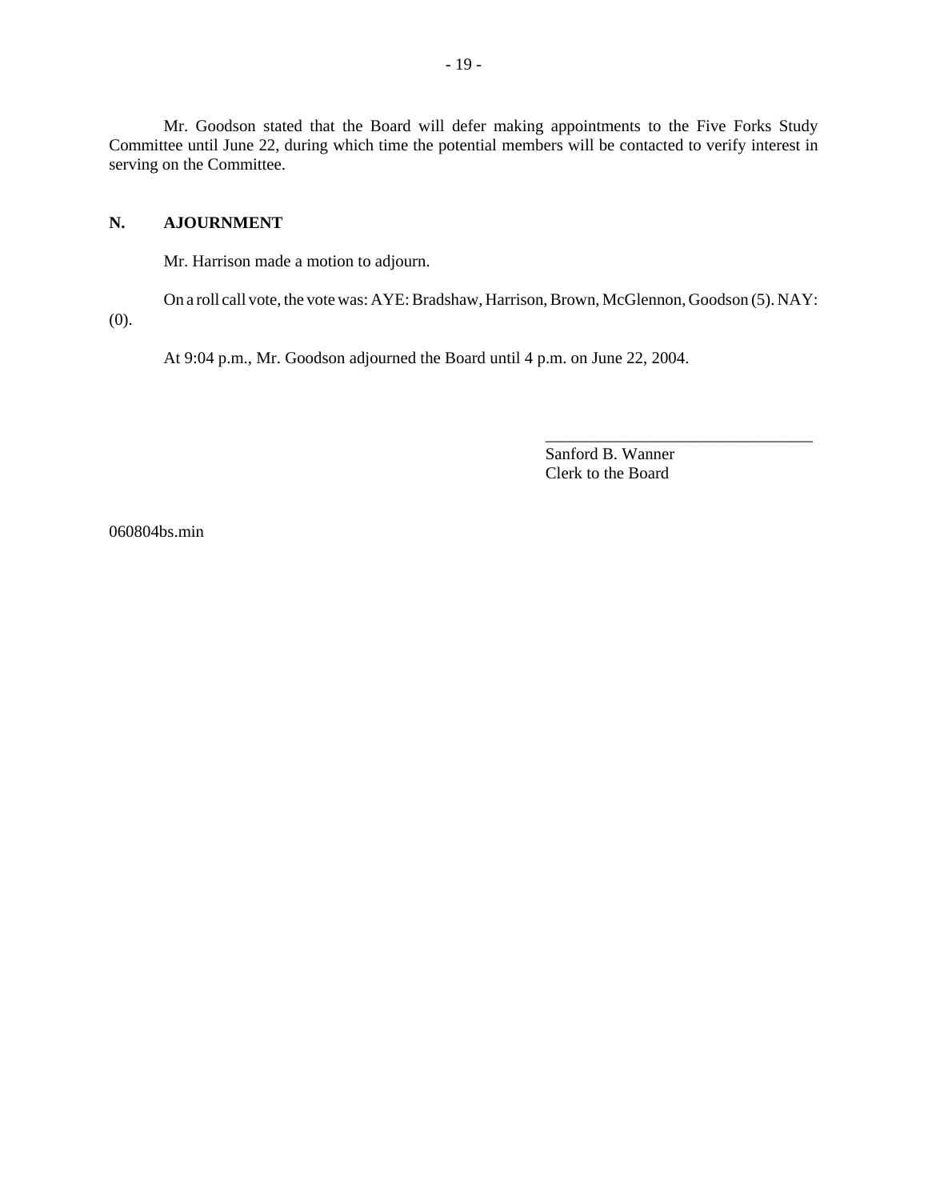Mr. Goodson stated that the Board will defer making appointments to the Five Forks Study Committee until June 22, during which time the potential members will be contacted to verify interest in serving on the Committee.

## N. AJOURNMENT

Mr. Harrison made a motion to adjourn.

On a roll call vote, the vote was: AYE: Bradshaw, Harrison, Brown, McGlennon, Goodson (5). NAY: (0).

At 9:04 p.m., Mr. Goodson adjourned the Board until 4 p.m. on June 22, 2004.

\_\_\_\_\_\_\_\_\_\_\_\_\_\_\_\_\_\_\_\_\_\_\_\_\_\_\_\_\_\_\_\_\_\_

Sanford B. Wanner
Clerk to the Board

060804bs.min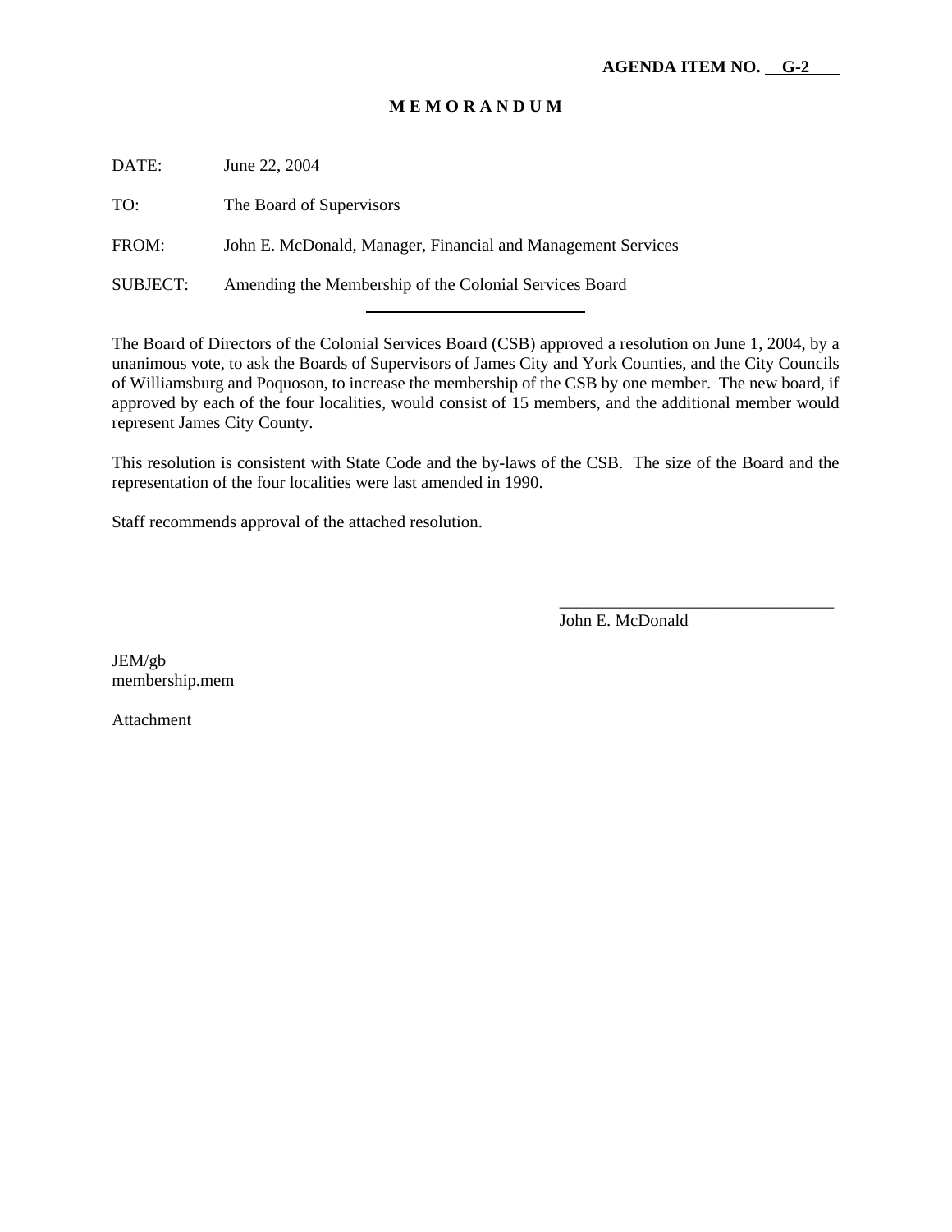**AGENDA ITEM NO. G-2**

**M E M O R A N D U M**

DATE: June 22, 2004

TO: The Board of Supervisors

FROM: John E. McDonald, Manager, Financial and Management Services

SUBJECT: Amending the Membership of the Colonial Services Board

---

The Board of Directors of the Colonial Services Board (CSB) approved a resolution on June 1, 2004, by a unanimous vote, to ask the Boards of Supervisors of James City and York Counties, and the City Councils of Williamsburg and Poquoson, to increase the membership of the CSB by one member. The new board, if approved by each of the four localities, would consist of 15 members, and the additional member would represent James City County.

This resolution is consistent with State Code and the by-laws of the CSB. The size of the Board and the representation of the four localities were last amended in 1990.

Staff recommends approval of the attached resolution.

\_\_\_\_\_\_\_\_\_\_\_\_\_\_\_\_\_\_\_\_\_\_\_\_\_\_\_\_\_\_\_\_

John E. McDonald

JEM/gb
membership.mem

Attachment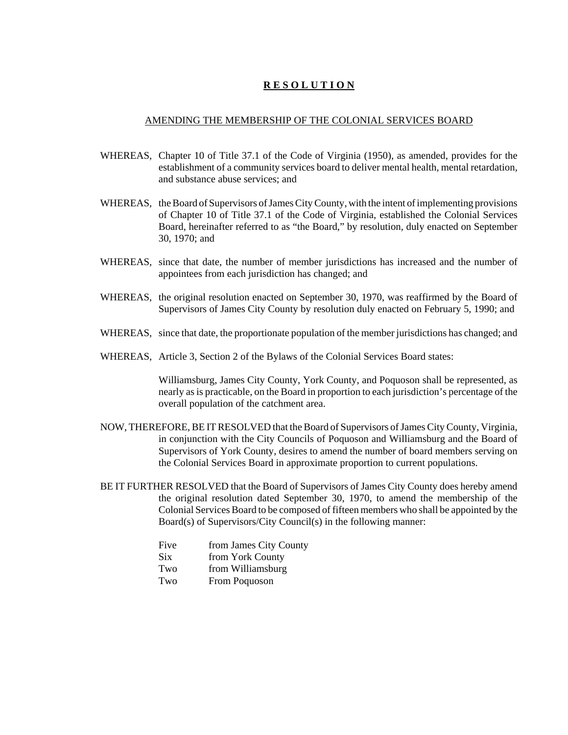# **R E S O L U T I O N**

AMENDING THE MEMBERSHIP OF THE COLONIAL SERVICES BOARD

WHEREAS, Chapter 10 of Title 37.1 of the Code of Virginia (1950), as amended, provides for the establishment of a community services board to deliver mental health, mental retardation, and substance abuse services; and

WHEREAS, the Board of Supervisors of James City County, with the intent of implementing provisions of Chapter 10 of Title 37.1 of the Code of Virginia, established the Colonial Services Board, hereinafter referred to as "the Board," by resolution, duly enacted on September 30, 1970; and

WHEREAS, since that date, the number of member jurisdictions has increased and the number of appointees from each jurisdiction has changed; and

WHEREAS, the original resolution enacted on September 30, 1970, was reaffirmed by the Board of Supervisors of James City County by resolution duly enacted on February 5, 1990; and

WHEREAS, since that date, the proportionate population of the member jurisdictions has changed; and

WHEREAS, Article 3, Section 2 of the Bylaws of the Colonial Services Board states:

> Williamsburg, James City County, York County, and Poquoson shall be represented, as nearly as is practicable, on the Board in proportion to each jurisdiction's percentage of the overall population of the catchment area.

NOW, THEREFORE, BE IT RESOLVED that the Board of Supervisors of James City County, Virginia, in conjunction with the City Councils of Poquoson and Williamsburg and the Board of Supervisors of York County, desires to amend the number of board members serving on the Colonial Services Board in approximate proportion to current populations.

BE IT FURTHER RESOLVED that the Board of Supervisors of James City County does hereby amend the original resolution dated September 30, 1970, to amend the membership of the Colonial Services Board to be composed of fifteen members who shall be appointed by the Board(s) of Supervisors/City Council(s) in the following manner:

| | |
|---|---|
| Five | from James City County |
| Six | from York County |
| Two | from Williamsburg |
| Two | From Poquoson |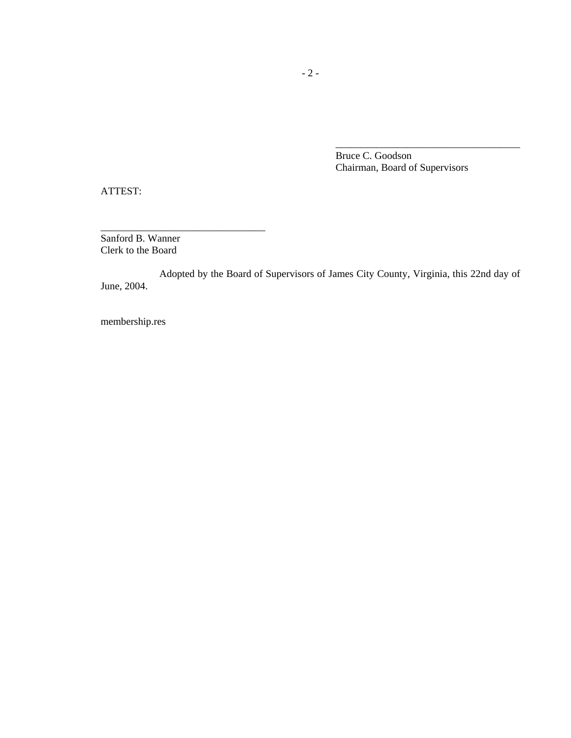\_\_\_\_\_\_\_\_\_\_\_\_\_\_\_\_\_\_\_\_\_\_\_\_\_\_\_\_\_\_\_\_\_\_\_\_
Bruce C. Goodson
Chairman, Board of Supervisors

ATTEST:

\_\_\_\_\_\_\_\_\_\_\_\_\_\_\_\_\_\_\_\_\_\_\_\_\_\_\_\_\_\_\_\_
Sanford B. Wanner
Clerk to the Board

Adopted by the Board of Supervisors of James City County, Virginia, this 22nd day of June, 2004.

membership.res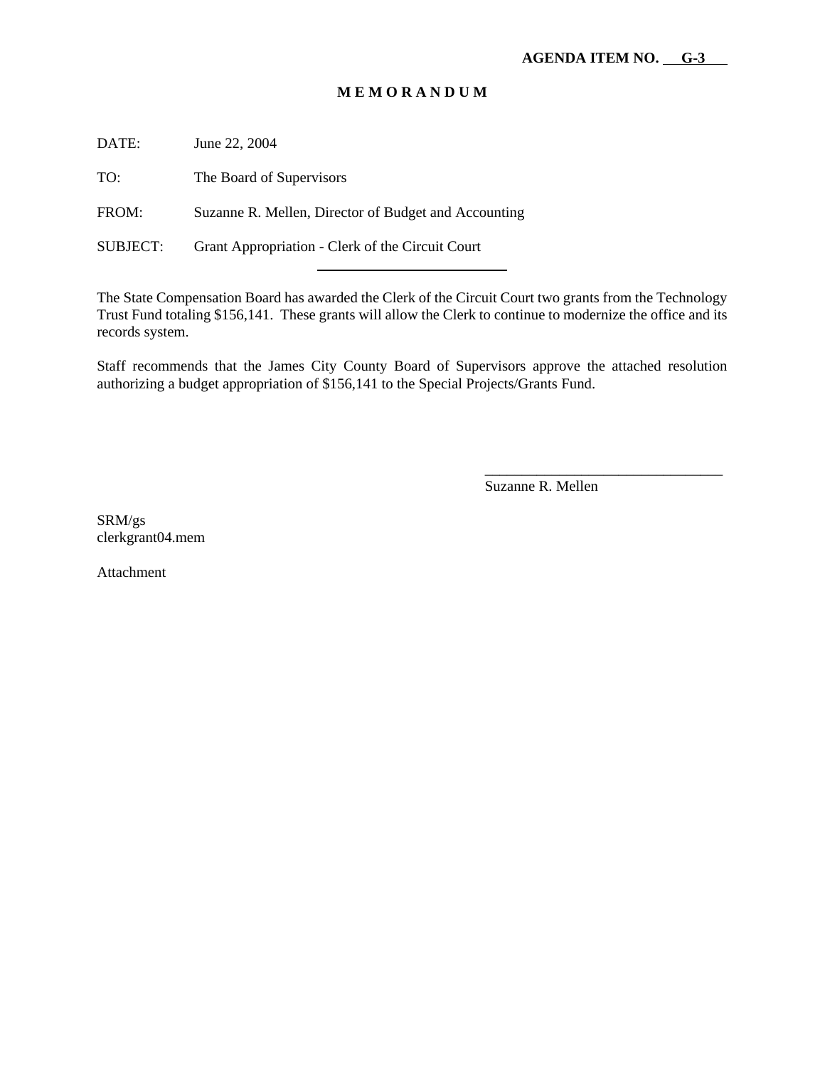**AGENDA ITEM NO. G-3**

# M E M O R A N D U M

DATE: June 22, 2004

TO: The Board of Supervisors

FROM: Suzanne R. Mellen, Director of Budget and Accounting

SUBJECT: Grant Appropriation - Clerk of the Circuit Court

---

The State Compensation Board has awarded the Clerk of the Circuit Court two grants from the Technology Trust Fund totaling $156,141. These grants will allow the Clerk to continue to modernize the office and its records system.

Staff recommends that the James City County Board of Supervisors approve the attached resolution authorizing a budget appropriation of $156,141 to the Special Projects/Grants Fund.

_________________________________
Suzanne R. Mellen

SRM/gs
clerkgrant04.mem

Attachment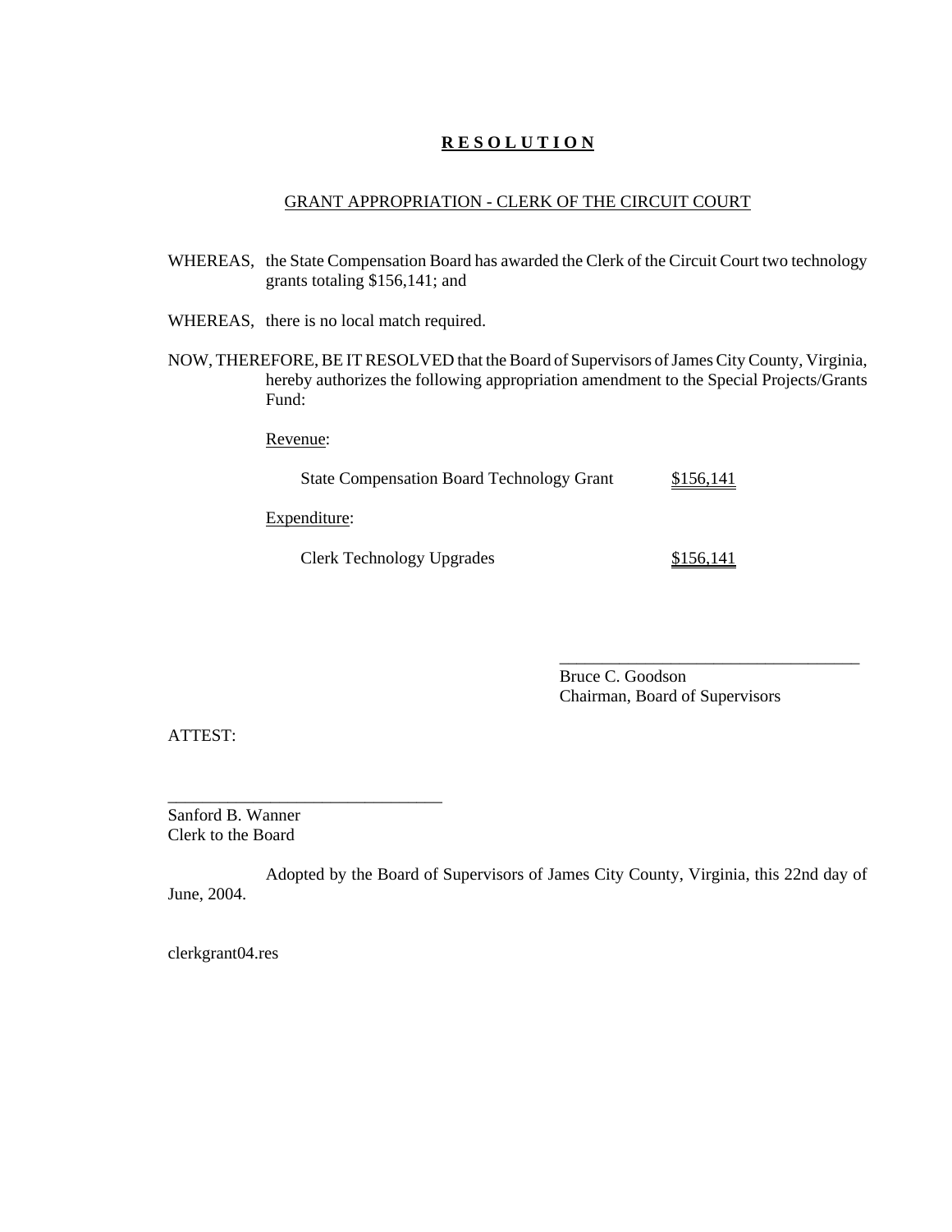# R E S O L U T I O N

## GRANT APPROPRIATION - CLERK OF THE CIRCUIT COURT

WHEREAS, the State Compensation Board has awarded the Clerk of the Circuit Court two technology grants totaling $156,141; and

WHEREAS, there is no local match required.

NOW, THEREFORE, BE IT RESOLVED that the Board of Supervisors of James City County, Virginia, hereby authorizes the following appropriation amendment to the Special Projects/Grants Fund:

Revenue:

| | |
|---|---|
| State Compensation Board Technology Grant | $156,141 |

Expenditure:

| | |
|---|---|
| Clerk Technology Upgrades | $156,141 |

\_\_\_\_\_\_\_\_\_\_\_\_\_\_\_\_\_\_\_\_\_\_\_\_\_\_\_\_\_\_\_\_\_\_\_\_
Bruce C. Goodson
Chairman, Board of Supervisors

ATTEST:

\_\_\_\_\_\_\_\_\_\_\_\_\_\_\_\_\_\_\_\_\_\_\_\_\_\_\_\_\_\_\_\_
Sanford B. Wanner
Clerk to the Board

Adopted by the Board of Supervisors of James City County, Virginia, this 22nd day of June, 2004.

clerkgrant04.res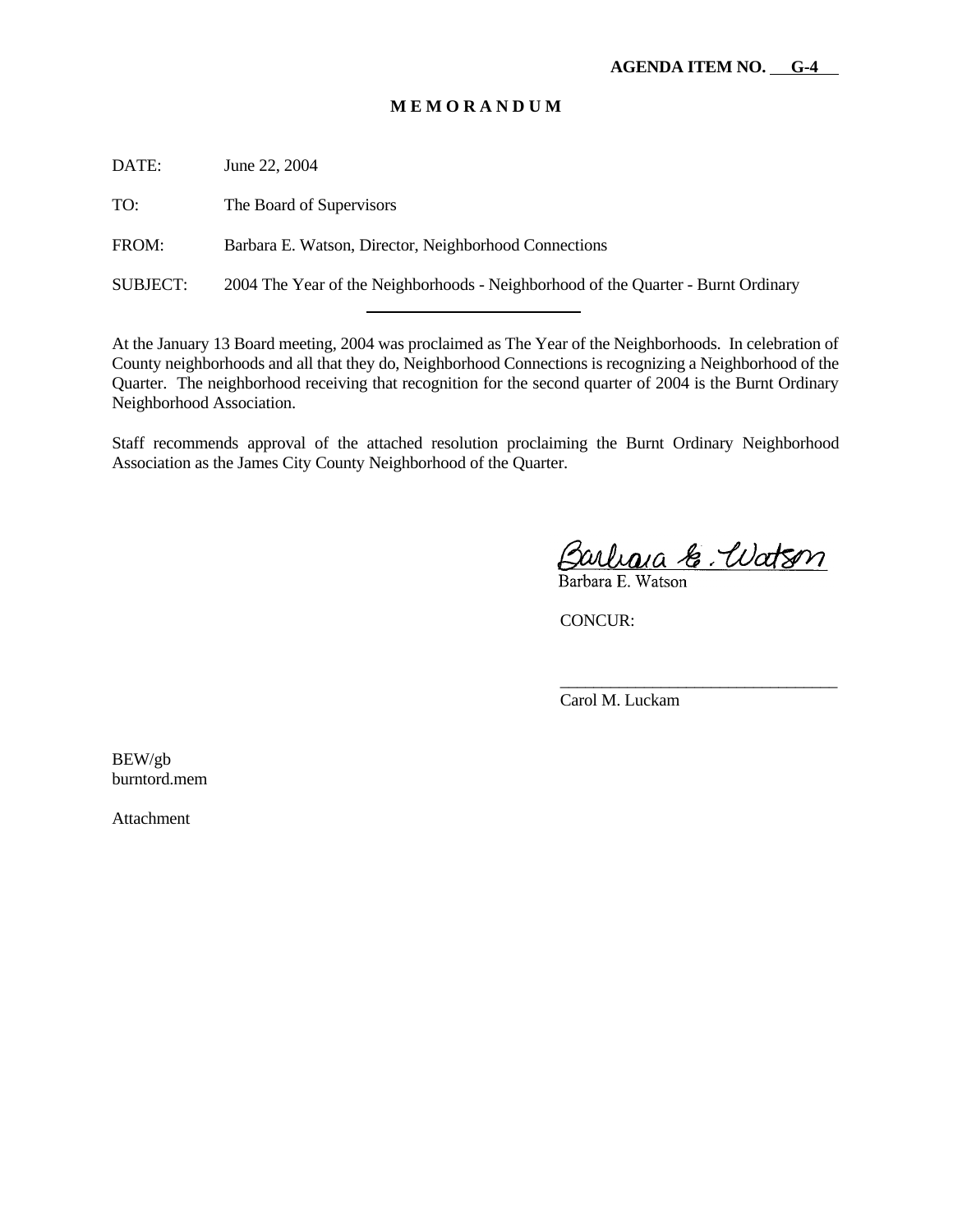**AGENDA ITEM NO. G-4**

**M E M O R A N D U M**

DATE: June 22, 2004

TO: The Board of Supervisors

FROM: Barbara E. Watson, Director, Neighborhood Connections

SUBJECT: 2004 The Year of the Neighborhoods - Neighborhood of the Quarter - Burnt Ordinary

At the January 13 Board meeting, 2004 was proclaimed as The Year of the Neighborhoods. In celebration of County neighborhoods and all that they do, Neighborhood Connections is recognizing a Neighborhood of the Quarter. The neighborhood receiving that recognition for the second quarter of 2004 is the Burnt Ordinary Neighborhood Association.

Staff recommends approval of the attached resolution proclaiming the Burnt Ordinary Neighborhood Association as the James City County Neighborhood of the Quarter.

Barbara E. Watson

Barbara E. Watson

CONCUR:

_________________________________

Carol M. Luckam

BEW/gb
burntord.mem

Attachment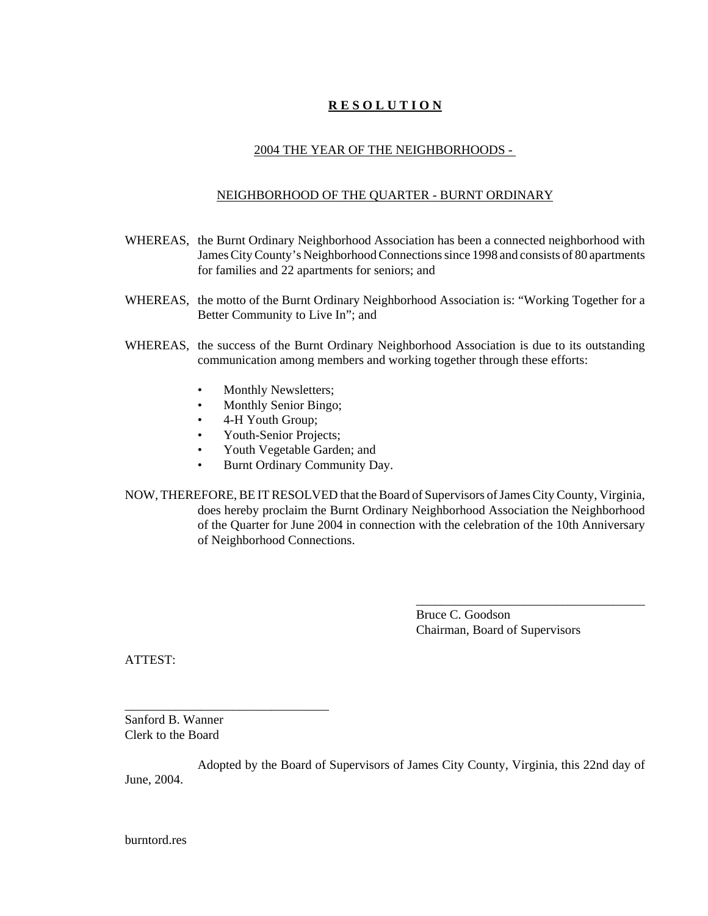# **R E S O L U T I O N**

2004 THE YEAR OF THE NEIGHBORHOODS -

NEIGHBORHOOD OF THE QUARTER - BURNT ORDINARY

WHEREAS, the Burnt Ordinary Neighborhood Association has been a connected neighborhood with James City County's Neighborhood Connections since 1998 and consists of 80 apartments for families and 22 apartments for seniors; and

WHEREAS, the motto of the Burnt Ordinary Neighborhood Association is: "Working Together for a Better Community to Live In"; and

WHEREAS, the success of the Burnt Ordinary Neighborhood Association is due to its outstanding communication among members and working together through these efforts:

- Monthly Newsletters;
- Monthly Senior Bingo;
- 4-H Youth Group;
- Youth-Senior Projects;
- Youth Vegetable Garden; and
- Burnt Ordinary Community Day.

NOW, THEREFORE, BE IT RESOLVED that the Board of Supervisors of James City County, Virginia, does hereby proclaim the Burnt Ordinary Neighborhood Association the Neighborhood of the Quarter for June 2004 in connection with the celebration of the 10th Anniversary of Neighborhood Connections.

____________________________________
Bruce C. Goodson
Chairman, Board of Supervisors

ATTEST:

________________________________
Sanford B. Wanner
Clerk to the Board

Adopted by the Board of Supervisors of James City County, Virginia, this 22nd day of June, 2004.

burntord.res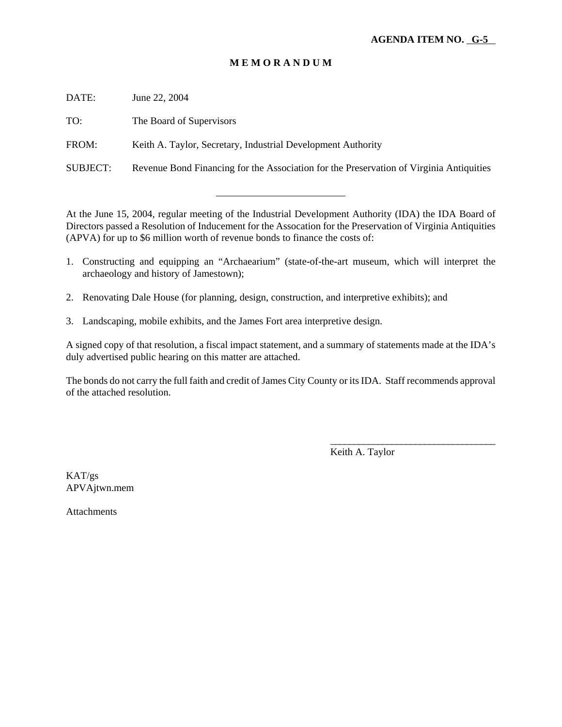**AGENDA ITEM NO. G-5**

# M E M O R A N D U M

DATE: June 22, 2004

TO: The Board of Supervisors

FROM: Keith A. Taylor, Secretary, Industrial Development Authority

SUBJECT: Revenue Bond Financing for the Association for the Preservation of Virginia Antiquities

---

At the June 15, 2004, regular meeting of the Industrial Development Authority (IDA) the IDA Board of Directors passed a Resolution of Inducement for the Assocation for the Preservation of Virginia Antiquities (APVA) for up to $6 million worth of revenue bonds to finance the costs of:

1. Constructing and equipping an "Archaearium" (state-of-the-art museum, which will interpret the archaeology and history of Jamestown);
2. Renovating Dale House (for planning, design, construction, and interpretive exhibits); and
3. Landscaping, mobile exhibits, and the James Fort area interpretive design.

A signed copy of that resolution, a fiscal impact statement, and a summary of statements made at the IDA's duly advertised public hearing on this matter are attached.

The bonds do not carry the full faith and credit of James City County or its IDA. Staff recommends approval of the attached resolution.

\_\_\_\_\_\_\_\_\_\_\_\_\_\_\_\_\_\_\_\_\_\_\_\_\_\_\_\_\_\_\_\_\_\_\_

Keith A. Taylor

KAT/gs
APVAjtwn.mem

Attachments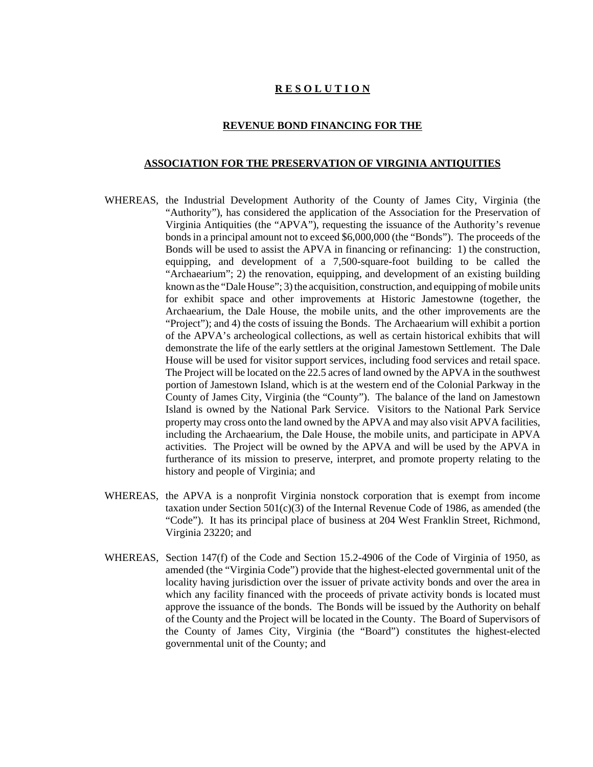# R E S O L U T I O N

## REVENUE BOND FINANCING FOR THE

## ASSOCIATION FOR THE PRESERVATION OF VIRGINIA ANTIQUITIES

WHEREAS, the Industrial Development Authority of the County of James City, Virginia (the "Authority"), has considered the application of the Association for the Preservation of Virginia Antiquities (the "APVA"), requesting the issuance of the Authority's revenue bonds in a principal amount not to exceed $6,000,000 (the "Bonds"). The proceeds of the Bonds will be used to assist the APVA in financing or refinancing: 1) the construction, equipping, and development of a 7,500-square-foot building to be called the "Archaearium"; 2) the renovation, equipping, and development of an existing building known as the "Dale House"; 3) the acquisition, construction, and equipping of mobile units for exhibit space and other improvements at Historic Jamestowne (together, the Archaearium, the Dale House, the mobile units, and the other improvements are the "Project"); and 4) the costs of issuing the Bonds. The Archaearium will exhibit a portion of the APVA's archeological collections, as well as certain historical exhibits that will demonstrate the life of the early settlers at the original Jamestown Settlement. The Dale House will be used for visitor support services, including food services and retail space. The Project will be located on the 22.5 acres of land owned by the APVA in the southwest portion of Jamestown Island, which is at the western end of the Colonial Parkway in the County of James City, Virginia (the "County"). The balance of the land on Jamestown Island is owned by the National Park Service. Visitors to the National Park Service property may cross onto the land owned by the APVA and may also visit APVA facilities, including the Archaearium, the Dale House, the mobile units, and participate in APVA activities. The Project will be owned by the APVA and will be used by the APVA in furtherance of its mission to preserve, interpret, and promote property relating to the history and people of Virginia; and

WHEREAS, the APVA is a nonprofit Virginia nonstock corporation that is exempt from income taxation under Section 501(c)(3) of the Internal Revenue Code of 1986, as amended (the "Code"). It has its principal place of business at 204 West Franklin Street, Richmond, Virginia 23220; and

WHEREAS, Section 147(f) of the Code and Section 15.2-4906 of the Code of Virginia of 1950, as amended (the "Virginia Code") provide that the highest-elected governmental unit of the locality having jurisdiction over the issuer of private activity bonds and over the area in which any facility financed with the proceeds of private activity bonds is located must approve the issuance of the bonds. The Bonds will be issued by the Authority on behalf of the County and the Project will be located in the County. The Board of Supervisors of the County of James City, Virginia (the "Board") constitutes the highest-elected governmental unit of the County; and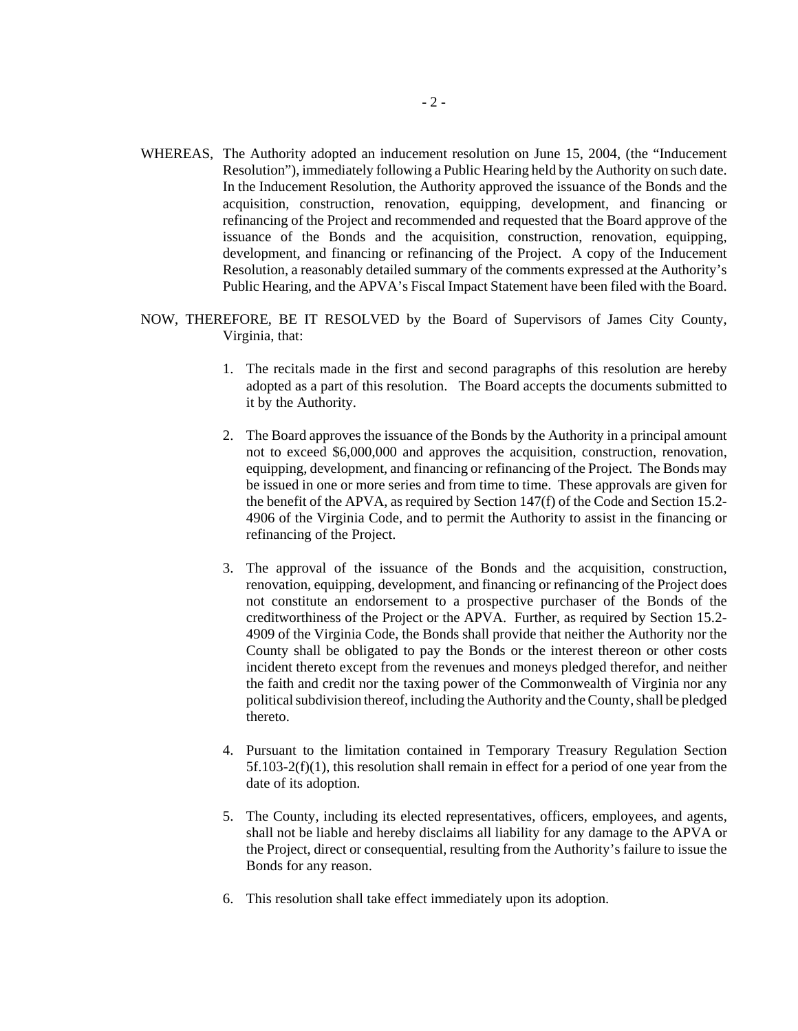WHEREAS, The Authority adopted an inducement resolution on June 15, 2004, (the "Inducement Resolution"), immediately following a Public Hearing held by the Authority on such date. In the Inducement Resolution, the Authority approved the issuance of the Bonds and the acquisition, construction, renovation, equipping, development, and financing or refinancing of the Project and recommended and requested that the Board approve of the issuance of the Bonds and the acquisition, construction, renovation, equipping, development, and financing or refinancing of the Project. A copy of the Inducement Resolution, a reasonably detailed summary of the comments expressed at the Authority's Public Hearing, and the APVA's Fiscal Impact Statement have been filed with the Board.

NOW, THEREFORE, BE IT RESOLVED by the Board of Supervisors of James City County, Virginia, that:

1. The recitals made in the first and second paragraphs of this resolution are hereby adopted as a part of this resolution. The Board accepts the documents submitted to it by the Authority.

2. The Board approves the issuance of the Bonds by the Authority in a principal amount not to exceed $6,000,000 and approves the acquisition, construction, renovation, equipping, development, and financing or refinancing of the Project. The Bonds may be issued in one or more series and from time to time. These approvals are given for the benefit of the APVA, as required by Section 147(f) of the Code and Section 15.2-4906 of the Virginia Code, and to permit the Authority to assist in the financing or refinancing of the Project.

3. The approval of the issuance of the Bonds and the acquisition, construction, renovation, equipping, development, and financing or refinancing of the Project does not constitute an endorsement to a prospective purchaser of the Bonds of the creditworthiness of the Project or the APVA. Further, as required by Section 15.2-4909 of the Virginia Code, the Bonds shall provide that neither the Authority nor the County shall be obligated to pay the Bonds or the interest thereon or other costs incident thereto except from the revenues and moneys pledged therefor, and neither the faith and credit nor the taxing power of the Commonwealth of Virginia nor any political subdivision thereof, including the Authority and the County, shall be pledged thereto.

4. Pursuant to the limitation contained in Temporary Treasury Regulation Section 5f.103-2(f)(1), this resolution shall remain in effect for a period of one year from the date of its adoption.

5. The County, including its elected representatives, officers, employees, and agents, shall not be liable and hereby disclaims all liability for any damage to the APVA or the Project, direct or consequential, resulting from the Authority's failure to issue the Bonds for any reason.

6. This resolution shall take effect immediately upon its adoption.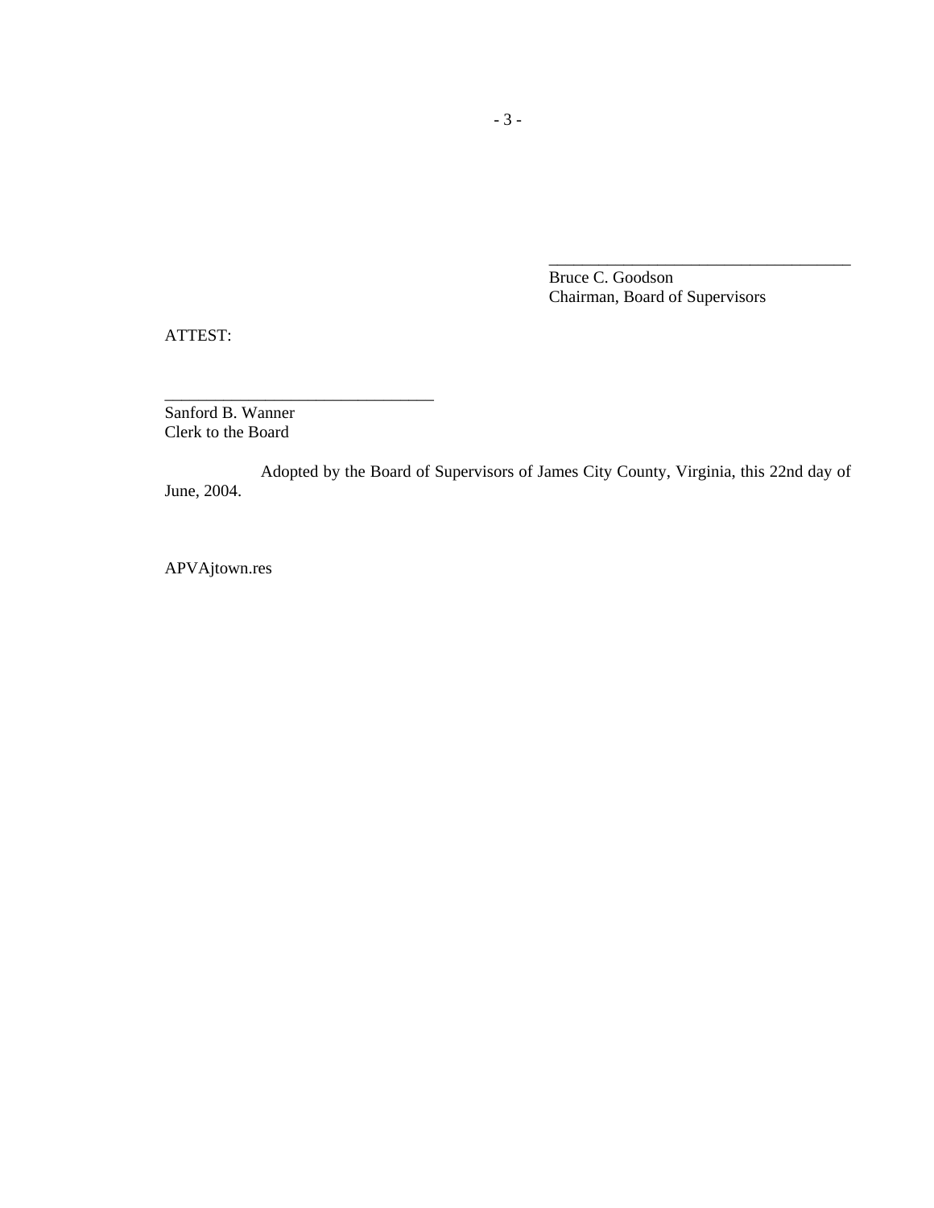\_\_\_\_\_\_\_\_\_\_\_\_\_\_\_\_\_\_\_\_\_\_\_\_\_\_\_\_\_\_\_\_\_\_\_\_\_\_\_\_
Bruce C. Goodson
Chairman, Board of Supervisors

ATTEST:

\_\_\_\_\_\_\_\_\_\_\_\_\_\_\_\_\_\_\_\_\_\_\_\_\_\_\_\_\_\_\_\_\_\_\_\_
Sanford B. Wanner
Clerk to the Board

Adopted by the Board of Supervisors of James City County, Virginia, this 22nd day of June, 2004.

APVAjtown.res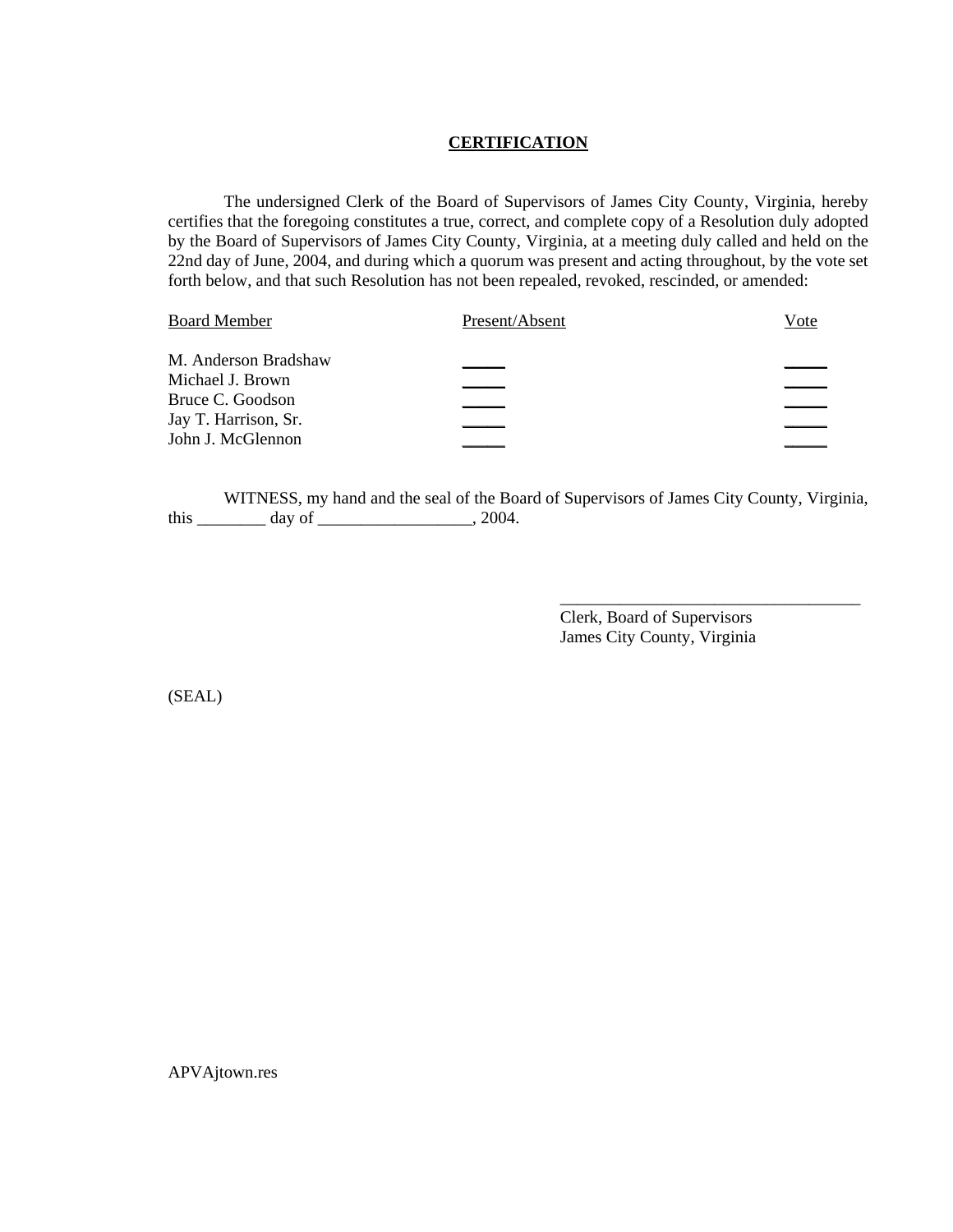# CERTIFICATION

The undersigned Clerk of the Board of Supervisors of James City County, Virginia, hereby certifies that the foregoing constitutes a true, correct, and complete copy of a Resolution duly adopted by the Board of Supervisors of James City County, Virginia, at a meeting duly called and held on the 22nd day of June, 2004, and during which a quorum was present and acting throughout, by the vote set forth below, and that such Resolution has not been repealed, revoked, rescinded, or amended:

| Board Member | Present/Absent | Vote |
|---|---|---|
| M. Anderson Bradshaw | _____ | _____ |
| Michael J. Brown | _____ | _____ |
| Bruce C. Goodson | _____ | _____ |
| Jay T. Harrison, Sr. | _____ | _____ |
| John J. McGlennon | _____ | _____ |

WITNESS, my hand and the seal of the Board of Supervisors of James City County, Virginia, this ________ day of __________________, 2004.

____________________________________
Clerk, Board of Supervisors
James City County, Virginia

(SEAL)

APVAjtown.res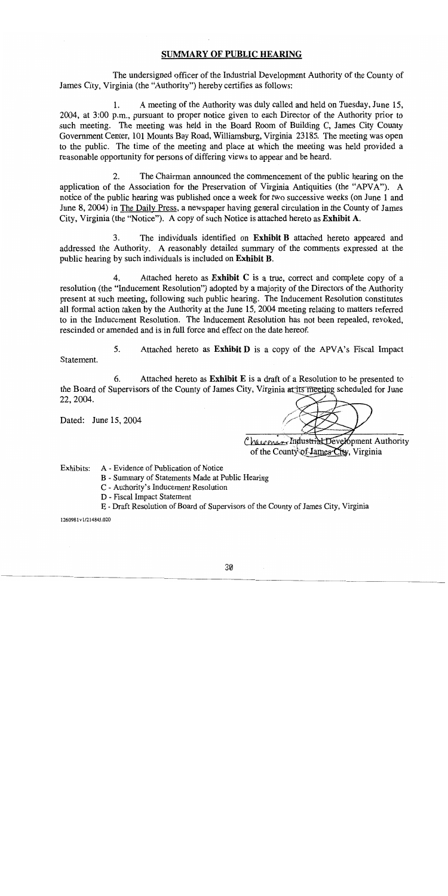## SUMMARY OF PUBLIC HEARING

The undersigned officer of the Industrial Development Authority of the County of James City, Virginia (the "Authority") hereby certifies as follows:

1. A meeting of the Authority was duly called and held on Tuesday, June 15, 2004, at 3:00 p.m., pursuant to proper notice given to each Director of the Authority prior to such meeting. The meeting was held in the Board Room of Building C, James City County Government Center, 101 Mounts Bay Road, Williamsburg, Virginia 23185. The meeting was open to the public. The time of the meeting and place at which the meeting was held provided a reasonable opportunity for persons of differing views to appear and be heard.

2. The Chairman announced the commencement of the public hearing on the application of the Association for the Preservation of Virginia Antiquities (the "APVA"). A notice of the public hearing was published once a week for two successive weeks (on June 1 and June 8, 2004) in The Daily Press, a newspaper having general circulation in the County of James City, Virginia (the "Notice"). A copy of such Notice is attached hereto as **Exhibit A**.

3. The individuals identified on **Exhibit B** attached hereto appeared and addressed the Authority. A reasonably detailed summary of the comments expressed at the public hearing by such individuals is included on **Exhibit B**.

4. Attached hereto as **Exhibit C** is a true, correct and complete copy of a resolution (the "Inducement Resolution") adopted by a majority of the Directors of the Authority present at such meeting, following such public hearing. The Inducement Resolution constitutes all formal action taken by the Authority at the June 15, 2004 meeting relating to matters referred to in the Inducement Resolution. The Inducement Resolution has not been repealed, revoked, rescinded or amended and is in full force and effect on the date hereof.

5. Attached hereto as **Exhibit D** is a copy of the APVA's Fiscal Impact Statement.

6. Attached hereto as **Exhibit E** is a draft of a Resolution to be presented to the Board of Supervisors of the County of James City, Virginia at its meeting scheduled for June 22, 2004.

Dated: June 15, 2004

Chairman, Industrial Development Authority of the County of James City, Virginia

Exhibits:
- A - Evidence of Publication of Notice
- B - Summary of Statements Made at Public Hearing
- C - Authority's Inducement Resolution
- D - Fiscal Impact Statement
- E - Draft Resolution of Board of Supervisors of the County of James City, Virginia

1260981v1/214845.020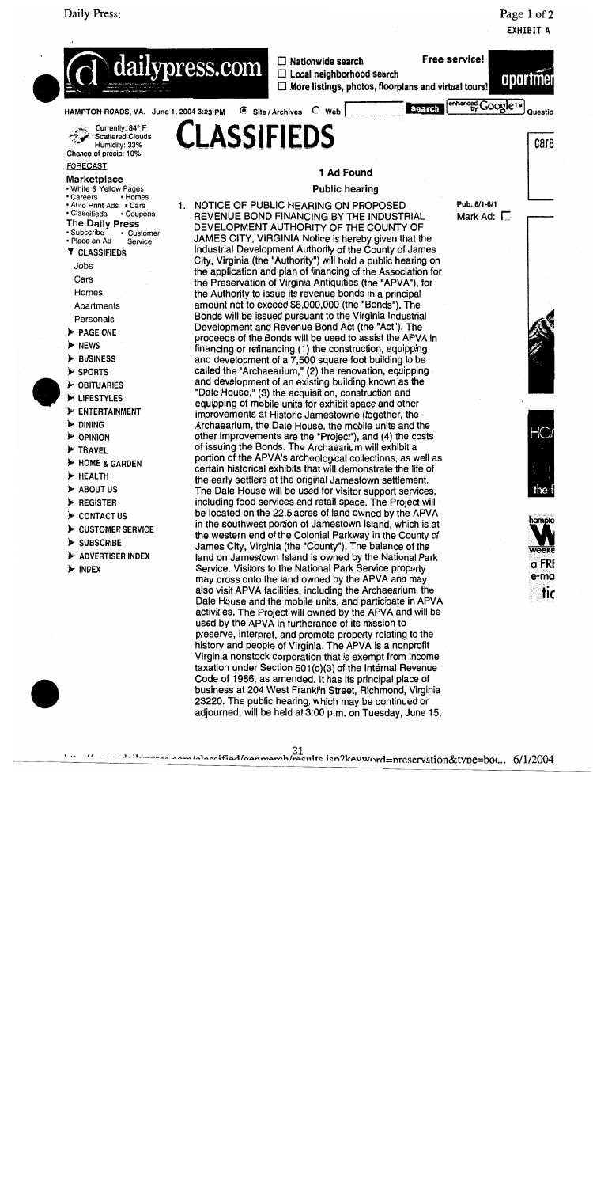EXHIBIT A

dailypress.com

☐ Nationwide search
☐ Local neighborhood search
☐ More listings, photos, floorplans and virtual tours!

Free service!

HAMPTON ROADS, VA. June 1, 2004 3:23 PM

Currently: 84° F
Scattered Clouds
Humidity: 33%
Chance of precip: 10%

FORECAST

**Marketplace**
- White & Yellow Pages
- Careers
- Homes
- Auto Print Ads
- Cars
- Classifieds
- Coupons

**The Daily Press**
- Subscribe
- Customer Service
- Place an Ad

- CLASSIFIEDS
  - Jobs
  - Cars
  - Homes
  - Apartments
  - Personals
- PAGE ONE
- NEWS
- BUSINESS
- SPORTS
- OBITUARIES
- LIFESTYLES
- ENTERTAINMENT
- DINING
- OPINION
- TRAVEL
- HOME & GARDEN
- HEALTH
- ABOUT US
- REGISTER
- CONTACT US
- CUSTOMER SERVICE
- SUBSCRIBE
- ADVERTISER INDEX
- INDEX

# CLASSIFIEDS

**1 Ad Found**

**Public hearing**

Pub. 6/1-6/1
Mark Ad: ☐

1. NOTICE OF PUBLIC HEARING ON PROPOSED REVENUE BOND FINANCING BY THE INDUSTRIAL DEVELOPMENT AUTHORITY OF THE COUNTY OF JAMES CITY, VIRGINIA Notice is hereby given that the Industrial Development Authority of the County of James City, Virginia (the "Authority") will hold a public hearing on the application and plan of financing of the Association for the Preservation of Virginia Antiquities (the "APVA"), for the Authority to issue its revenue bonds in a principal amount not to exceed $6,000,000 (the "Bonds"). The Bonds will be issued pursuant to the Virginia Industrial Development and Revenue Bond Act (the "Act"). The proceeds of the Bonds will be used to assist the APVA in financing or refinancing (1) the construction, equipping and development of a 7,500 square foot building to be called the "Archaearium," (2) the renovation, equipping and development of an existing building known as the "Dale House," (3) the acquisition, construction and equipping of mobile units for exhibit space and other improvements at Historic Jamestowne (together, the Archaearium, the Dale House, the mobile units and the other improvements are the "Project"), and (4) the costs of issuing the Bonds. The Archaearium will exhibit a portion of the APVA's archeological collections, as well as certain historical exhibits that will demonstrate the life of the early settlers at the original Jamestown settlement. The Dale House will be used for visitor support services, including food services and retail space. The Project will be located on the 22.5 acres of land owned by the APVA in the southwest portion of Jamestown Island, which is at the western end of the Colonial Parkway in the County of James City, Virginia (the "County"). The balance of the land on Jamestown Island is owned by the National Park Service. Visitors to the National Park Service property may cross onto the land owned by the APVA and may also visit APVA facilities, including the Archaearium, the Dale House and the mobile units, and participate in APVA activities. The Project will owned by the APVA and will be used by the APVA in furtherance of its mission to preserve, interpret, and promote property relating to the history and people of Virginia. The APVA is a nonprofit Virginia nonstock corporation that is exempt from income taxation under Section 501(c)(3) of the Internal Revenue Code of 1986, as amended. It has its principal place of business at 204 West Franklin Street, Richmond, Virginia 23220. The public hearing, which may be continued or adjourned, will be held at 3:00 p.m. on Tuesday, June 15,

31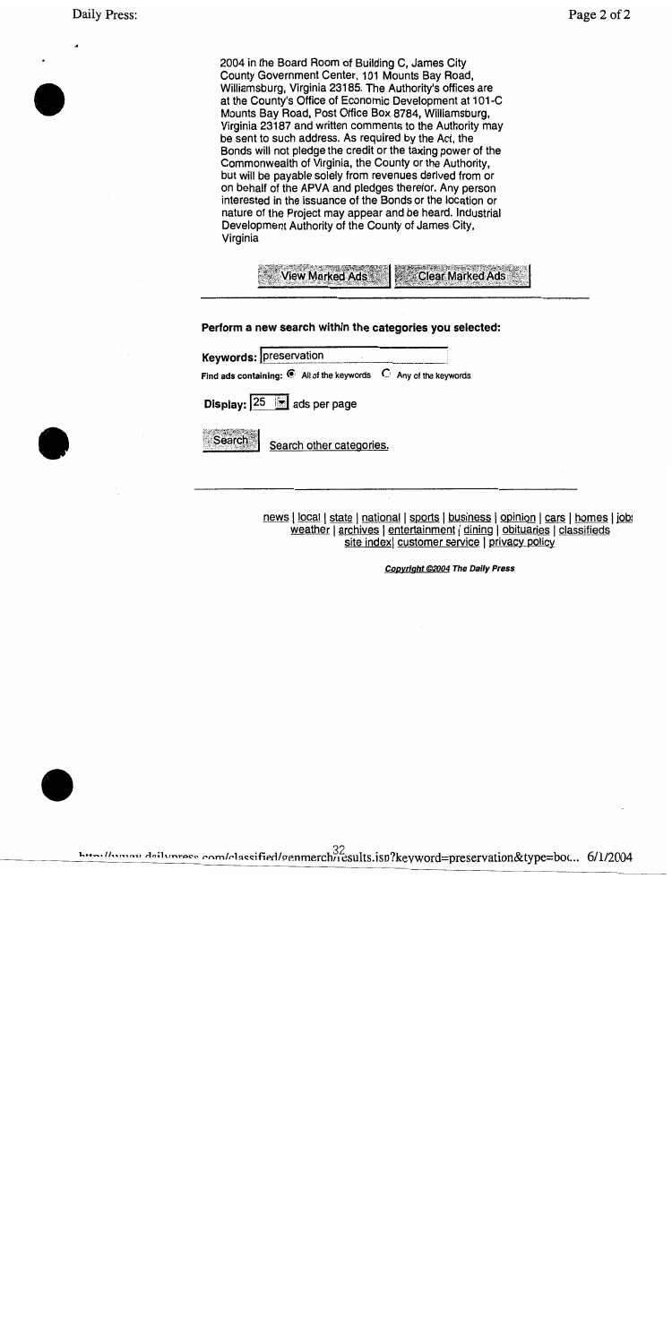2004 in the Board Room of Building C, James City County Government Center, 101 Mounts Bay Road, Williamsburg, Virginia 23185. The Authority's offices are at the County's Office of Economic Development at 101-C Mounts Bay Road, Post Office Box 8784, Williamsburg, Virginia 23187 and written comments to the Authority may be sent to such address. As required by the Act, the Bonds will not pledge the credit or the taxing power of the Commonwealth of Virginia, the County or the Authority, but will be payable solely from revenues derived from or on behalf of the APVA and pledges therefor. Any person interested in the issuance of the Bonds or the location or nature of the Project may appear and be heard. Industrial Development Authority of the County of James City, Virginia

View Marked Ads | Clear Marked Ads

**Perform a new search within the categories you selected:**

**Keywords:** preservation

Find ads containing: (•) All of the keywords ( ) Any of the keywords

**Display:** 25 ads per page

Search | Search other categories.

news | local | state | national | sports | business | opinion | cars | homes | jobs
weather | archives | entertainment | dining | obituaries | classifieds
site index | customer service | privacy policy

***Copyright ©2004 The Daily Press***

32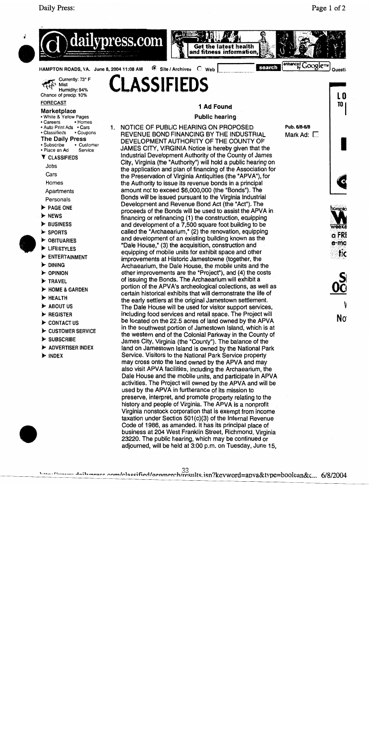HAMPTON ROADS, VA. June 8, 2004 11:08 AM

Currently: 73° F
Mist
Humidity: 94%
Chance of precip: 10%
FORECAST

**Marketplace**
- White & Yellow Pages
- Careers
- Homes
- Auto Print Ads
- Cars
- Classifieds
- Coupons

**The Daily Press**
- Subscribe
- Customer Service
- Place an Ad

**CLASSIFIEDS**
- Jobs
- Cars
- Homes
- Apartments
- Personals
- PAGE ONE
- NEWS
- BUSINESS
- SPORTS
- OBITUARIES
- LIFESTYLES
- ENTERTAINMENT
- DINING
- OPINION
- TRAVEL
- HOME & GARDEN
- HEALTH
- ABOUT US
- REGISTER
- CONTACT US
- CUSTOMER SERVICE
- SUBSCRIBE
- ADVERTISER INDEX
- INDEX

# CLASSIFIEDS

## 1 Ad Found

### Public hearing

Pub. 6/8-6/8

Mark Ad: ☐

1. NOTICE OF PUBLIC HEARING ON PROPOSED REVENUE BOND FINANCING BY THE INDUSTRIAL DEVELOPMENT AUTHORITY OF THE COUNTY OF JAMES CITY, VIRGINIA Notice is hereby given that the Industrial Development Authority of the County of James City, Virginia (the "Authority") will hold a public hearing on the application and plan of financing of the Association for the Preservation of Virginia Antiquities (the "APVA"), for the Authority to issue its revenue bonds in a principal amount not to exceed $6,000,000 (the "Bonds"). The Bonds will be issued pursuant to the Virginia Industrial Development and Revenue Bond Act (the "Act"). The proceeds of the Bonds will be used to assist the APVA in financing or refinancing (1) the construction, equipping and development of a 7,500 square foot building to be called the "Archaearium," (2) the renovation, equipping and development of an existing building known as the "Dale House," (3) the acquisition, construction and equipping of mobile units for exhibit space and other improvements at Historic Jamestowne (together, the Archaearium, the Dale House, the mobile units and the other improvements are the "Project"), and (4) the costs of issuing the Bonds. The Archaearium will exhibit a portion of the APVA's archeological collections, as well as certain historical exhibits that will demonstrate the life of the early settlers at the original Jamestown settlement. The Dale House will be used for visitor support services, including food services and retail space. The Project will be located on the 22.5 acres of land owned by the APVA in the southwest portion of Jamestown Island, which is at the western end of the Colonial Parkway in the County of James City, Virginia (the "County"). The balance of the land on Jamestown Island is owned by the National Park Service. Visitors to the National Park Service property may cross onto the land owned by the APVA and may also visit APVA facilities, including the Archaearium, the Dale House and the mobile units, and participate in APVA activities. The Project will owned by the APVA and will be used by the APVA in furtherance of its mission to preserve, interpret, and promote property relating to the history and people of Virginia. The APVA is a nonprofit Virginia nonstock corporation that is exempt from income taxation under Section 501(c)(3) of the Internal Revenue Code of 1986, as amended. It has its principal place of business at 204 West Franklin Street, Richmond, Virginia 23220. The public hearing, which may be continued or adjourned, will be held at 3:00 p.m. on Tuesday, June 15,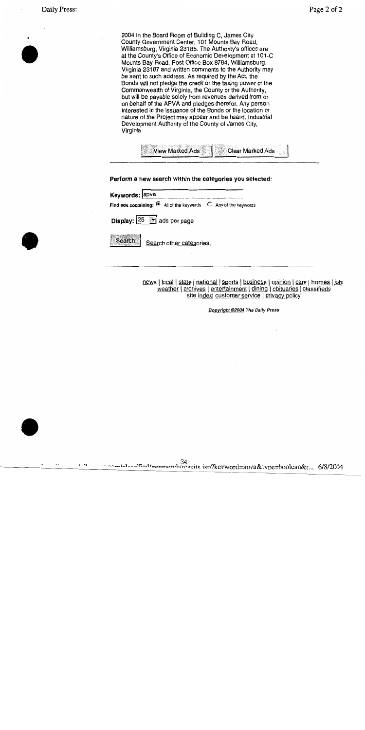2004 in the Board Room of Building C, James City County Government Center, 101 Mounts Bay Road, Williamsburg, Virginia 23185. The Authority's offices are at the County's Office of Economic Development at 101-C Mounts Bay Road, Post Office Box 8784, Williamsburg, Virginia 23187 and written comments to the Authority may be sent to such address. As required by the Act, the Bonds will not pledge the credit or the taxing power of the Commonwealth of Virginia, the County or the Authority, but will be payable solely from revenues derived from or on behalf of the APVA and pledges therefor. Any person interested in the issuance of the Bonds or the location or nature of the Project may appear and be heard. Industrial Development Authority of the County of James City, Virginia

View Marked Ads | Clear Marked Ads

**Perform a new search within the categories you selected:**

**Keywords:** apva

**Find ads containing:** (•) All of the keywords ( ) Any of the keywords

**Display:** 25 ads per page

Search | Search other categories.

news | local | state | national | sports | business | opinion | cars | homes | jobs
weather | archives | entertainment | dining | obituaries | classifieds
site index | customer service | privacy policy

*Copyright ©2004 The Daily Press*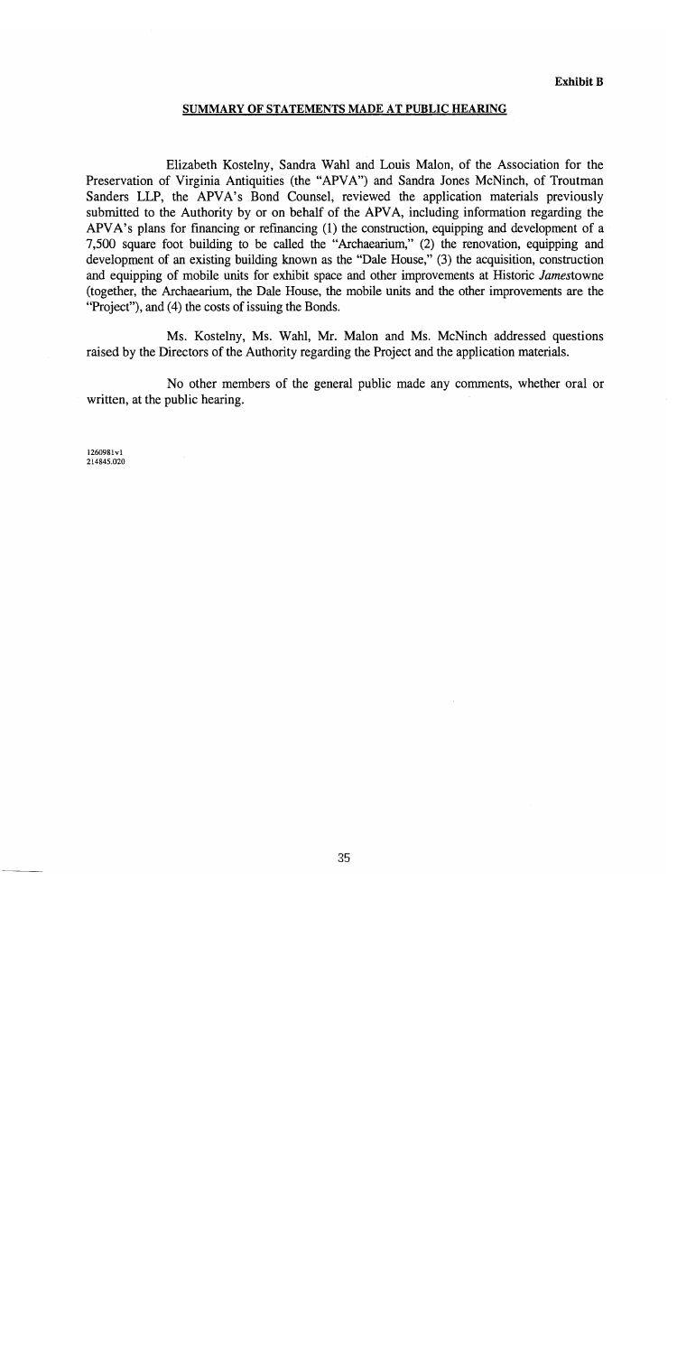**Exhibit B**

**SUMMARY OF STATEMENTS MADE AT PUBLIC HEARING**

Elizabeth Kostelny, Sandra Wahl and Louis Malon, of the Association for the Preservation of Virginia Antiquities (the "APVA") and Sandra Jones McNinch, of Troutman Sanders LLP, the APVA's Bond Counsel, reviewed the application materials previously submitted to the Authority by or on behalf of the APVA, including information regarding the APVA's plans for financing or refinancing (1) the construction, equipping and development of a 7,500 square foot building to be called the "Archaearium," (2) the renovation, equipping and development of an existing building known as the "Dale House," (3) the acquisition, construction and equipping of mobile units for exhibit space and other improvements at Historic *James*towne (together, the Archaearium, the Dale House, the mobile units and the other improvements are the "Project"), and (4) the costs of issuing the Bonds.

Ms. Kostelny, Ms. Wahl, Mr. Malon and Ms. McNinch addressed questions raised by the Directors of the Authority regarding the Project and the application materials.

No other members of the general public made any comments, whether oral or written, at the public hearing.

1260981v1
214845.020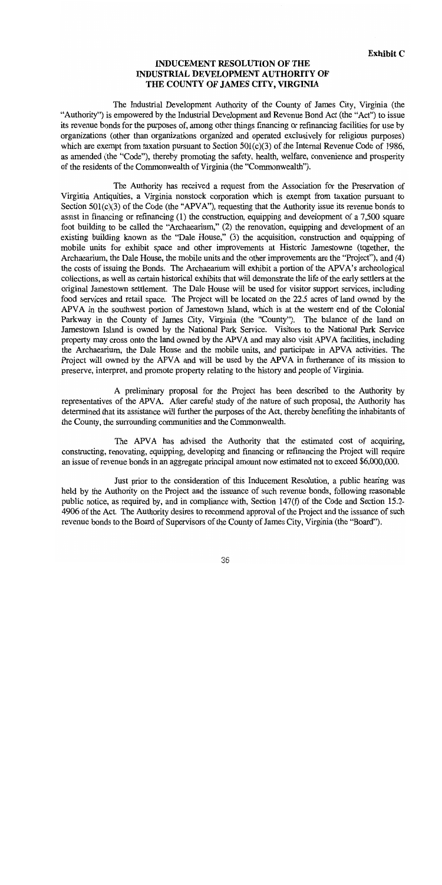**Exhibit C**

# INDUCEMENT RESOLUTION OF THE INDUSTRIAL DEVELOPMENT AUTHORITY OF THE COUNTY OF JAMES CITY, VIRGINIA

The Industrial Development Authority of the County of James City, Virginia (the "Authority") is empowered by the Industrial Development and Revenue Bond Act (the "Act") to issue its revenue bonds for the purposes of, among other things financing or refinancing facilities for use by organizations (other than organizations organized and operated exclusively for religious purposes) which are exempt from taxation pursuant to Section 501(c)(3) of the Internal Revenue Code of 1986, as amended (the "Code"), thereby promoting the safety, health, welfare, convenience and prosperity of the residents of the Commonwealth of Virginia (the "Commonwealth").

The Authority has received a request from the Association for the Preservation of Virginia Antiquities, a Virginia nonstock corporation which is exempt from taxation pursuant to Section 501(c)(3) of the Code (the "APVA"), requesting that the Authority issue its revenue bonds to assist in financing or refinancing (1) the construction, equipping and development of a 7,500 square foot building to be called the "Archaearium," (2) the renovation, equipping and development of an existing building known as the "Dale House," (3) the acquisition, construction and equipping of mobile units for exhibit space and other improvements at Historic Jamestowne (together, the Archaearium, the Dale House, the mobile units and the other improvements are the "Project"), and (4) the costs of issuing the Bonds. The Archaearium will exhibit a portion of the APVA's archeological collections, as well as certain historical exhibits that will demonstrate the life of the early settlers at the original Jamestown settlement. The Dale House will be used for visitor support services, including food services and retail space. The Project will be located on the 22.5 acres of land owned by the APVA in the southwest portion of Jamestown Island, which is at the western end of the Colonial Parkway in the County of James City, Virginia (the "County"). The balance of the land on Jamestown Island is owned by the National Park Service. Visitors to the National Park Service property may cross onto the land owned by the APVA and may also visit APVA facilities, including the Archaearium, the Dale House and the mobile units, and participate in APVA activities. The Project will owned by the APVA and will be used by the APVA in furtherance of its mission to preserve, interpret, and promote property relating to the history and people of Virginia.

A preliminary proposal for the Project has been described to the Authority by representatives of the APVA. After careful study of the nature of such proposal, the Authority has determined that its assistance will further the purposes of the Act, thereby benefiting the inhabitants of the County, the surrounding communities and the Commonwealth.

The APVA has advised the Authority that the estimated cost of acquiring, constructing, renovating, equipping, developing and financing or refinancing the Project will require an issue of revenue bonds in an aggregate principal amount now estimated not to exceed $6,000,000.

Just prior to the consideration of this Inducement Resolution, a public hearing was held by the Authority on the Project and the issuance of such revenue bonds, following reasonable public notice, as required by, and in compliance with, Section 147(f) of the Code and Section 15.2-4906 of the Act. The Authority desires to recommend approval of the Project and the issuance of such revenue bonds to the Board of Supervisors of the County of James City, Virginia (the "Board").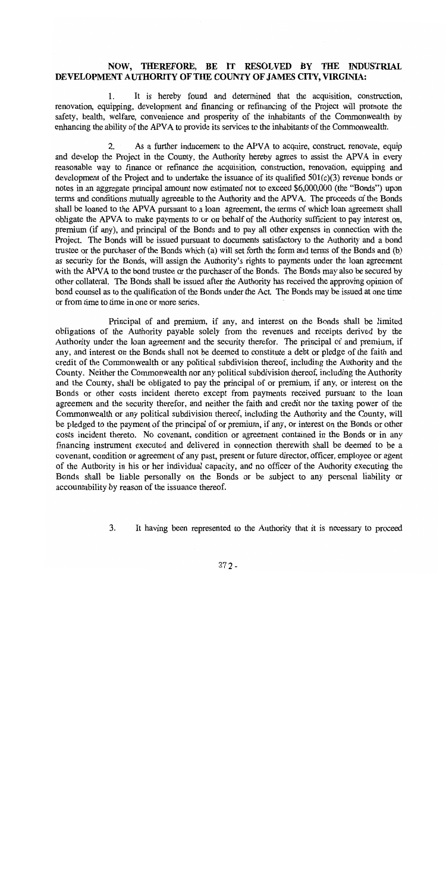**NOW, THEREFORE, BE IT RESOLVED BY THE INDUSTRIAL DEVELOPMENT AUTHORITY OF THE COUNTY OF JAMES CITY, VIRGINIA:**

1. It is hereby found and determined that the acquisition, construction, renovation, equipping, development and financing or refinancing of the Project will promote the safety, health, welfare, convenience and prosperity of the inhabitants of the Commonwealth by enhancing the ability of the APVA to provide its services to the inhabitants of the Commonwealth.

2. As a further inducement to the APVA to acquire, construct, renovate, equip and develop the Project in the County, the Authority hereby agrees to assist the APVA in every reasonable way to finance or refinance the acquisition, construction, renovation, equipping and development of the Project and to undertake the issuance of its qualified 501(c)(3) revenue bonds or notes in an aggregate principal amount now estimated not to exceed $6,000,000 (the "Bonds") upon terms and conditions mutually agreeable to the Authority and the APVA. The proceeds of the Bonds shall be loaned to the APVA pursuant to a loan agreement, the terms of which loan agreement shall obligate the APVA to make payments to or on behalf of the Authority sufficient to pay interest on, premium (if any), and principal of the Bonds and to pay all other expenses in connection with the Project. The Bonds will be issued pursuant to documents satisfactory to the Authority and a bond trustee or the purchaser of the Bonds which (a) will set forth the form and terms of the Bonds and (b) as security for the Bonds, will assign the Authority's rights to payments under the loan agreement with the APVA to the bond trustee or the purchaser of the Bonds. The Bonds may also be secured by other collateral. The Bonds shall be issued after the Authority has received the approving opinion of bond counsel as to the qualification of the Bonds under the Act. The Bonds may be issued at one time or from time to time in one or more series.

Principal of and premium, if any, and interest on the Bonds shall be limited obligations of the Authority payable solely from the revenues and receipts derived by the Authority under the loan agreement and the security therefor. The principal of and premium, if any, and interest on the Bonds shall not be deemed to constitute a debt or pledge of the faith and credit of the Commonwealth or any political subdivision thereof, including the Authority and the County. Neither the Commonwealth nor any political subdivision thereof, including the Authority and the County, shall be obligated to pay the principal of or premium, if any, or interest on the Bonds or other costs incident thereto except from payments received pursuant to the loan agreement and the security therefor, and neither the faith and credit nor the taxing power of the Commonwealth or any political subdivision thereof, including the Authority and the County, will be pledged to the payment of the principal of or premium, if any, or interest on the Bonds or other costs incident thereto. No covenant, condition or agreement contained in the Bonds or in any financing instrument executed and delivered in connection therewith shall be deemed to be a covenant, condition or agreement of any past, present or future director, officer, employee or agent of the Authority in his or her individual capacity, and no officer of the Authority executing the Bonds shall be liable personally on the Bonds or be subject to any personal liability or accountability by reason of the issuance thereof.

3. It having been represented to the Authority that it is necessary to proceed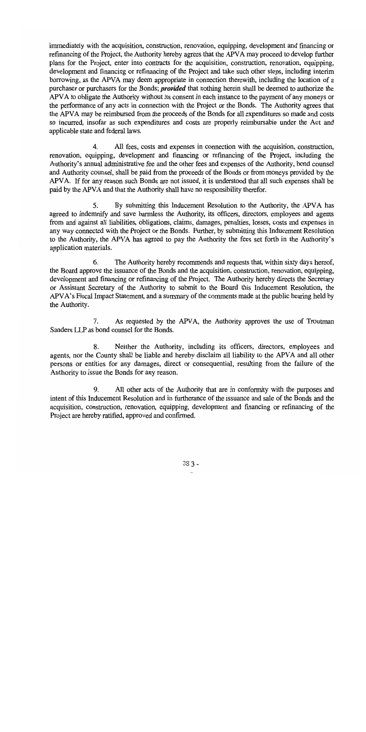immediately with the acquisition, construction, renovation, equipping, development and financing or refinancing of the Project, the Authority hereby agrees that the APVA may proceed to develop further plans for the Project, enter into contracts for the acquisition, construction, renovation, equipping, development and financing or refinancing of the Project and take such other steps, including interim borrowing, as the APVA may deem appropriate in connection therewith, including the location of a purchaser or purchasers for the Bonds; ***provided*** that nothing herein shall be deemed to authorize the APVA to obligate the Authority without its consent in each instance to the payment of any moneys or the performance of any acts in connection with the Project or the Bonds. The Authority agrees that the APVA may be reimbursed from the proceeds of the Bonds for all expenditures so made and costs so incurred, insofar as such expenditures and costs are properly reimbursable under the Act and applicable state and federal laws.

4. All fees, costs and expenses in connection with the acquisition, construction, renovation, equipping, development and financing or refinancing of the Project, including the Authority's annual administrative fee and the other fees and expenses of the Authority, bond counsel and Authority counsel, shall be paid from the proceeds of the Bonds or from moneys provided by the APVA. If for any reason such Bonds are not issued, it is understood that all such expenses shall be paid by the APVA and that the Authority shall have no responsibility therefor.

5. By submitting this Inducement Resolution to the Authority, the APVA has agreed to indemnify and save harmless the Authority, its officers, directors, employees and agents from and against all liabilities, obligations, claims, damages, penalties, losses, costs and expenses in any way connected with the Project or the Bonds. Further, by submitting this Inducement Resolution to the Authority, the APVA has agreed to pay the Authority the fees set forth in the Authority's application materials.

6. The Authority hereby recommends and requests that, within sixty days hereof, the Board approve the issuance of the Bonds and the acquisition, construction, renovation, equipping, development and financing or refinancing of the Project. The Authority hereby directs the Secretary or Assistant Secretary of the Authority to submit to the Board this Inducement Resolution, the APVA's Fiscal Impact Statement, and a summary of the comments made at the public hearing held by the Authority.

7. As requested by the APVA, the Authority approves the use of Troutman Sanders LLP as bond counsel for the Bonds.

8. Neither the Authority, including its officers, directors, employees and agents, nor the County shall be liable and hereby disclaim all liability to the APVA and all other persons or entities for any damages, direct or consequential, resulting from the failure of the Authority to issue the Bonds for any reason.

9. All other acts of the Authority that are in conformity with the purposes and intent of this Inducement Resolution and in furtherance of the issuance and sale of the Bonds and the acquisition, construction, renovation, equipping, development and financing or refinancing of the Project are hereby ratified, approved and confirmed.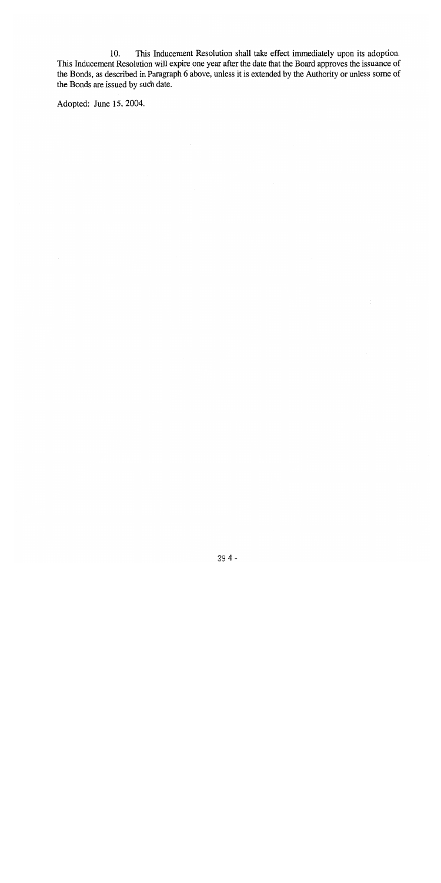10. This Inducement Resolution shall take effect immediately upon its adoption. This Inducement Resolution will expire one year after the date that the Board approves the issuance of the Bonds, as described in Paragraph 6 above, unless it is extended by the Authority or unless some of the Bonds are issued by such date.

Adopted: June 15, 2004.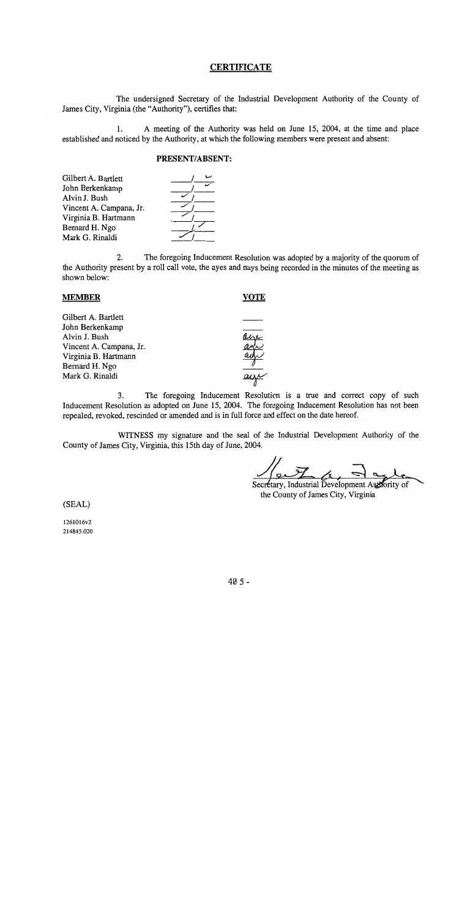# CERTIFICATE

The undersigned Secretary of the Industrial Development Authority of the County of James City, Virginia (the "Authority"), certifies that:

1. A meeting of the Authority was held on June 15, 2004, at the time and place established and noticed by the Authority, at which the following members were present and absent:

**PRESENT/ABSENT:**

| Member | Present | Absent |
|---|---|---|
| Gilbert A. Bartlett | | ✓ |
| John Berkenkamp | | ✓ |
| Alvin J. Bush | ✓ | |
| Vincent A. Campana, Jr. | ✓ | |
| Virginia B. Hartmann | ✓ | |
| Bernard H. Ngo | | ✓ |
| Mark G. Rinaldi | ✓ | |

2. The foregoing Inducement Resolution was adopted by a majority of the quorum of the Authority present by a roll call vote, the ayes and nays being recorded in the minutes of the meeting as shown below:

| **MEMBER** | **VOTE** |
|---|---|
| Gilbert A. Bartlett | |
| John Berkenkamp | |
| Alvin J. Bush | aye |
| Vincent A. Campana, Jr. | aye |
| Virginia B. Hartmann | aye |
| Bernard H. Ngo | |
| Mark G. Rinaldi | aye |

3. The foregoing Inducement Resolution is a true and correct copy of such Inducement Resolution as adopted on June 15, 2004. The foregoing Inducement Resolution has not been repealed, revoked, rescinded or amended and is in full force and effect on the date hereof.

WITNESS my signature and the seal of the Industrial Development Authority of the County of James City, Virginia, this 15th day of June, 2004.

Secretary, Industrial Development Authority of the County of James City, Virginia

(SEAL)

1261016v2
214845.020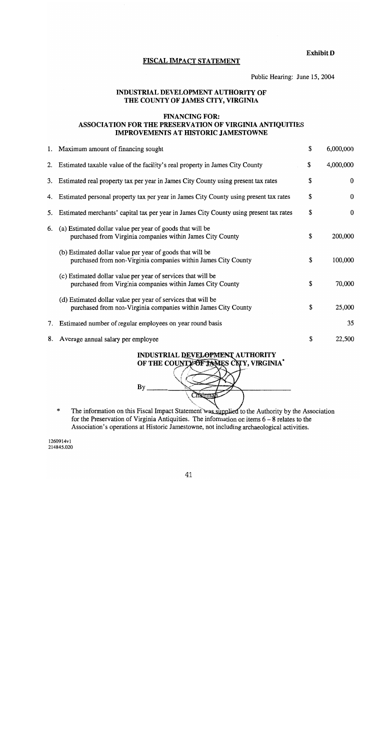**Exhibit D**

## FISCAL IMPACT STATEMENT

Public Hearing: June 15, 2004

### INDUSTRIAL DEVELOPMENT AUTHORITY OF THE COUNTY OF JAMES CITY, VIRGINIA

### FINANCING FOR: ASSOCIATION FOR THE PRESERVATION OF VIRGINIA ANTIQUITIES IMPROVEMENTS AT HISTORIC JAMESTOWNE

| | | | |
|---|---|---|---|
| 1. | Maximum amount of financing sought | $ | 6,000,000 |
| 2. | Estimated taxable value of the facility's real property in James City County | $ | 4,000,000 |
| 3. | Estimated real property tax per year in James City County using present tax rates | $ | 0 |
| 4. | Estimated personal property tax per year in James City County using present tax rates | $ | 0 |
| 5. | Estimated merchants' capital tax per year in James City County using present tax rates | $ | 0 |
| 6. | (a) Estimated dollar value per year of goods that will be purchased from Virginia companies within James City County | $ | 200,000 |
| | (b) Estimated dollar value per year of goods that will be purchased from non-Virginia companies within James City County | $ | 100,000 |
| | (c) Estimated dollar value per year of services that will be purchased from Virginia companies within James City County | $ | 70,000 |
| | (d) Estimated dollar value per year of services that will be purchased from non-Virginia companies within James City County | $ | 25,000 |
| 7. | Estimated number of regular employees on year round basis | | 35 |
| 8. | Average annual salary per employee | $ | 22,500 |

**INDUSTRIAL DEVELOPMENT AUTHORITY OF THE COUNTY OF JAMES CITY, VIRGINIA***

By ______________________
Chairman

\* The information on this Fiscal Impact Statement was supplied to the Authority by the Association for the Preservation of Virginia Antiquities. The information on items 6 – 8 relates to the Association's operations at Historic Jamestowne, not including archaeological activities.

1260914v1
214845.020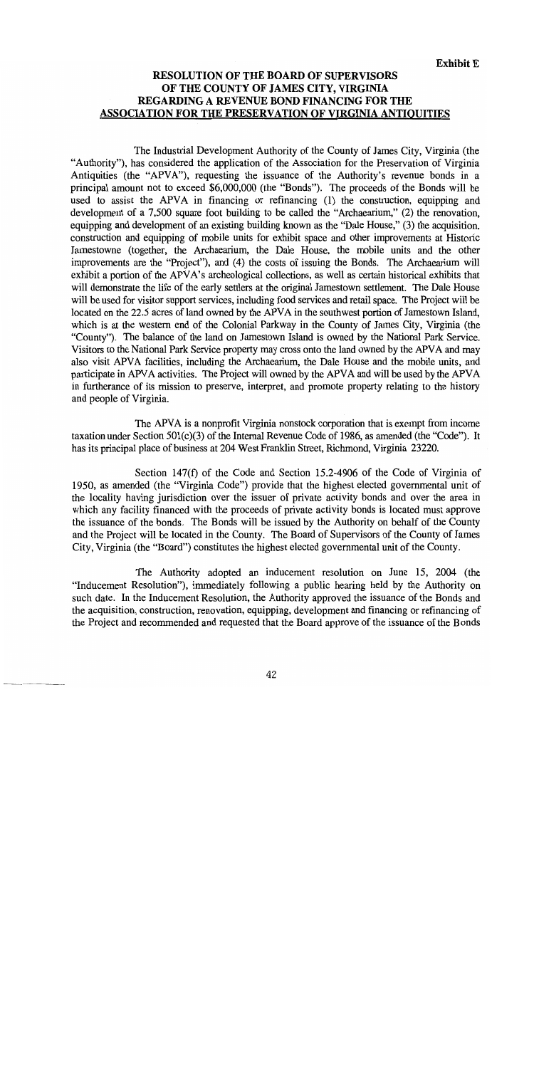**Exhibit E**

## RESOLUTION OF THE BOARD OF SUPERVISORS OF THE COUNTY OF JAMES CITY, VIRGINIA REGARDING A REVENUE BOND FINANCING FOR THE ASSOCIATION FOR THE PRESERVATION OF VIRGINIA ANTIQUITIES

The Industrial Development Authority of the County of James City, Virginia (the "Authority"), has considered the application of the Association for the Preservation of Virginia Antiquities (the "APVA"), requesting the issuance of the Authority's revenue bonds in a principal amount not to exceed $6,000,000 (the "Bonds"). The proceeds of the Bonds will be used to assist the APVA in financing or refinancing (1) the construction, equipping and development of a 7,500 square foot building to be called the "Archaearium," (2) the renovation, equipping and development of an existing building known as the "Dale House," (3) the acquisition, construction and equipping of mobile units for exhibit space and other improvements at Historic Jamestowne (together, the Archaearium, the Dale House, the mobile units and the other improvements are the "Project"), and (4) the costs of issuing the Bonds. The Archaearium will exhibit a portion of the APVA's archeological collections, as well as certain historical exhibits that will demonstrate the life of the early settlers at the original Jamestown settlement. The Dale House will be used for visitor support services, including food services and retail space. The Project will be located on the 22.5 acres of land owned by the APVA in the southwest portion of Jamestown Island, which is at the western end of the Colonial Parkway in the County of James City, Virginia (the "County"). The balance of the land on Jamestown Island is owned by the National Park Service. Visitors to the National Park Service property may cross onto the land owned by the APVA and may also visit APVA facilities, including the Archaearium, the Dale House and the mobile units, and participate in APVA activities. The Project will owned by the APVA and will be used by the APVA in furtherance of its mission to preserve, interpret, and promote property relating to the history and people of Virginia.

The APVA is a nonprofit Virginia nonstock corporation that is exempt from income taxation under Section 501(c)(3) of the Internal Revenue Code of 1986, as amended (the "Code"). It has its principal place of business at 204 West Franklin Street, Richmond, Virginia 23220.

Section 147(f) of the Code and Section 15.2-4906 of the Code of Virginia of 1950, as amended (the "Virginia Code") provide that the highest elected governmental unit of the locality having jurisdiction over the issuer of private activity bonds and over the area in which any facility financed with the proceeds of private activity bonds is located must approve the issuance of the bonds. The Bonds will be issued by the Authority on behalf of the County and the Project will be located in the County. The Board of Supervisors of the County of James City, Virginia (the "Board") constitutes the highest elected governmental unit of the County.

The Authority adopted an inducement resolution on June 15, 2004 (the "Inducement Resolution"), immediately following a public hearing held by the Authority on such date. In the Inducement Resolution, the Authority approved the issuance of the Bonds and the acquisition, construction, renovation, equipping, development and financing or refinancing of the Project and recommended and requested that the Board approve of the issuance of the Bonds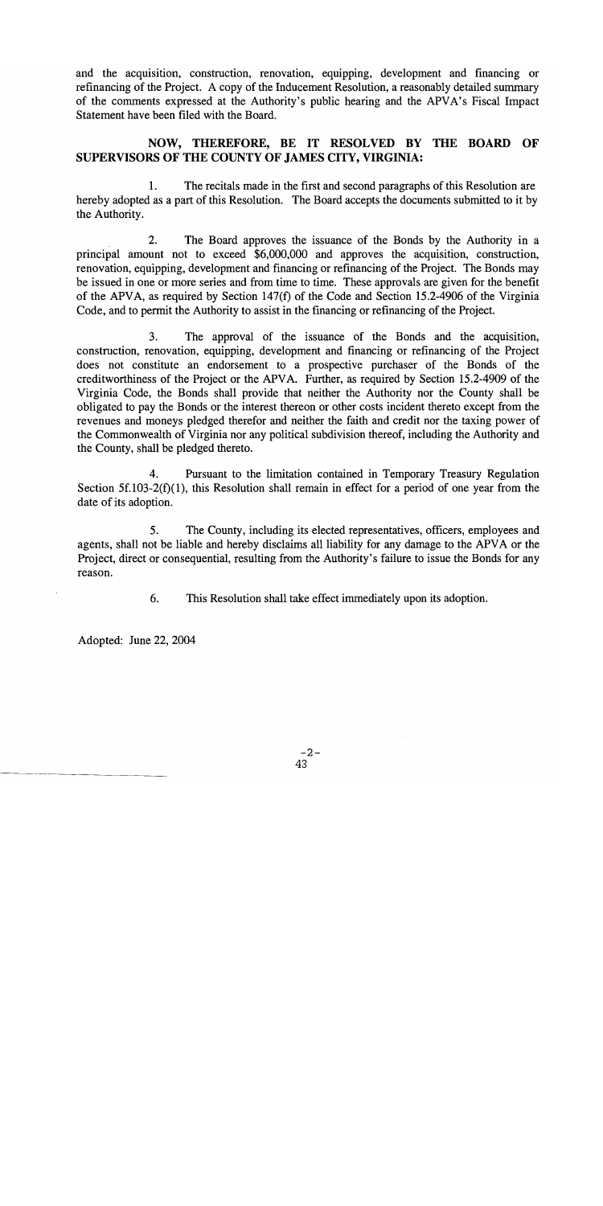and the acquisition, construction, renovation, equipping, development and financing or refinancing of the Project. A copy of the Inducement Resolution, a reasonably detailed summary of the comments expressed at the Authority's public hearing and the APVA's Fiscal Impact Statement have been filed with the Board.

**NOW, THEREFORE, BE IT RESOLVED BY THE BOARD OF SUPERVISORS OF THE COUNTY OF JAMES CITY, VIRGINIA:**

1. The recitals made in the first and second paragraphs of this Resolution are hereby adopted as a part of this Resolution. The Board accepts the documents submitted to it by the Authority.

2. The Board approves the issuance of the Bonds by the Authority in a principal amount not to exceed $6,000,000 and approves the acquisition, construction, renovation, equipping, development and financing or refinancing of the Project. The Bonds may be issued in one or more series and from time to time. These approvals are given for the benefit of the APVA, as required by Section 147(f) of the Code and Section 15.2-4906 of the Virginia Code, and to permit the Authority to assist in the financing or refinancing of the Project.

3. The approval of the issuance of the Bonds and the acquisition, construction, renovation, equipping, development and financing or refinancing of the Project does not constitute an endorsement to a prospective purchaser of the Bonds of the creditworthiness of the Project or the APVA. Further, as required by Section 15.2-4909 of the Virginia Code, the Bonds shall provide that neither the Authority nor the County shall be obligated to pay the Bonds or the interest thereon or other costs incident thereto except from the revenues and moneys pledged therefor and neither the faith and credit nor the taxing power of the Commonwealth of Virginia nor any political subdivision thereof, including the Authority and the County, shall be pledged thereto.

4. Pursuant to the limitation contained in Temporary Treasury Regulation Section 5f.103-2(f)(1), this Resolution shall remain in effect for a period of one year from the date of its adoption.

5. The County, including its elected representatives, officers, employees and agents, shall not be liable and hereby disclaims all liability for any damage to the APVA or the Project, direct or consequential, resulting from the Authority's failure to issue the Bonds for any reason.

6. This Resolution shall take effect immediately upon its adoption.

Adopted: June 22, 2004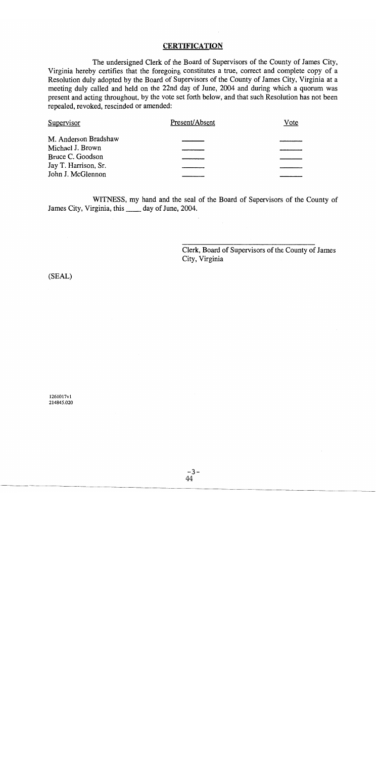## CERTIFICATION

The undersigned Clerk of the Board of Supervisors of the County of James City, Virginia hereby certifies that the foregoing constitutes a true, correct and complete copy of a Resolution duly adopted by the Board of Supervisors of the County of James City, Virginia at a meeting duly called and held on the 22nd day of June, 2004 and during which a quorum was present and acting throughout, by the vote set forth below, and that such Resolution has not been repealed, revoked, rescinded or amended:

| Supervisor | Present/Absent | Vote |
|---|---|---|
| M. Anderson Bradshaw | ______ | ______ |
| Michael J. Brown | ______ | ______ |
| Bruce C. Goodson | ______ | ______ |
| Jay T. Harrison, Sr. | ______ | ______ |
| John J. McGlennon | ______ | ______ |

WITNESS, my hand and the seal of the Board of Supervisors of the County of James City, Virginia, this ____ day of June, 2004.

\_\_\_\_\_\_\_\_\_\_\_\_\_\_\_\_\_\_\_\_\_\_\_\_\_\_\_\_\_\_\_\_\_\_\_\_

Clerk, Board of Supervisors of the County of James City, Virginia

(SEAL)

1261017v1
214845.020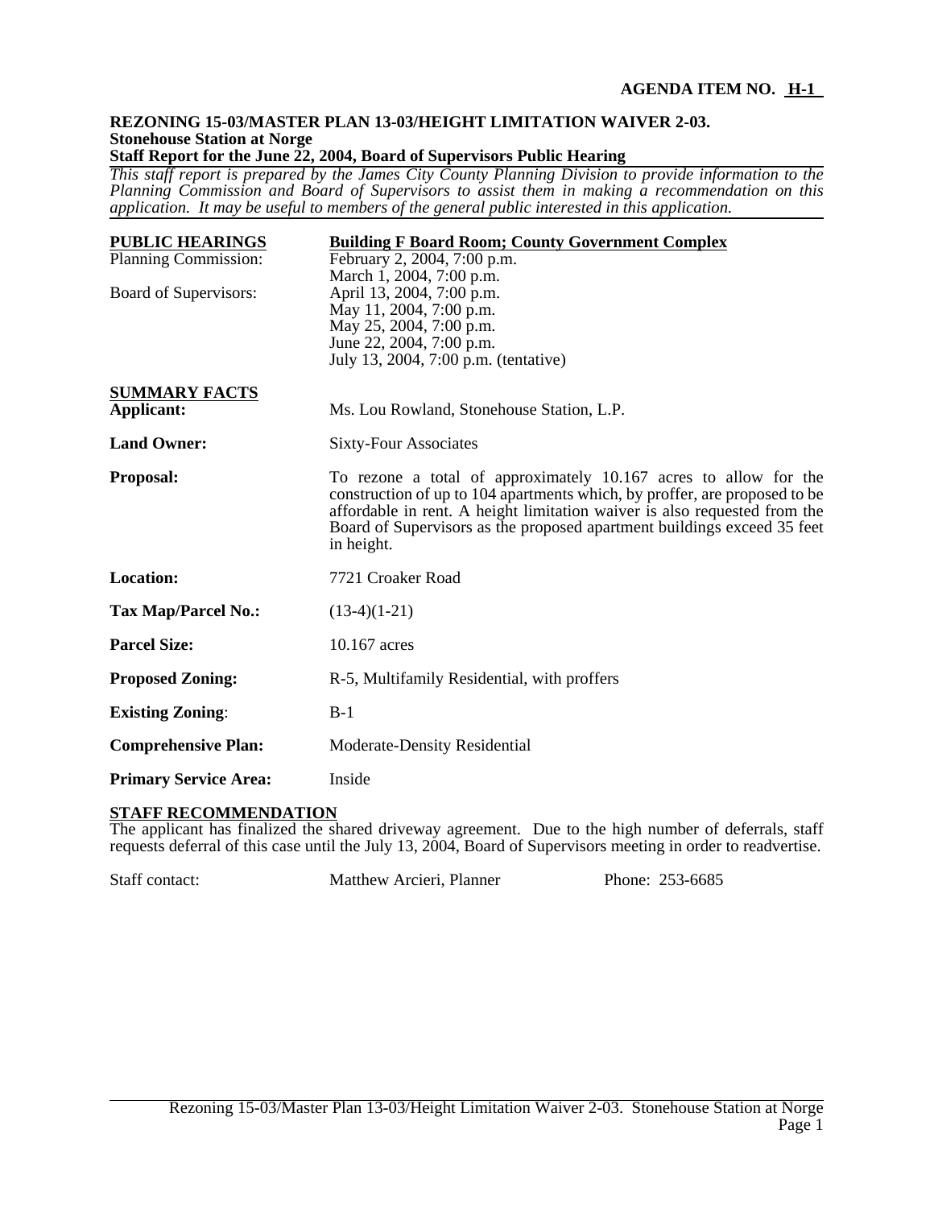**AGENDA ITEM NO. H-1**

**REZONING 15-03/MASTER PLAN 13-03/HEIGHT LIMITATION WAIVER 2-03.**
**Stonehouse Station at Norge**
**Staff Report for the June 22, 2004, Board of Supervisors Public Hearing**

*This staff report is prepared by the James City County Planning Division to provide information to the Planning Commission and Board of Supervisors to assist them in making a recommendation on this application. It may be useful to members of the general public interested in this application.*

| **PUBLIC HEARINGS** | **Building F Board Room; County Government Complex** |
|---|---|
| Planning Commission: | February 2, 2004, 7:00 p.m.<br>March 1, 2004, 7:00 p.m. |
| Board of Supervisors: | April 13, 2004, 7:00 p.m.<br>May 11, 2004, 7:00 p.m.<br>May 25, 2004, 7:00 p.m.<br>June 22, 2004, 7:00 p.m.<br>July 13, 2004, 7:00 p.m. (tentative) |

**SUMMARY FACTS**

| | |
|---|---|
| **Applicant:** | Ms. Lou Rowland, Stonehouse Station, L.P. |
| **Land Owner:** | Sixty-Four Associates |
| **Proposal:** | To rezone a total of approximately 10.167 acres to allow for the construction of up to 104 apartments which, by proffer, are proposed to be affordable in rent. A height limitation waiver is also requested from the Board of Supervisors as the proposed apartment buildings exceed 35 feet in height. |
| **Location:** | 7721 Croaker Road |
| **Tax Map/Parcel No.:** | (13-4)(1-21) |
| **Parcel Size:** | 10.167 acres |
| **Proposed Zoning:** | R-5, Multifamily Residential, with proffers |
| **Existing Zoning:** | B-1 |
| **Comprehensive Plan:** | Moderate-Density Residential |
| **Primary Service Area:** | Inside |

**STAFF RECOMMENDATION**

The applicant has finalized the shared driveway agreement. Due to the high number of deferrals, staff requests deferral of this case until the July 13, 2004, Board of Supervisors meeting in order to readvertise.

Staff contact: Matthew Arcieri, Planner Phone: 253-6685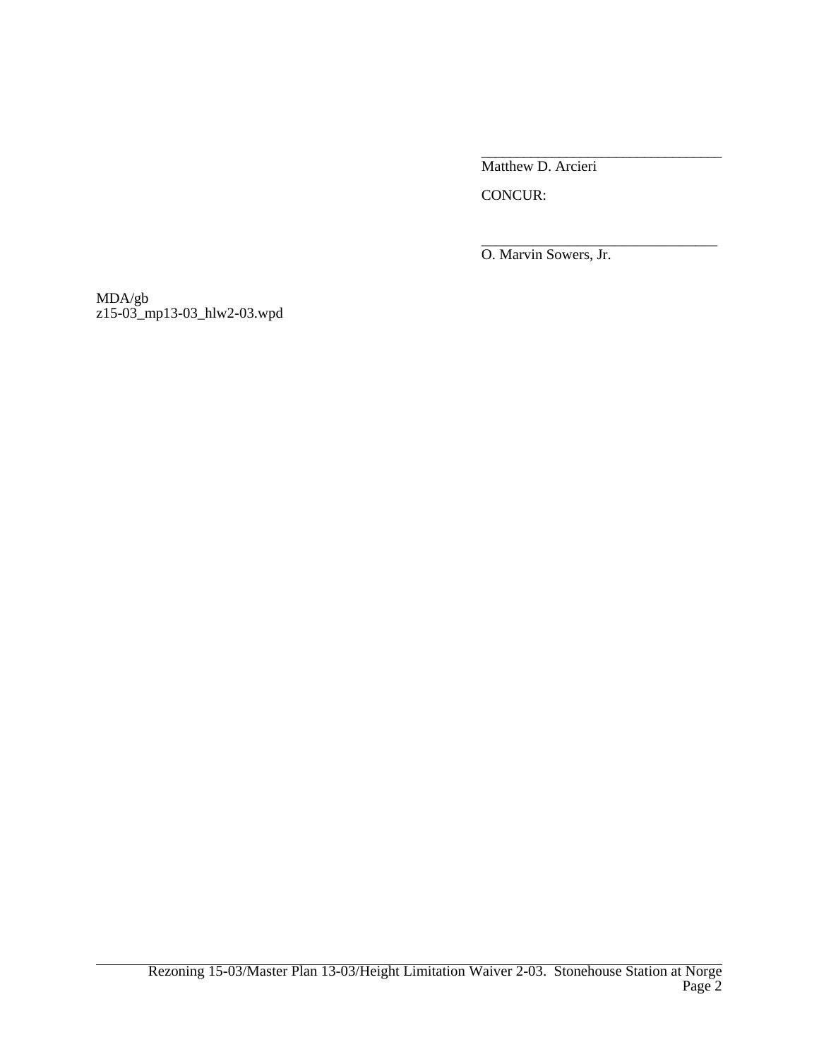\_\_\_\_\_\_\_\_\_\_\_\_\_\_\_\_\_\_\_\_\_\_\_\_\_\_\_\_\_\_\_\_\_\_
Matthew D. Arcieri

CONCUR:

\_\_\_\_\_\_\_\_\_\_\_\_\_\_\_\_\_\_\_\_\_\_\_\_\_\_\_\_\_\_\_\_\_
O. Marvin Sowers, Jr.

MDA/gb
z15-03_mp13-03_hlw2-03.wpd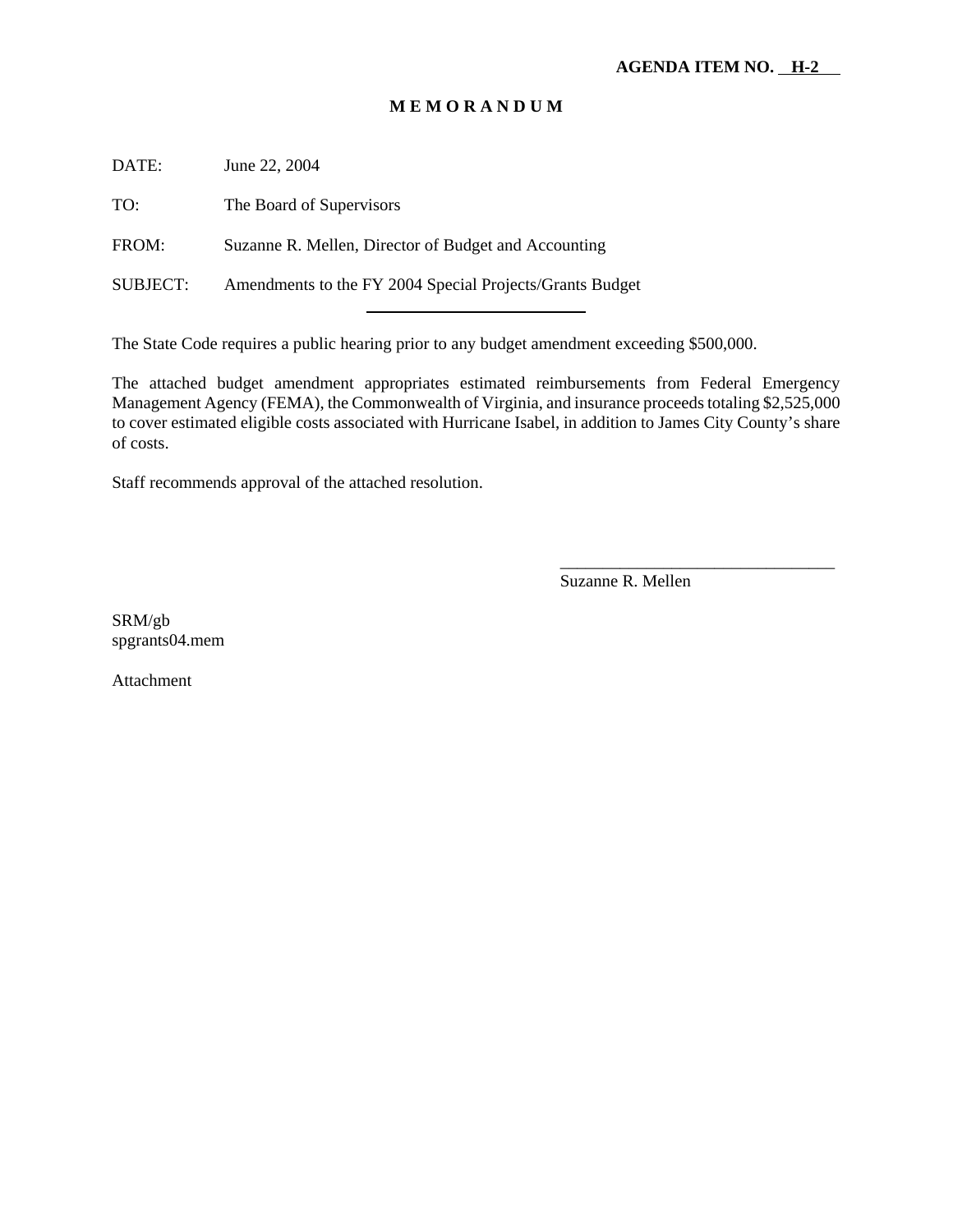**AGENDA ITEM NO. H-2**

**M E M O R A N D U M**

DATE: June 22, 2004

TO: The Board of Supervisors

FROM: Suzanne R. Mellen, Director of Budget and Accounting

SUBJECT: Amendments to the FY 2004 Special Projects/Grants Budget

---

The State Code requires a public hearing prior to any budget amendment exceeding $500,000.

The attached budget amendment appropriates estimated reimbursements from Federal Emergency Management Agency (FEMA), the Commonwealth of Virginia, and insurance proceeds totaling $2,525,000 to cover estimated eligible costs associated with Hurricane Isabel, in addition to James City County's share of costs.

Staff recommends approval of the attached resolution.

\_\_\_\_\_\_\_\_\_\_\_\_\_\_\_\_\_\_\_\_\_\_\_\_\_\_\_\_\_\_\_\_

Suzanne R. Mellen

SRM/gb
spgrants04.mem

Attachment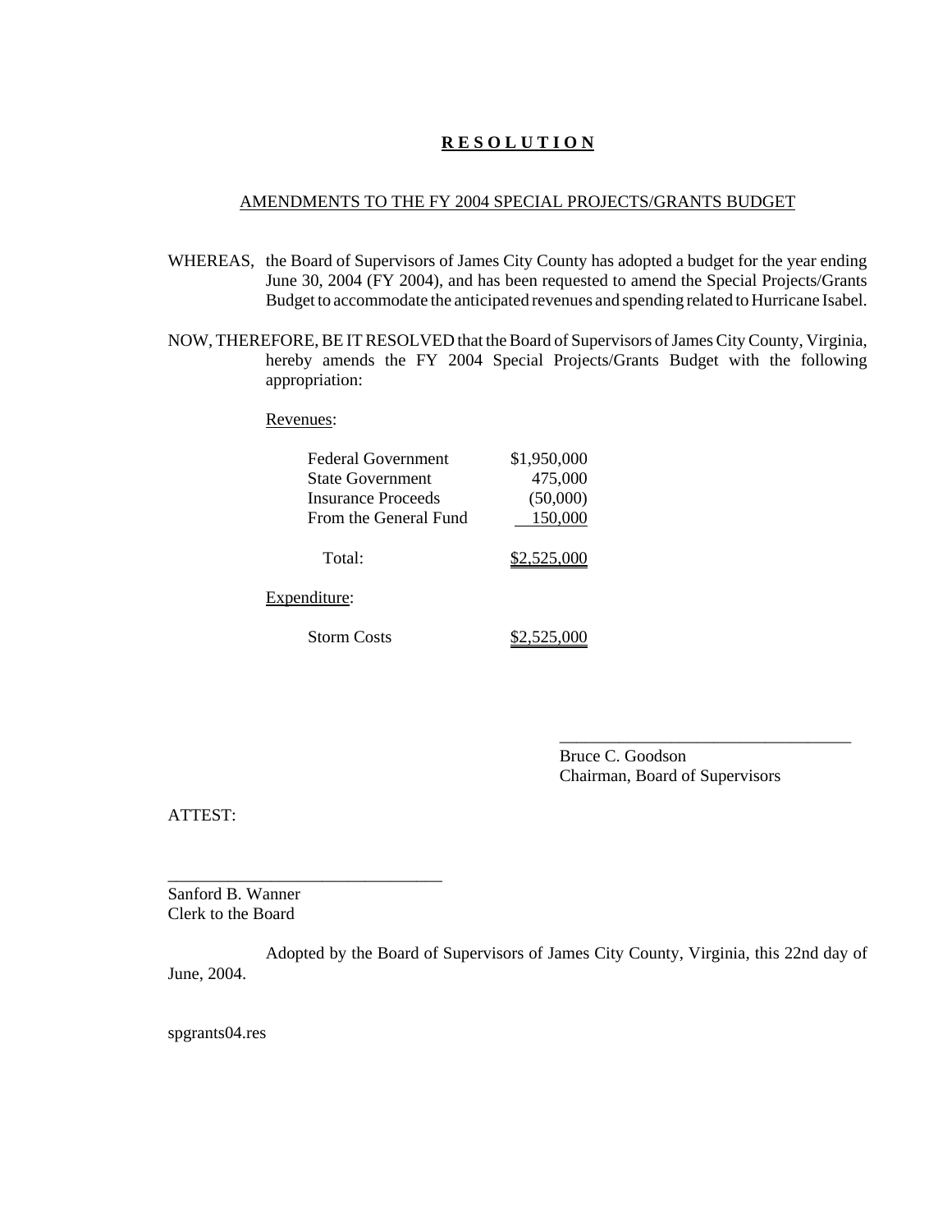# **R E S O L U T I O N**

AMENDMENTS TO THE FY 2004 SPECIAL PROJECTS/GRANTS BUDGET

WHEREAS, the Board of Supervisors of James City County has adopted a budget for the year ending June 30, 2004 (FY 2004), and has been requested to amend the Special Projects/Grants Budget to accommodate the anticipated revenues and spending related to Hurricane Isabel.

NOW, THEREFORE, BE IT RESOLVED that the Board of Supervisors of James City County, Virginia, hereby amends the FY 2004 Special Projects/Grants Budget with the following appropriation:

Revenues:

| | |
|---|---|
| Federal Government | $1,950,000 |
| State Government | 475,000 |
| Insurance Proceeds | (50,000) |
| From the General Fund | 150,000 |
| Total: | $2,525,000 |

Expenditure:

| | |
|---|---|
| Storm Costs | $2,525,000 |

\_\_\_\_\_\_\_\_\_\_\_\_\_\_\_\_\_\_\_\_\_\_\_\_\_\_\_\_\_\_\_\_\_\_\_
Bruce C. Goodson
Chairman, Board of Supervisors

ATTEST:

\_\_\_\_\_\_\_\_\_\_\_\_\_\_\_\_\_\_\_\_\_\_\_\_\_\_\_\_\_\_\_\_
Sanford B. Wanner
Clerk to the Board

Adopted by the Board of Supervisors of James City County, Virginia, this 22nd day of June, 2004.

spgrants04.res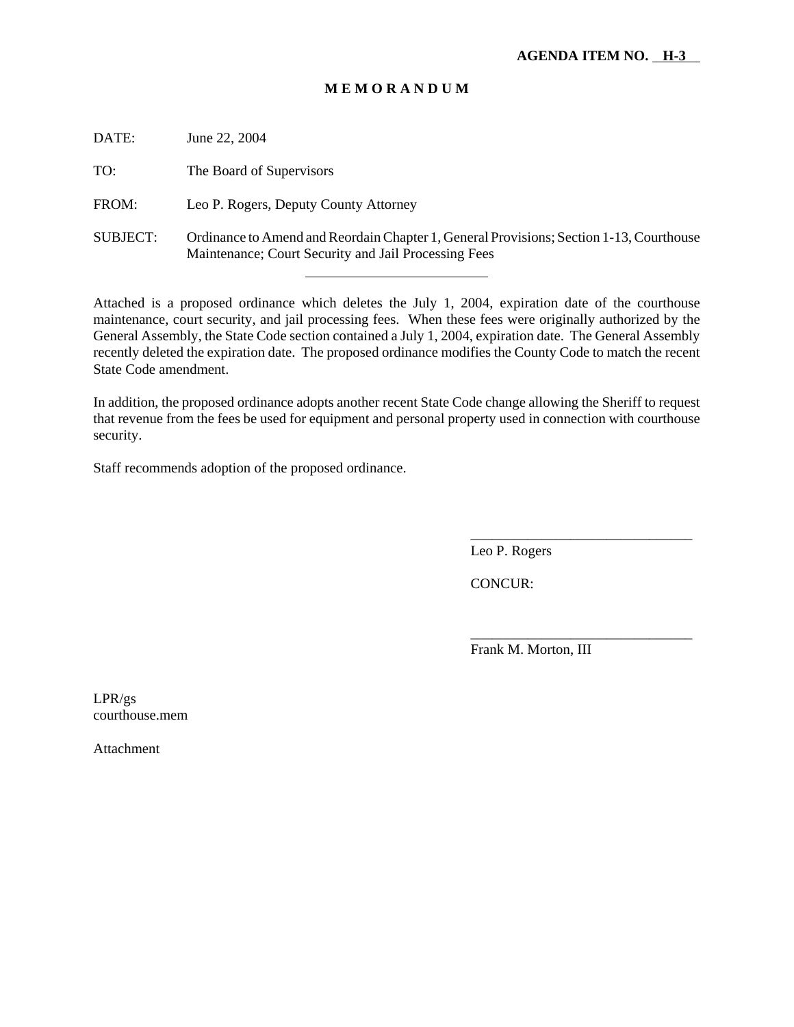**AGENDA ITEM NO. H-3**

**M E M O R A N D U M**

DATE: June 22, 2004

TO: The Board of Supervisors

FROM: Leo P. Rogers, Deputy County Attorney

SUBJECT: Ordinance to Amend and Reordain Chapter 1, General Provisions; Section 1-13, Courthouse Maintenance; Court Security and Jail Processing Fees

---

Attached is a proposed ordinance which deletes the July 1, 2004, expiration date of the courthouse maintenance, court security, and jail processing fees. When these fees were originally authorized by the General Assembly, the State Code section contained a July 1, 2004, expiration date. The General Assembly recently deleted the expiration date. The proposed ordinance modifies the County Code to match the recent State Code amendment.

In addition, the proposed ordinance adopts another recent State Code change allowing the Sheriff to request that revenue from the fees be used for equipment and personal property used in connection with courthouse security.

Staff recommends adoption of the proposed ordinance.

\_\_\_\_\_\_\_\_\_\_\_\_\_\_\_\_\_\_\_\_\_\_\_\_\_\_\_\_\_\_\_\_
Leo P. Rogers

CONCUR:

\_\_\_\_\_\_\_\_\_\_\_\_\_\_\_\_\_\_\_\_\_\_\_\_\_\_\_\_\_\_\_\_
Frank M. Morton, III

LPR/gs
courthouse.mem

Attachment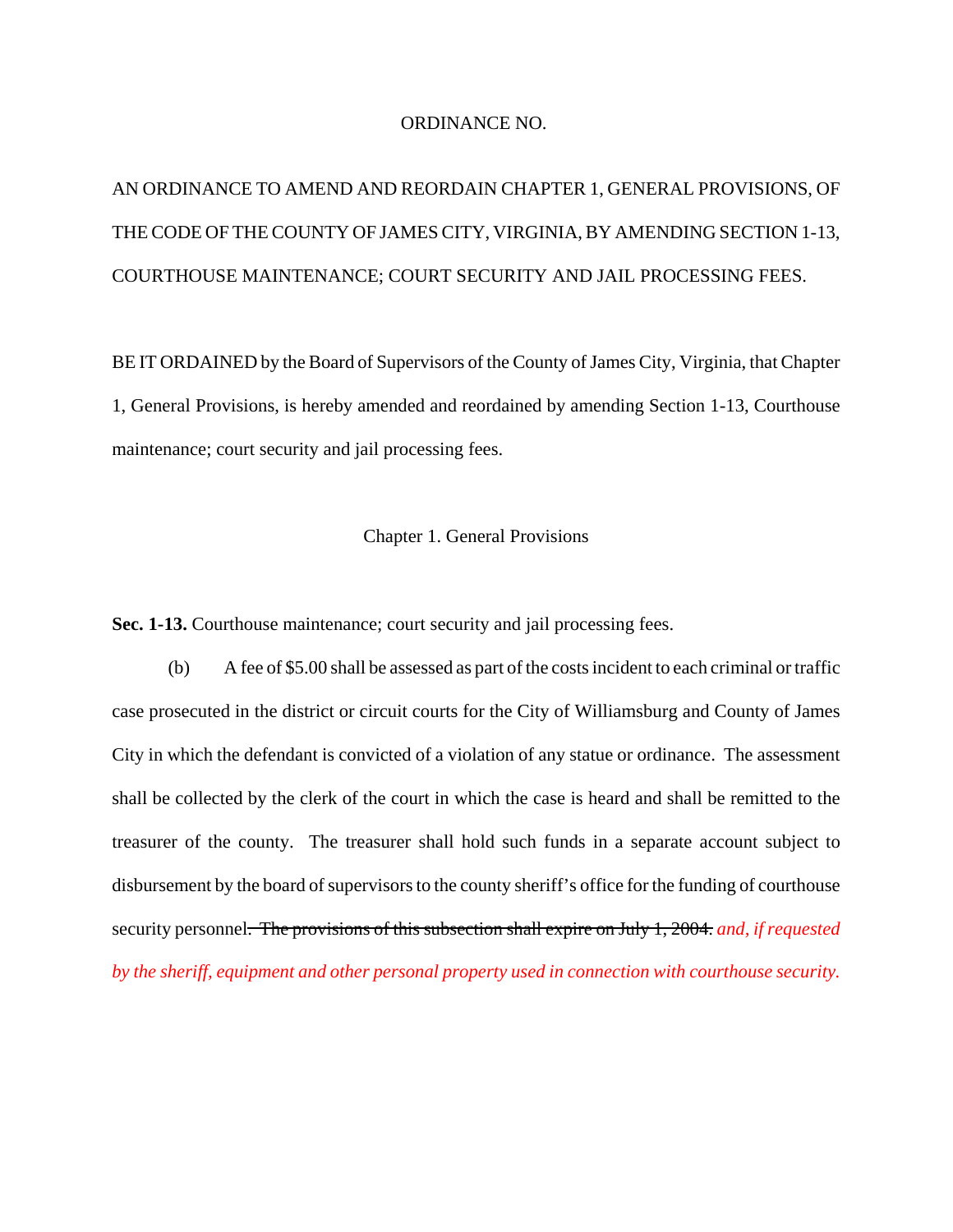ORDINANCE NO.

AN ORDINANCE TO AMEND AND REORDAIN CHAPTER 1, GENERAL PROVISIONS, OF THE CODE OF THE COUNTY OF JAMES CITY, VIRGINIA, BY AMENDING SECTION 1-13, COURTHOUSE MAINTENANCE; COURT SECURITY AND JAIL PROCESSING FEES.

BE IT ORDAINED by the Board of Supervisors of the County of James City, Virginia, that Chapter 1, General Provisions, is hereby amended and reordained by amending Section 1-13, Courthouse maintenance; court security and jail processing fees.

Chapter 1. General Provisions

**Sec. 1-13.** Courthouse maintenance; court security and jail processing fees.

(b) A fee of $5.00 shall be assessed as part of the costs incident to each criminal or traffic case prosecuted in the district or circuit courts for the City of Williamsburg and County of James City in which the defendant is convicted of a violation of any statue or ordinance. The assessment shall be collected by the clerk of the court in which the case is heard and shall be remitted to the treasurer of the county. The treasurer shall hold such funds in a separate account subject to disbursement by the board of supervisors to the county sheriff's office for the funding of courthouse security personnel~~. The provisions of this subsection shall expire on July 1, 2004.~~ *and, if requested by the sheriff, equipment and other personal property used in connection with courthouse security.*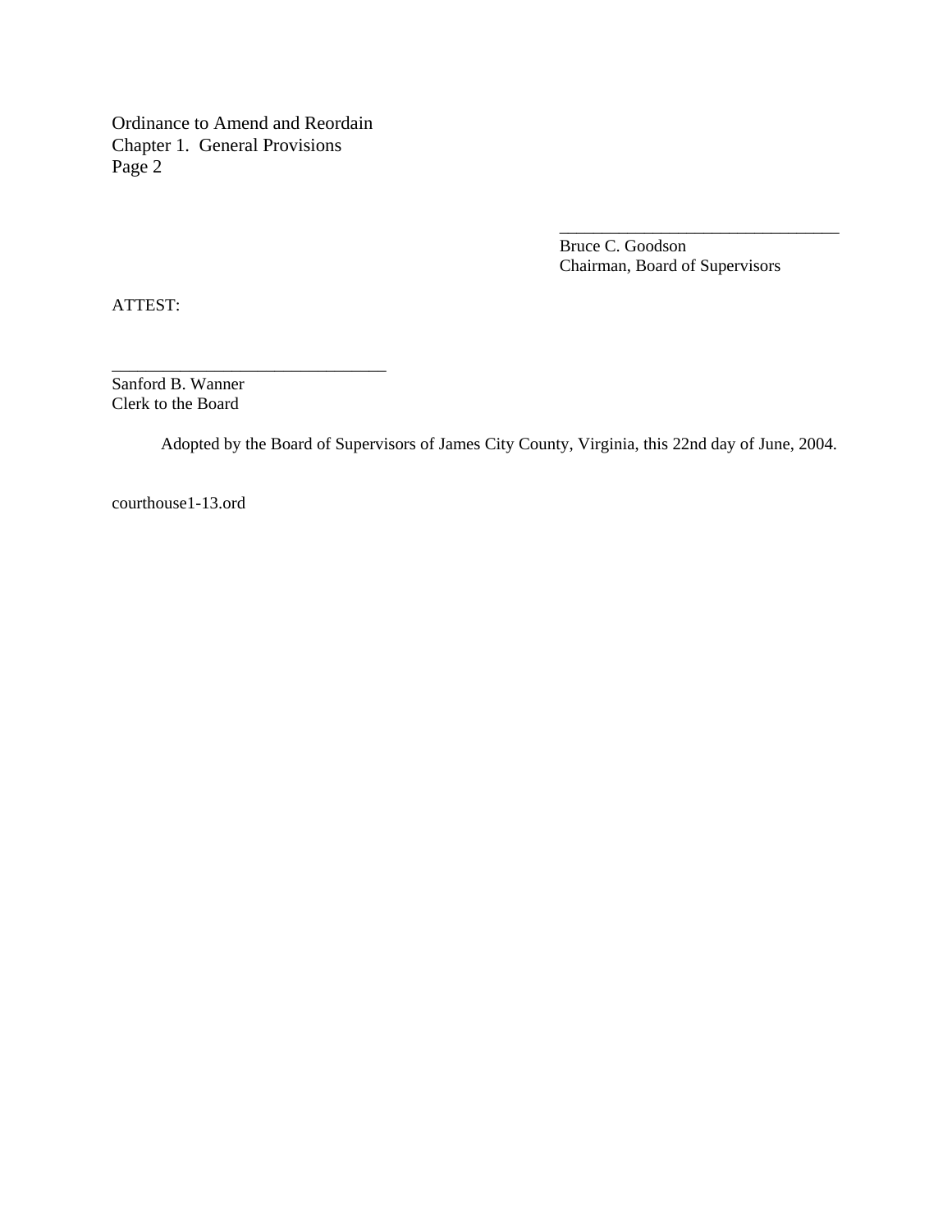Ordinance to Amend and Reordain
Chapter 1. General Provisions
Page 2

\_\_\_\_\_\_\_\_\_\_\_\_\_\_\_\_\_\_\_\_\_\_\_\_\_\_\_\_\_\_\_\_\_\_\_
Bruce C. Goodson
Chairman, Board of Supervisors

ATTEST:

\_\_\_\_\_\_\_\_\_\_\_\_\_\_\_\_\_\_\_\_\_\_\_\_\_\_\_\_\_\_\_\_\_\_
Sanford B. Wanner
Clerk to the Board

Adopted by the Board of Supervisors of James City County, Virginia, this 22nd day of June, 2004.

courthouse1-13.ord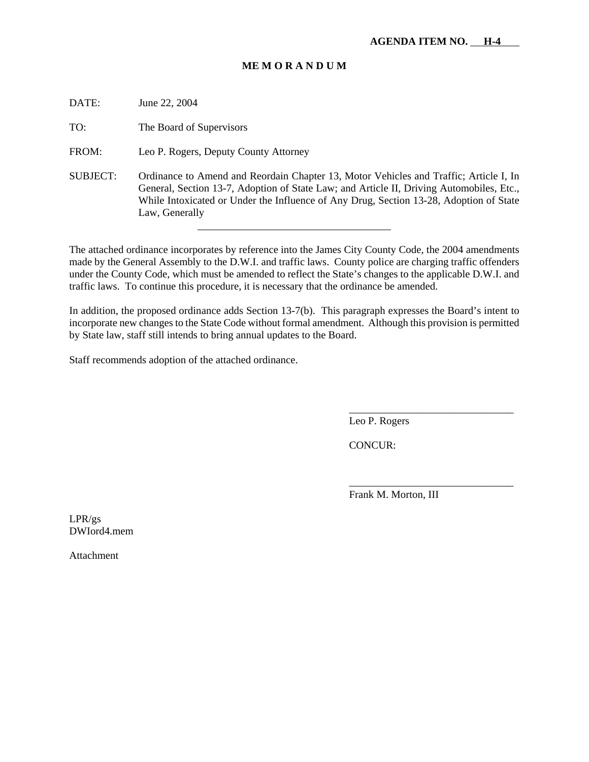**AGENDA ITEM NO. H-4**

**M E M O R A N D U M**

DATE: June 22, 2004

TO: The Board of Supervisors

FROM: Leo P. Rogers, Deputy County Attorney

SUBJECT: Ordinance to Amend and Reordain Chapter 13, Motor Vehicles and Traffic; Article I, In General, Section 13-7, Adoption of State Law; and Article II, Driving Automobiles, Etc., While Intoxicated or Under the Influence of Any Drug, Section 13-28, Adoption of State Law, Generally

---

The attached ordinance incorporates by reference into the James City County Code, the 2004 amendments made by the General Assembly to the D.W.I. and traffic laws. County police are charging traffic offenders under the County Code, which must be amended to reflect the State's changes to the applicable D.W.I. and traffic laws. To continue this procedure, it is necessary that the ordinance be amended.

In addition, the proposed ordinance adds Section 13-7(b). This paragraph expresses the Board's intent to incorporate new changes to the State Code without formal amendment. Although this provision is permitted by State law, staff still intends to bring annual updates to the Board.

Staff recommends adoption of the attached ordinance.

\_\_\_\_\_\_\_\_\_\_\_\_\_\_\_\_\_\_\_\_\_\_\_\_\_\_\_\_\_\_\_\_
Leo P. Rogers

CONCUR:

\_\_\_\_\_\_\_\_\_\_\_\_\_\_\_\_\_\_\_\_\_\_\_\_\_\_\_\_\_\_\_\_
Frank M. Morton, III

LPR/gs
DWIord4.mem

Attachment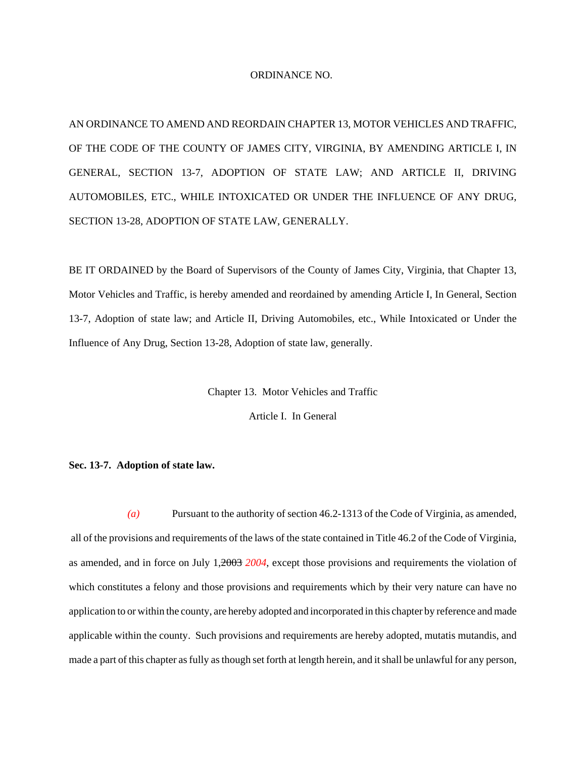ORDINANCE NO.

AN ORDINANCE TO AMEND AND REORDAIN CHAPTER 13, MOTOR VEHICLES AND TRAFFIC, OF THE CODE OF THE COUNTY OF JAMES CITY, VIRGINIA, BY AMENDING ARTICLE I, IN GENERAL, SECTION 13-7, ADOPTION OF STATE LAW; AND ARTICLE II, DRIVING AUTOMOBILES, ETC., WHILE INTOXICATED OR UNDER THE INFLUENCE OF ANY DRUG, SECTION 13-28, ADOPTION OF STATE LAW, GENERALLY.

BE IT ORDAINED by the Board of Supervisors of the County of James City, Virginia, that Chapter 13, Motor Vehicles and Traffic, is hereby amended and reordained by amending Article I, In General, Section 13-7, Adoption of state law; and Article II, Driving Automobiles, etc., While Intoxicated or Under the Influence of Any Drug, Section 13-28, Adoption of state law, generally.

Chapter 13. Motor Vehicles and Traffic

Article I. In General

**Sec. 13-7. Adoption of state law.**

*(a)* Pursuant to the authority of section 46.2-1313 of the Code of Virginia, as amended, all of the provisions and requirements of the laws of the state contained in Title 46.2 of the Code of Virginia, as amended, and in force on July 1, ~~2003~~ *2004*, except those provisions and requirements the violation of which constitutes a felony and those provisions and requirements which by their very nature can have no application to or within the county, are hereby adopted and incorporated in this chapter by reference and made applicable within the county. Such provisions and requirements are hereby adopted, mutatis mutandis, and made a part of this chapter as fully as though set forth at length herein, and it shall be unlawful for any person,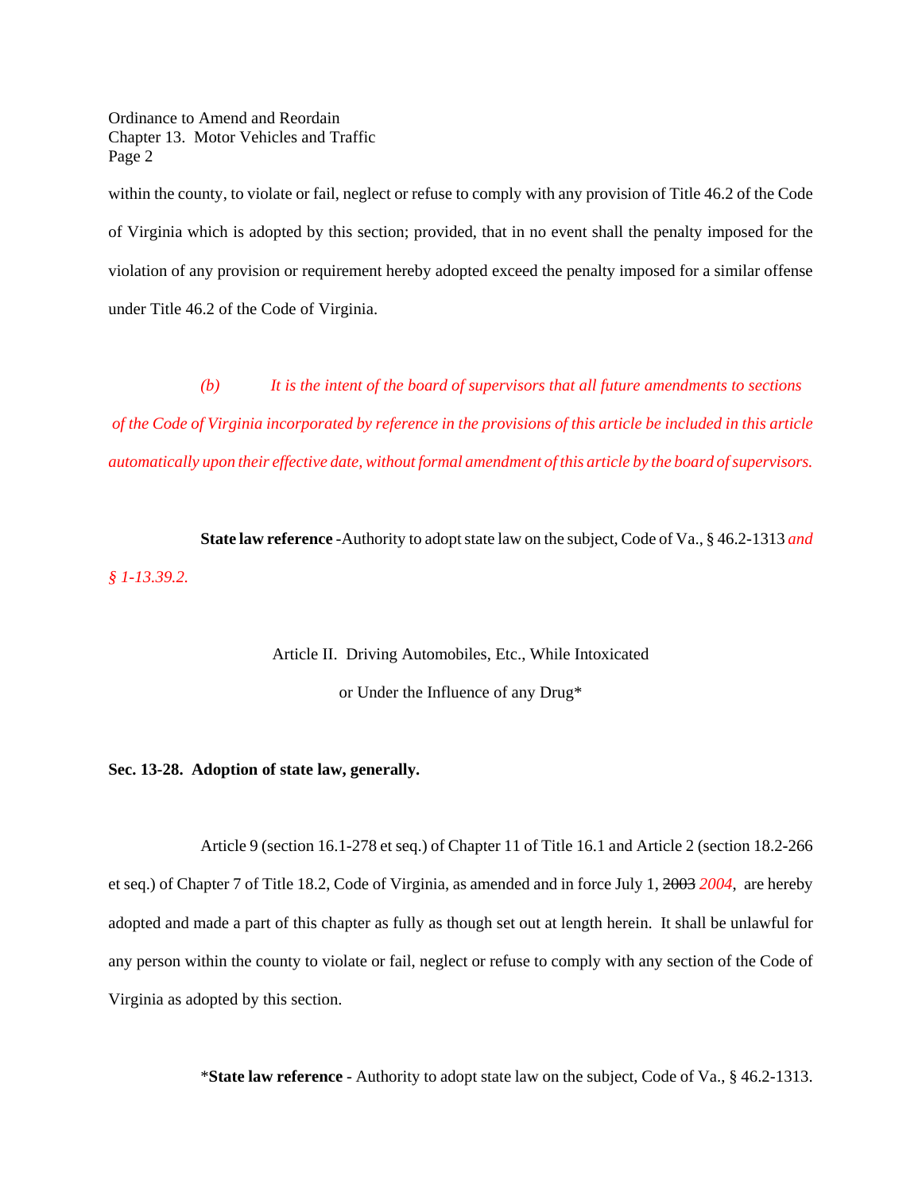within the county, to violate or fail, neglect or refuse to comply with any provision of Title 46.2 of the Code of Virginia which is adopted by this section; provided, that in no event shall the penalty imposed for the violation of any provision or requirement hereby adopted exceed the penalty imposed for a similar offense under Title 46.2 of the Code of Virginia.

*(b) It is the intent of the board of supervisors that all future amendments to sections of the Code of Virginia incorporated by reference in the provisions of this article be included in this article automatically upon their effective date, without formal amendment of this article by the board of supervisors.*

**State law reference** -Authority to adopt state law on the subject, Code of Va., § 46.2-1313 *and § 1-13.39.2.*

Article II. Driving Automobiles, Etc., While Intoxicated or Under the Influence of any Drug*

**Sec. 13-28. Adoption of state law, generally.**

Article 9 (section 16.1-278 et seq.) of Chapter 11 of Title 16.1 and Article 2 (section 18.2-266 et seq.) of Chapter 7 of Title 18.2, Code of Virginia, as amended and in force July 1, ~~2003~~ *2004*, are hereby adopted and made a part of this chapter as fully as though set out at length herein. It shall be unlawful for any person within the county to violate or fail, neglect or refuse to comply with any section of the Code of Virginia as adopted by this section.

\***State law reference** - Authority to adopt state law on the subject, Code of Va., § 46.2-1313.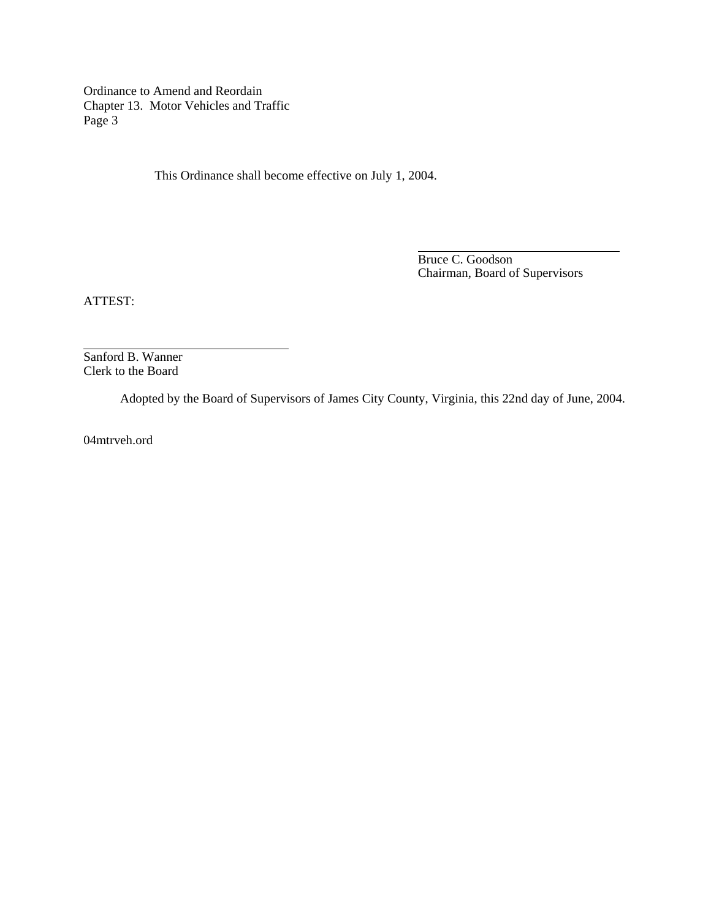This Ordinance shall become effective on July 1, 2004.

Bruce C. Goodson
Chairman, Board of Supervisors

ATTEST:

Sanford B. Wanner
Clerk to the Board

Adopted by the Board of Supervisors of James City County, Virginia, this 22nd day of June, 2004.

04mtrveh.ord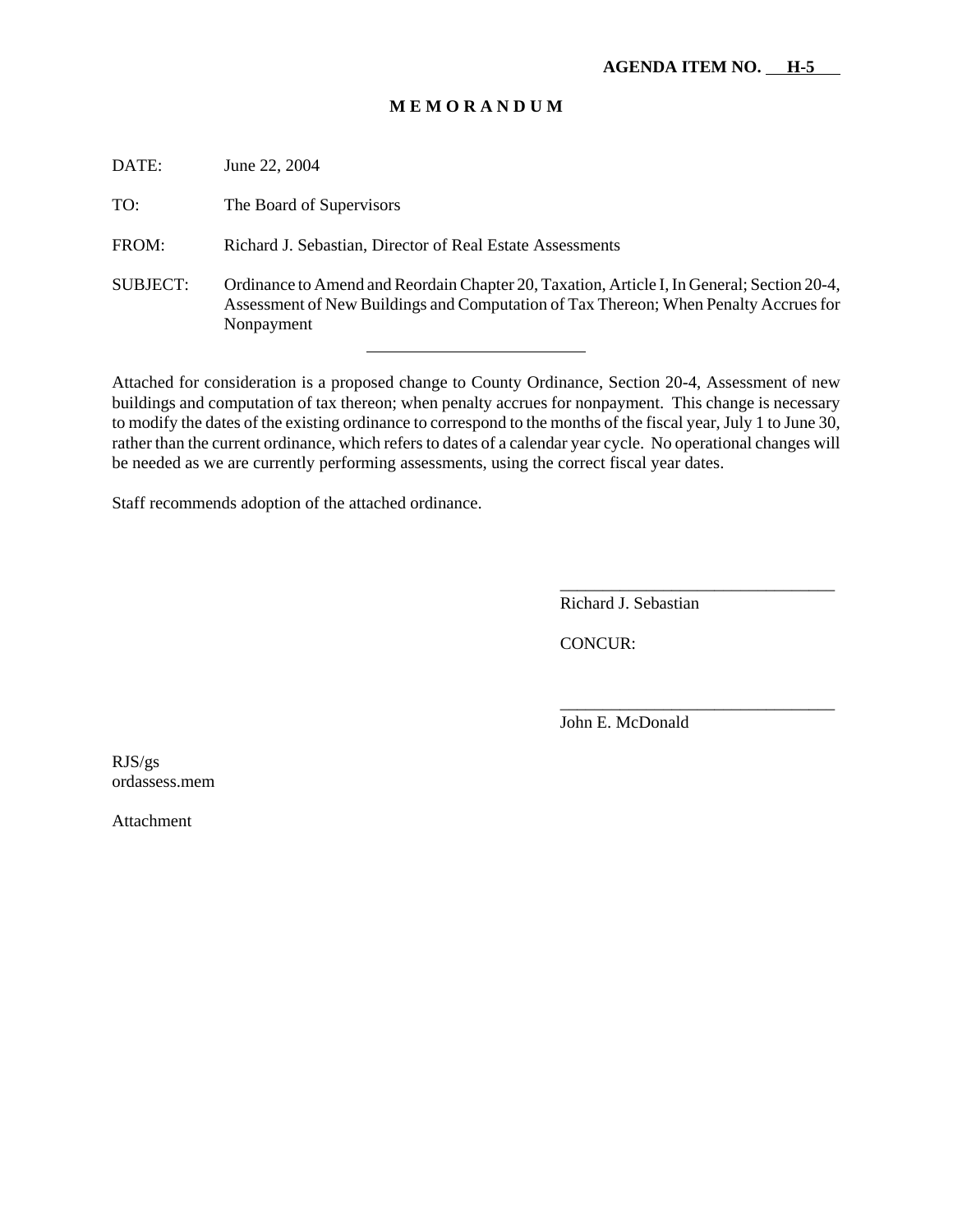**AGENDA ITEM NO. H-5**

**M E M O R A N D U M**

DATE: June 22, 2004

TO: The Board of Supervisors

FROM: Richard J. Sebastian, Director of Real Estate Assessments

SUBJECT: Ordinance to Amend and Reordain Chapter 20, Taxation, Article I, In General; Section 20-4, Assessment of New Buildings and Computation of Tax Thereon; When Penalty Accrues for Nonpayment

---

Attached for consideration is a proposed change to County Ordinance, Section 20-4, Assessment of new buildings and computation of tax thereon; when penalty accrues for nonpayment. This change is necessary to modify the dates of the existing ordinance to correspond to the months of the fiscal year, July 1 to June 30, rather than the current ordinance, which refers to dates of a calendar year cycle. No operational changes will be needed as we are currently performing assessments, using the correct fiscal year dates.

Staff recommends adoption of the attached ordinance.

\_\_\_\_\_\_\_\_\_\_\_\_\_\_\_\_\_\_\_\_\_\_\_\_\_\_\_\_\_\_\_\_
Richard J. Sebastian

CONCUR:

\_\_\_\_\_\_\_\_\_\_\_\_\_\_\_\_\_\_\_\_\_\_\_\_\_\_\_\_\_\_\_\_
John E. McDonald

RJS/gs
ordassess.mem

Attachment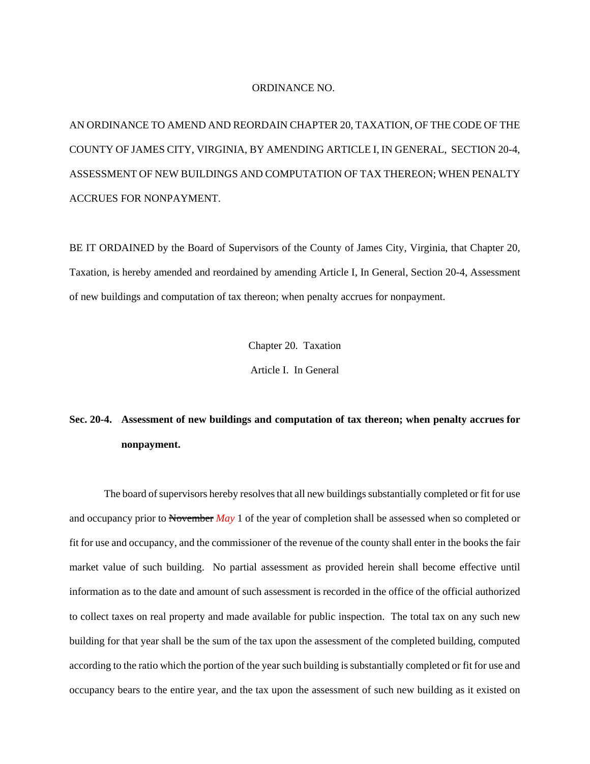ORDINANCE NO.

AN ORDINANCE TO AMEND AND REORDAIN CHAPTER 20, TAXATION, OF THE CODE OF THE COUNTY OF JAMES CITY, VIRGINIA, BY AMENDING ARTICLE I, IN GENERAL, SECTION 20-4, ASSESSMENT OF NEW BUILDINGS AND COMPUTATION OF TAX THEREON; WHEN PENALTY ACCRUES FOR NONPAYMENT.

BE IT ORDAINED by the Board of Supervisors of the County of James City, Virginia, that Chapter 20, Taxation, is hereby amended and reordained by amending Article I, In General, Section 20-4, Assessment of new buildings and computation of tax thereon; when penalty accrues for nonpayment.

Chapter 20. Taxation

Article I. In General

**Sec. 20-4. Assessment of new buildings and computation of tax thereon; when penalty accrues for nonpayment.**

The board of supervisors hereby resolves that all new buildings substantially completed or fit for use and occupancy prior to ~~November~~ *May* 1 of the year of completion shall be assessed when so completed or fit for use and occupancy, and the commissioner of the revenue of the county shall enter in the books the fair market value of such building. No partial assessment as provided herein shall become effective until information as to the date and amount of such assessment is recorded in the office of the official authorized to collect taxes on real property and made available for public inspection. The total tax on any such new building for that year shall be the sum of the tax upon the assessment of the completed building, computed according to the ratio which the portion of the year such building is substantially completed or fit for use and occupancy bears to the entire year, and the tax upon the assessment of such new building as it existed on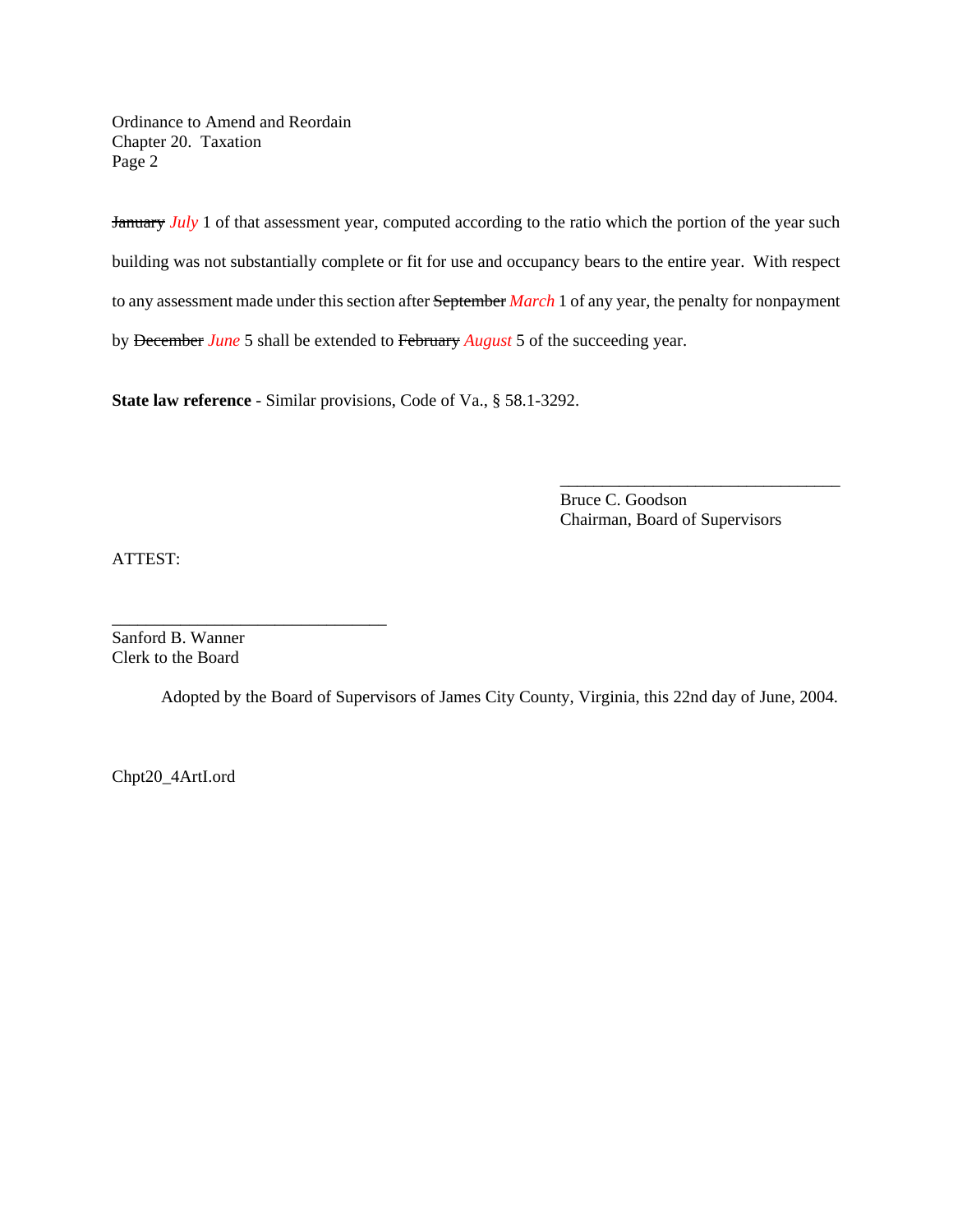~~January~~ *July* 1 of that assessment year, computed according to the ratio which the portion of the year such building was not substantially complete or fit for use and occupancy bears to the entire year. With respect to any assessment made under this section after ~~September~~ *March* 1 of any year, the penalty for nonpayment by ~~December~~ *June* 5 shall be extended to ~~February~~ *August* 5 of the succeeding year.

**State law reference** - Similar provisions, Code of Va., § 58.1-3292.

\_\_\_\_\_\_\_\_\_\_\_\_\_\_\_\_\_\_\_\_\_\_\_\_\_\_\_\_\_\_\_\_
Bruce C. Goodson
Chairman, Board of Supervisors

ATTEST:

\_\_\_\_\_\_\_\_\_\_\_\_\_\_\_\_\_\_\_\_\_\_\_\_\_\_\_\_\_\_\_\_
Sanford B. Wanner
Clerk to the Board

Adopted by the Board of Supervisors of James City County, Virginia, this 22nd day of June, 2004.

Chpt20_4ArtI.ord